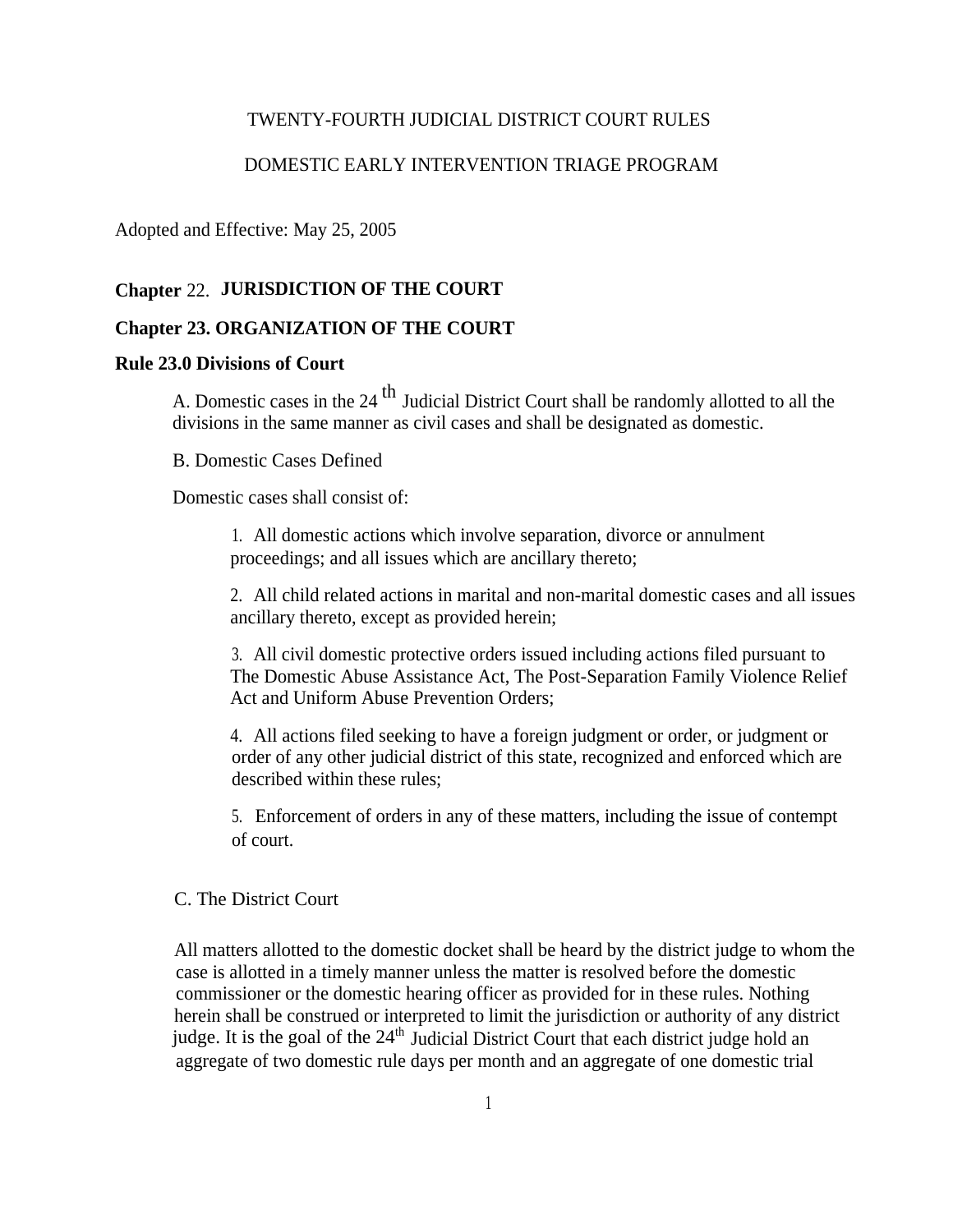TWENTY-FOURTH JUDICIAL DISTRICT COURT RULES

DOMESTIC EARLY INTERVENTION TRIAGE PROGRAM

Adopted and Effective: May 25, 2005

## Chapter 22. JURISDICTION OF THE COURT

## Chapter 23. ORGANIZATION OF THE COURT

### Rule 23.0 Divisions of Court

A. Domestic cases in the 24th Judicial District Court shall be randomly allotted to all the divisions in the same manner as civil cases and shall be designated as domestic.

B. Domestic Cases Defined

Domestic cases shall consist of:

1. All domestic actions which involve separation, divorce or annulment proceedings; and all issues which are ancillary thereto;

2. All child related actions in marital and non-marital domestic cases and all issues ancillary thereto, except as provided herein;

3. All civil domestic protective orders issued including actions filed pursuant to The Domestic Abuse Assistance Act, The Post-Separation Family Violence Relief Act and Uniform Abuse Prevention Orders;

4. All actions filed seeking to have a foreign judgment or order, or judgment or order of any other judicial district of this state, recognized and enforced which are described within these rules;

5. Enforcement of orders in any of these matters, including the issue of contempt of court.

C. The District Court

All matters allotted to the domestic docket shall be heard by the district judge to whom the case is allotted in a timely manner unless the matter is resolved before the domestic commissioner or the domestic hearing officer as provided for in these rules. Nothing herein shall be construed or interpreted to limit the jurisdiction or authority of any district judge. It is the goal of the 24th Judicial District Court that each district judge hold an aggregate of two domestic rule days per month and an aggregate of one domestic trial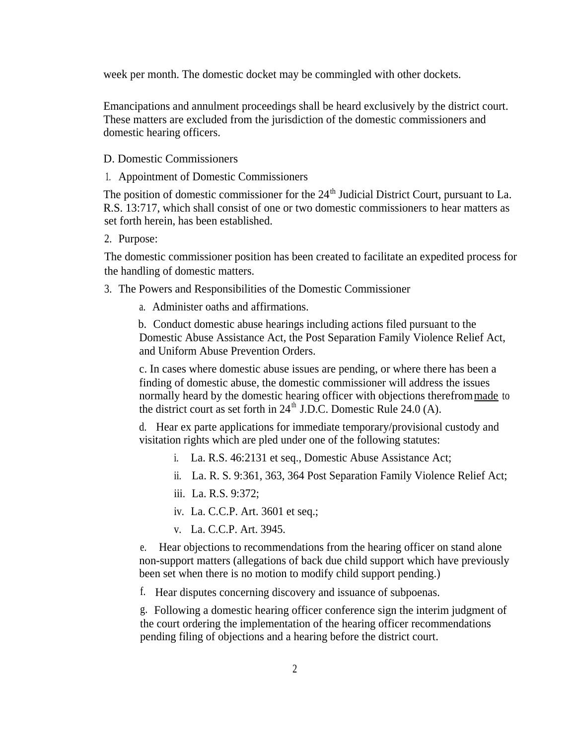week per month. The domestic docket may be commingled with other dockets.

Emancipations and annulment proceedings shall be heard exclusively by the district court. These matters are excluded from the jurisdiction of the domestic commissioners and domestic hearing officers.

D. Domestic Commissioners

1. Appointment of Domestic Commissioners

The position of domestic commissioner for the 24th Judicial District Court, pursuant to La. R.S. 13:717, which shall consist of one or two domestic commissioners to hear matters as set forth herein, has been established.

2. Purpose:

The domestic commissioner position has been created to facilitate an expedited process for the handling of domestic matters.

3. The Powers and Responsibilities of the Domestic Commissioner

a. Administer oaths and affirmations.

b. Conduct domestic abuse hearings including actions filed pursuant to the Domestic Abuse Assistance Act, the Post Separation Family Violence Relief Act, and Uniform Abuse Prevention Orders.

c. In cases where domestic abuse issues are pending, or where there has been a finding of domestic abuse, the domestic commissioner will address the issues normally heard by the domestic hearing officer with objections therefrom made to the district court as set forth in 24th J.D.C. Domestic Rule 24.0 (A).

d. Hear ex parte applications for immediate temporary/provisional custody and visitation rights which are pled under one of the following statutes:

i. La. R.S. 46:2131 et seq., Domestic Abuse Assistance Act;

ii. La. R. S. 9:361, 363, 364 Post Separation Family Violence Relief Act;

iii. La. R.S. 9:372;

iv. La. C.C.P. Art. 3601 et seq.;

v. La. C.C.P. Art. 3945.

e. Hear objections to recommendations from the hearing officer on stand alone non-support matters (allegations of back due child support which have previously been set when there is no motion to modify child support pending.)

f. Hear disputes concerning discovery and issuance of subpoenas.

g. Following a domestic hearing officer conference sign the interim judgment of the court ordering the implementation of the hearing officer recommendations pending filing of objections and a hearing before the district court.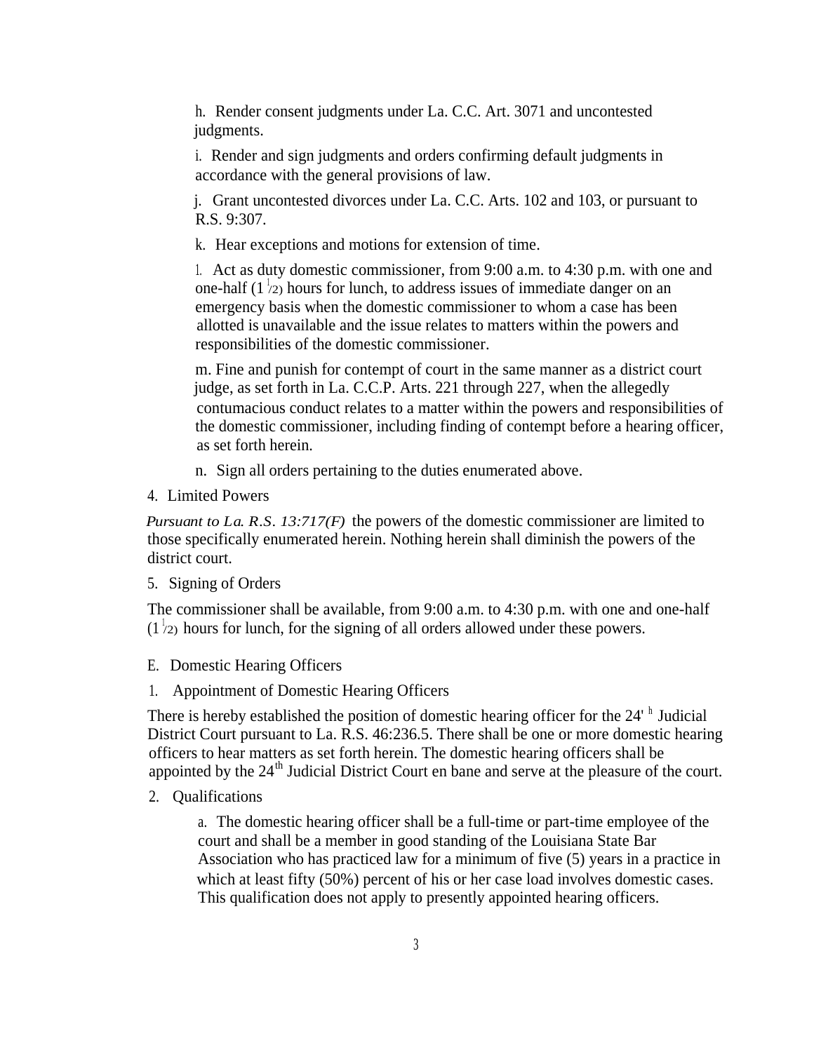h. Render consent judgments under La. C.C. Art. 3071 and uncontested judgments.

i. Render and sign judgments and orders confirming default judgments in accordance with the general provisions of law.

j. Grant uncontested divorces under La. C.C. Arts. 102 and 103, or pursuant to R.S. 9:307.

k. Hear exceptions and motions for extension of time.

l. Act as duty domestic commissioner, from 9:00 a.m. to 4:30 p.m. with one and one-half (1 1/2) hours for lunch, to address issues of immediate danger on an emergency basis when the domestic commissioner to whom a case has been allotted is unavailable and the issue relates to matters within the powers and responsibilities of the domestic commissioner.

m. Fine and punish for contempt of court in the same manner as a district court judge, as set forth in La. C.C.P. Arts. 221 through 227, when the allegedly contumacious conduct relates to a matter within the powers and responsibilities of the domestic commissioner, including finding of contempt before a hearing officer, as set forth herein.

n. Sign all orders pertaining to the duties enumerated above.

4. Limited Powers

*Pursuant to La. R.S. 13:717(F)* the powers of the domestic commissioner are limited to those specifically enumerated herein. Nothing herein shall diminish the powers of the district court.

5. Signing of Orders

The commissioner shall be available, from 9:00 a.m. to 4:30 p.m. with one and one-half (1 1/2) hours for lunch, for the signing of all orders allowed under these powers.

E. Domestic Hearing Officers

1. Appointment of Domestic Hearing Officers

There is hereby established the position of domestic hearing officer for the 24th Judicial District Court pursuant to La. R.S. 46:236.5. There shall be one or more domestic hearing officers to hear matters as set forth herein. The domestic hearing officers shall be appointed by the 24th Judicial District Court en banc and serve at the pleasure of the court.

2. Qualifications

a. The domestic hearing officer shall be a full-time or part-time employee of the court and shall be a member in good standing of the Louisiana State Bar Association who has practiced law for a minimum of five (5) years in a practice in which at least fifty (50%) percent of his or her case load involves domestic cases. This qualification does not apply to presently appointed hearing officers.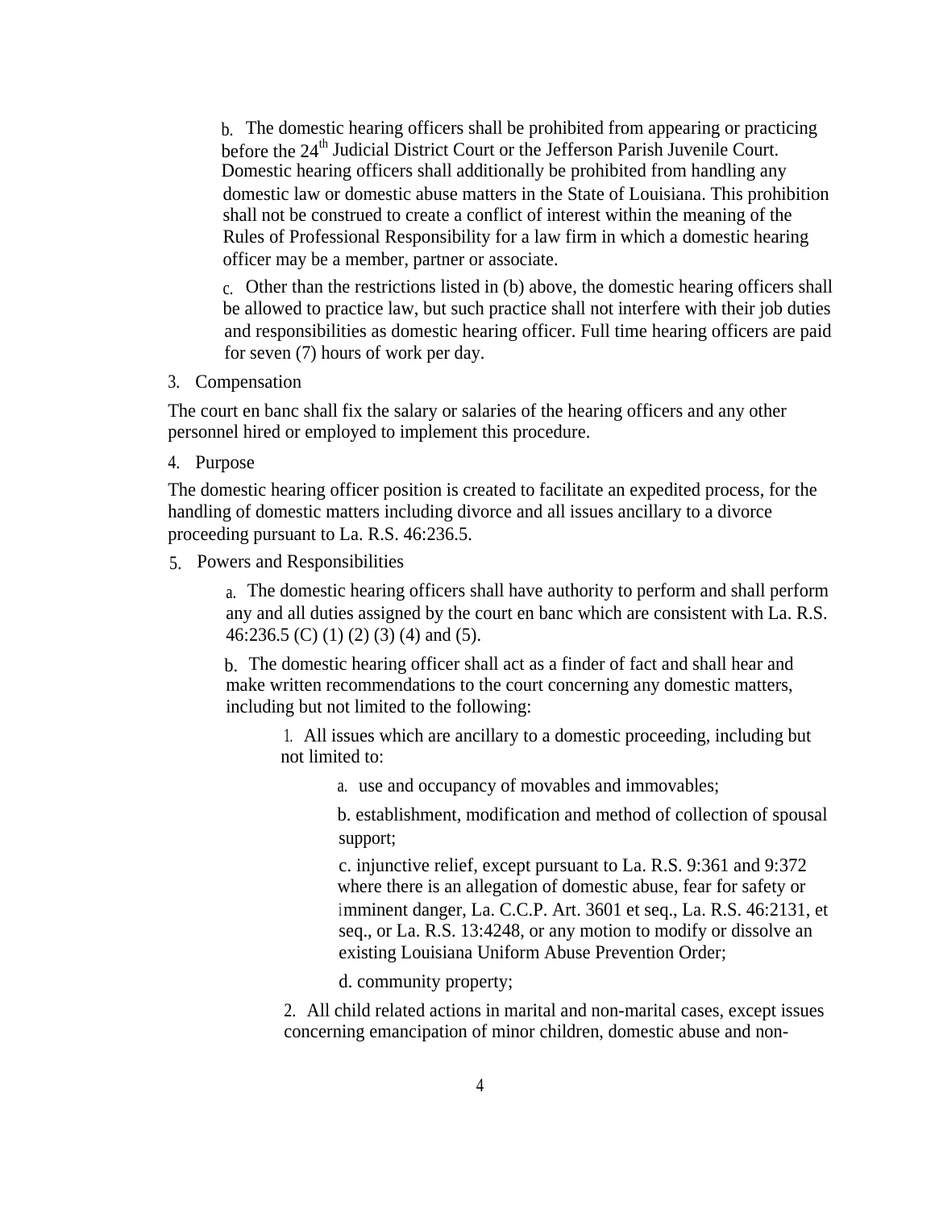b. The domestic hearing officers shall be prohibited from appearing or practicing before the 24th Judicial District Court or the Jefferson Parish Juvenile Court. Domestic hearing officers shall additionally be prohibited from handling any domestic law or domestic abuse matters in the State of Louisiana. This prohibition shall not be construed to create a conflict of interest within the meaning of the Rules of Professional Responsibility for a law firm in which a domestic hearing officer may be a member, partner or associate.

c. Other than the restrictions listed in (b) above, the domestic hearing officers shall be allowed to practice law, but such practice shall not interfere with their job duties and responsibilities as domestic hearing officer. Full time hearing officers are paid for seven (7) hours of work per day.

3. Compensation

The court en banc shall fix the salary or salaries of the hearing officers and any other personnel hired or employed to implement this procedure.

4. Purpose

The domestic hearing officer position is created to facilitate an expedited process, for the handling of domestic matters including divorce and all issues ancillary to a divorce proceeding pursuant to La. R.S. 46:236.5.

5. Powers and Responsibilities

a. The domestic hearing officers shall have authority to perform and shall perform any and all duties assigned by the court en banc which are consistent with La. R.S. 46:236.5 (C) (1) (2) (3) (4) and (5).

b. The domestic hearing officer shall act as a finder of fact and shall hear and make written recommendations to the court concerning any domestic matters, including but not limited to the following:

1. All issues which are ancillary to a domestic proceeding, including but not limited to:

a. use and occupancy of movables and immovables;

b. establishment, modification and method of collection of spousal support;

c. injunctive relief, except pursuant to La. R.S. 9:361 and 9:372 where there is an allegation of domestic abuse, fear for safety or imminent danger, La. C.C.P. Art. 3601 et seq., La. R.S. 46:2131, et seq., or La. R.S. 13:4248, or any motion to modify or dissolve an existing Louisiana Uniform Abuse Prevention Order;

d. community property;

2. All child related actions in marital and non-marital cases, except issues concerning emancipation of minor children, domestic abuse and non-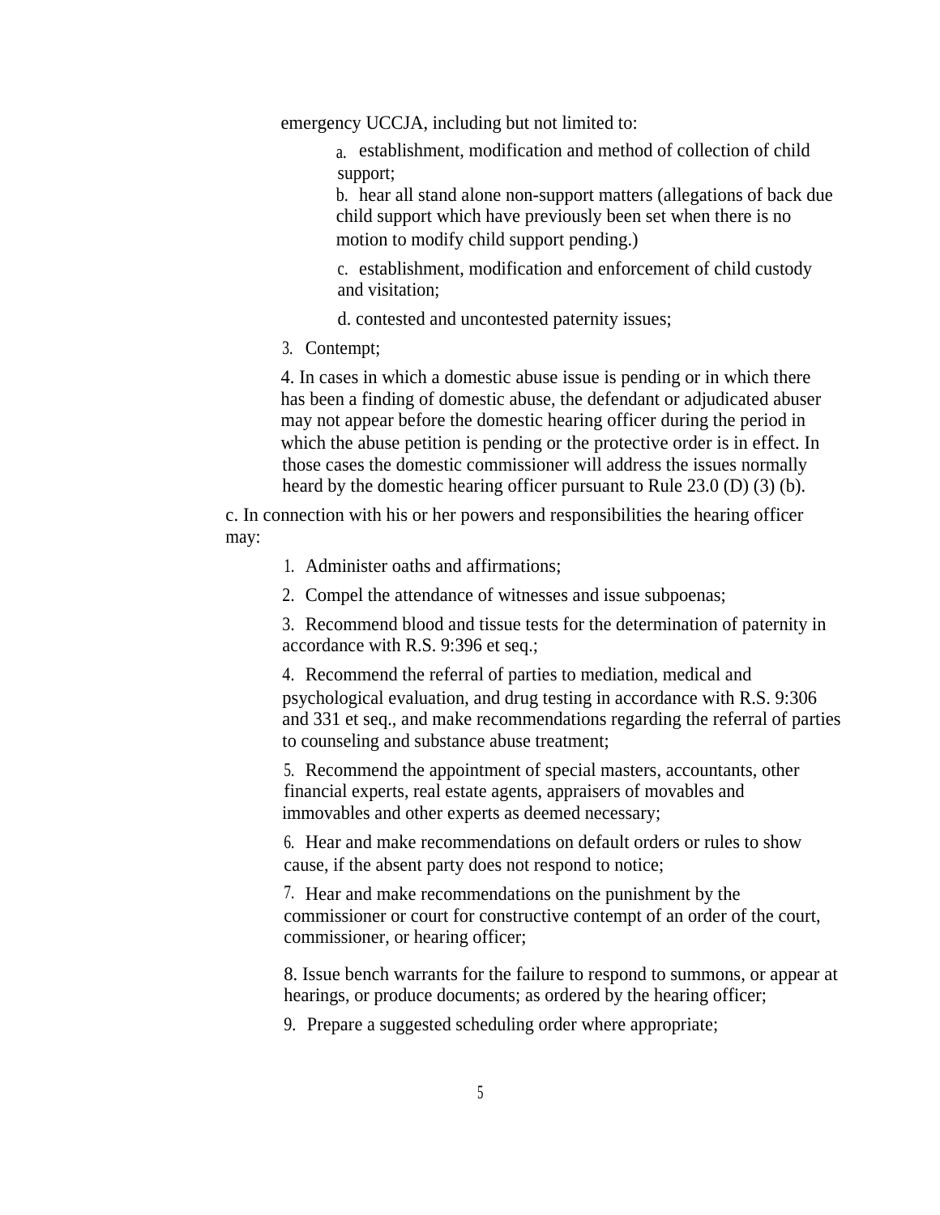emergency UCCJA, including but not limited to:

a. establishment, modification and method of collection of child support;

b. hear all stand alone non-support matters (allegations of back due child support which have previously been set when there is no motion to modify child support pending.)

c. establishment, modification and enforcement of child custody and visitation;

d. contested and uncontested paternity issues;

3. Contempt;

4. In cases in which a domestic abuse issue is pending or in which there has been a finding of domestic abuse, the defendant or adjudicated abuser may not appear before the domestic hearing officer during the period in which the abuse petition is pending or the protective order is in effect. In those cases the domestic commissioner will address the issues normally heard by the domestic hearing officer pursuant to Rule 23.0 (D) (3) (b).

c. In connection with his or her powers and responsibilities the hearing officer may:

1. Administer oaths and affirmations;

2. Compel the attendance of witnesses and issue subpoenas;

3. Recommend blood and tissue tests for the determination of paternity in accordance with R.S. 9:396 et seq.;

4. Recommend the referral of parties to mediation, medical and psychological evaluation, and drug testing in accordance with R.S. 9:306 and 331 et seq., and make recommendations regarding the referral of parties to counseling and substance abuse treatment;

5. Recommend the appointment of special masters, accountants, other financial experts, real estate agents, appraisers of movables and immovables and other experts as deemed necessary;

6. Hear and make recommendations on default orders or rules to show cause, if the absent party does not respond to notice;

7. Hear and make recommendations on the punishment by the commissioner or court for constructive contempt of an order of the court, commissioner, or hearing officer;

8. Issue bench warrants for the failure to respond to summons, or appear at hearings, or produce documents; as ordered by the hearing officer;

9. Prepare a suggested scheduling order where appropriate;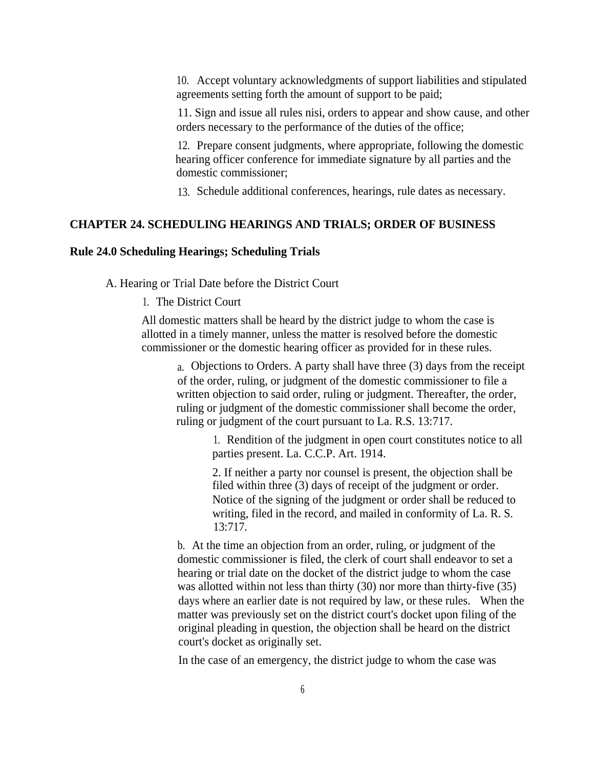10. Accept voluntary acknowledgments of support liabilities and stipulated agreements setting forth the amount of support to be paid;

11. Sign and issue all rules nisi, orders to appear and show cause, and other orders necessary to the performance of the duties of the office;

12. Prepare consent judgments, where appropriate, following the domestic hearing officer conference for immediate signature by all parties and the domestic commissioner;

13. Schedule additional conferences, hearings, rule dates as necessary.

## CHAPTER 24. SCHEDULING HEARINGS AND TRIALS; ORDER OF BUSINESS

### Rule 24.0 Scheduling Hearings; Scheduling Trials

A. Hearing or Trial Date before the District Court

1. The District Court

All domestic matters shall be heard by the district judge to whom the case is allotted in a timely manner, unless the matter is resolved before the domestic commissioner or the domestic hearing officer as provided for in these rules.

a. Objections to Orders. A party shall have three (3) days from the receipt of the order, ruling, or judgment of the domestic commissioner to file a written objection to said order, ruling or judgment. Thereafter, the order, ruling or judgment of the domestic commissioner shall become the order, ruling or judgment of the court pursuant to La. R.S. 13:717.

1. Rendition of the judgment in open court constitutes notice to all parties present. La. C.C.P. Art. 1914.

2. If neither a party nor counsel is present, the objection shall be filed within three (3) days of receipt of the judgment or order. Notice of the signing of the judgment or order shall be reduced to writing, filed in the record, and mailed in conformity of La. R. S. 13:717.

b. At the time an objection from an order, ruling, or judgment of the domestic commissioner is filed, the clerk of court shall endeavor to set a hearing or trial date on the docket of the district judge to whom the case was allotted within not less than thirty (30) nor more than thirty-five (35) days where an earlier date is not required by law, or these rules. When the matter was previously set on the district court's docket upon filing of the original pleading in question, the objection shall be heard on the district court's docket as originally set.

In the case of an emergency, the district judge to whom the case was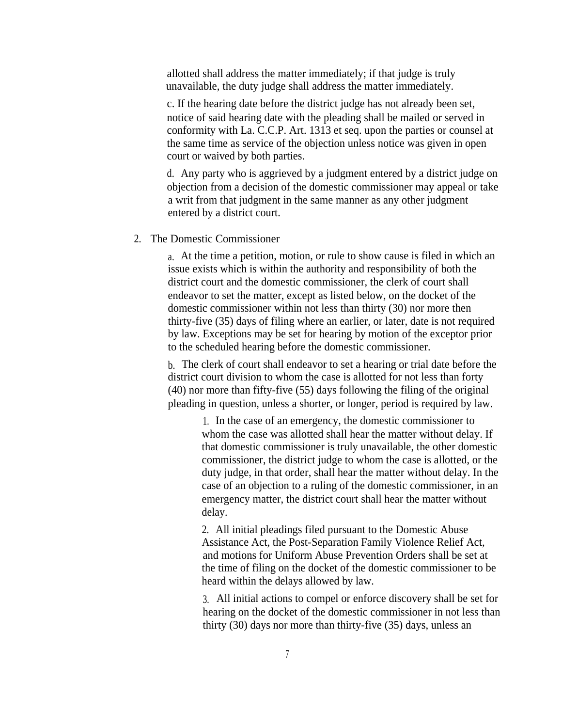allotted shall address the matter immediately; if that judge is truly unavailable, the duty judge shall address the matter immediately.

c. If the hearing date before the district judge has not already been set, notice of said hearing date with the pleading shall be mailed or served in conformity with La. C.C.P. Art. 1313 et seq. upon the parties or counsel at the same time as service of the objection unless notice was given in open court or waived by both parties.

d. Any party who is aggrieved by a judgment entered by a district judge on objection from a decision of the domestic commissioner may appeal or take a writ from that judgment in the same manner as any other judgment entered by a district court.

2. The Domestic Commissioner

a. At the time a petition, motion, or rule to show cause is filed in which an issue exists which is within the authority and responsibility of both the district court and the domestic commissioner, the clerk of court shall endeavor to set the matter, except as listed below, on the docket of the domestic commissioner within not less than thirty (30) nor more then thirty-five (35) days of filing where an earlier, or later, date is not required by law. Exceptions may be set for hearing by motion of the exceptor prior to the scheduled hearing before the domestic commissioner.

b. The clerk of court shall endeavor to set a hearing or trial date before the district court division to whom the case is allotted for not less than forty (40) nor more than fifty-five (55) days following the filing of the original pleading in question, unless a shorter, or longer, period is required by law.

1. In the case of an emergency, the domestic commissioner to whom the case was allotted shall hear the matter without delay. If that domestic commissioner is truly unavailable, the other domestic commissioner, the district judge to whom the case is allotted, or the duty judge, in that order, shall hear the matter without delay. In the case of an objection to a ruling of the domestic commissioner, in an emergency matter, the district court shall hear the matter without delay.

2. All initial pleadings filed pursuant to the Domestic Abuse Assistance Act, the Post-Separation Family Violence Relief Act, and motions for Uniform Abuse Prevention Orders shall be set at the time of filing on the docket of the domestic commissioner to be heard within the delays allowed by law.

3. All initial actions to compel or enforce discovery shall be set for hearing on the docket of the domestic commissioner in not less than thirty (30) days nor more than thirty-five (35) days, unless an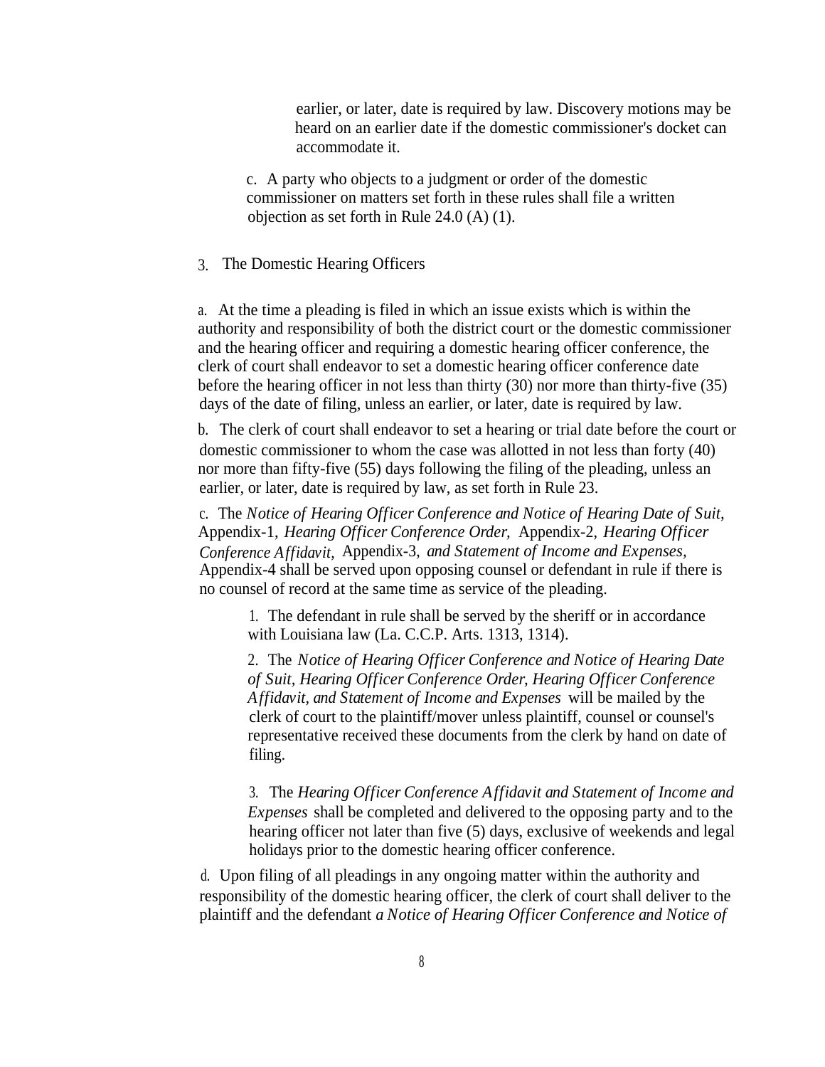earlier, or later, date is required by law. Discovery motions may be heard on an earlier date if the domestic commissioner's docket can accommodate it.

c. A party who objects to a judgment or order of the domestic commissioner on matters set forth in these rules shall file a written objection as set forth in Rule 24.0 (A) (1).

3. The Domestic Hearing Officers

a. At the time a pleading is filed in which an issue exists which is within the authority and responsibility of both the district court or the domestic commissioner and the hearing officer and requiring a domestic hearing officer conference, the clerk of court shall endeavor to set a domestic hearing officer conference date before the hearing officer in not less than thirty (30) nor more than thirty-five (35) days of the date of filing, unless an earlier, or later, date is required by law.

b. The clerk of court shall endeavor to set a hearing or trial date before the court or domestic commissioner to whom the case was allotted in not less than forty (40) nor more than fifty-five (55) days following the filing of the pleading, unless an earlier, or later, date is required by law, as set forth in Rule 23.

c. The *Notice of Hearing Officer Conference and Notice of Hearing Date of Suit,* Appendix-1, *Hearing Officer Conference Order,* Appendix-2, *Hearing Officer Conference Affidavit,* Appendix-3, *and Statement of Income and Expenses,* Appendix-4 shall be served upon opposing counsel or defendant in rule if there is no counsel of record at the same time as service of the pleading.

1. The defendant in rule shall be served by the sheriff or in accordance with Louisiana law (La. C.C.P. Arts. 1313, 1314).

2. The *Notice of Hearing Officer Conference and Notice of Hearing Date of Suit, Hearing Officer Conference Order, Hearing Officer Conference Affidavit, and Statement of Income and Expenses* will be mailed by the clerk of court to the plaintiff/mover unless plaintiff, counsel or counsel's representative received these documents from the clerk by hand on date of filing.

3. The *Hearing Officer Conference Affidavit and Statement of Income and Expenses* shall be completed and delivered to the opposing party and to the hearing officer not later than five (5) days, exclusive of weekends and legal holidays prior to the domestic hearing officer conference.

d. Upon filing of all pleadings in any ongoing matter within the authority and responsibility of the domestic hearing officer, the clerk of court shall deliver to the plaintiff and the defendant *a Notice of Hearing Officer Conference and Notice of*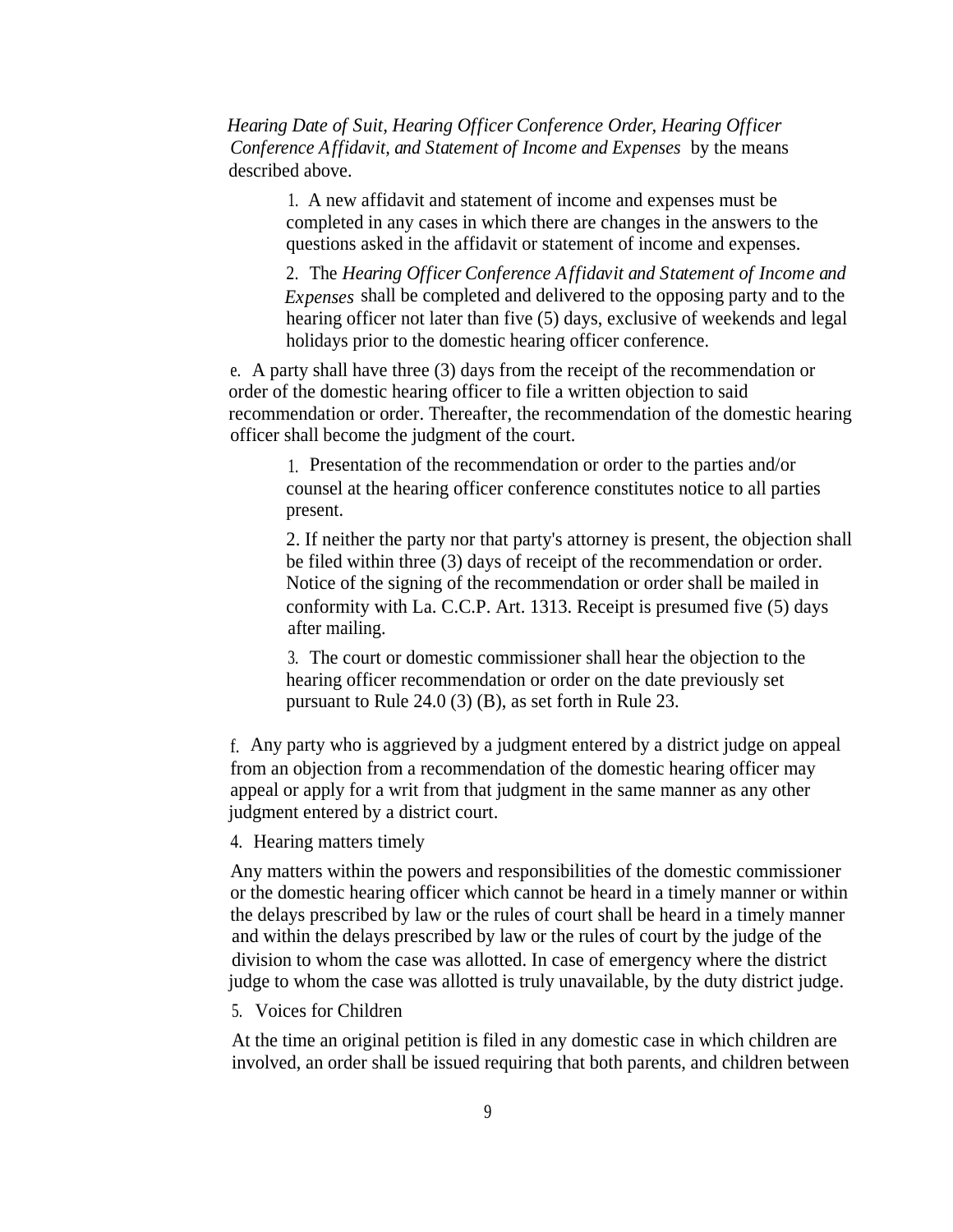*Hearing Date of Suit, Hearing Officer Conference Order, Hearing Officer Conference Affidavit, and Statement of Income and Expenses* by the means described above.

1. A new affidavit and statement of income and expenses must be completed in any cases in which there are changes in the answers to the questions asked in the affidavit or statement of income and expenses.

2. The *Hearing Officer Conference Affidavit and Statement of Income and Expenses* shall be completed and delivered to the opposing party and to the hearing officer not later than five (5) days, exclusive of weekends and legal holidays prior to the domestic hearing officer conference.

e. A party shall have three (3) days from the receipt of the recommendation or order of the domestic hearing officer to file a written objection to said recommendation or order. Thereafter, the recommendation of the domestic hearing officer shall become the judgment of the court.

1. Presentation of the recommendation or order to the parties and/or counsel at the hearing officer conference constitutes notice to all parties present.

2. If neither the party nor that party's attorney is present, the objection shall be filed within three (3) days of receipt of the recommendation or order. Notice of the signing of the recommendation or order shall be mailed in conformity with La. C.C.P. Art. 1313. Receipt is presumed five (5) days after mailing.

3. The court or domestic commissioner shall hear the objection to the hearing officer recommendation or order on the date previously set pursuant to Rule 24.0 (3) (B), as set forth in Rule 23.

f. Any party who is aggrieved by a judgment entered by a district judge on appeal from an objection from a recommendation of the domestic hearing officer may appeal or apply for a writ from that judgment in the same manner as any other judgment entered by a district court.

4. Hearing matters timely

Any matters within the powers and responsibilities of the domestic commissioner or the domestic hearing officer which cannot be heard in a timely manner or within the delays prescribed by law or the rules of court shall be heard in a timely manner and within the delays prescribed by law or the rules of court by the judge of the division to whom the case was allotted. In case of emergency where the district judge to whom the case was allotted is truly unavailable, by the duty district judge.

5. Voices for Children

At the time an original petition is filed in any domestic case in which children are involved, an order shall be issued requiring that both parents, and children between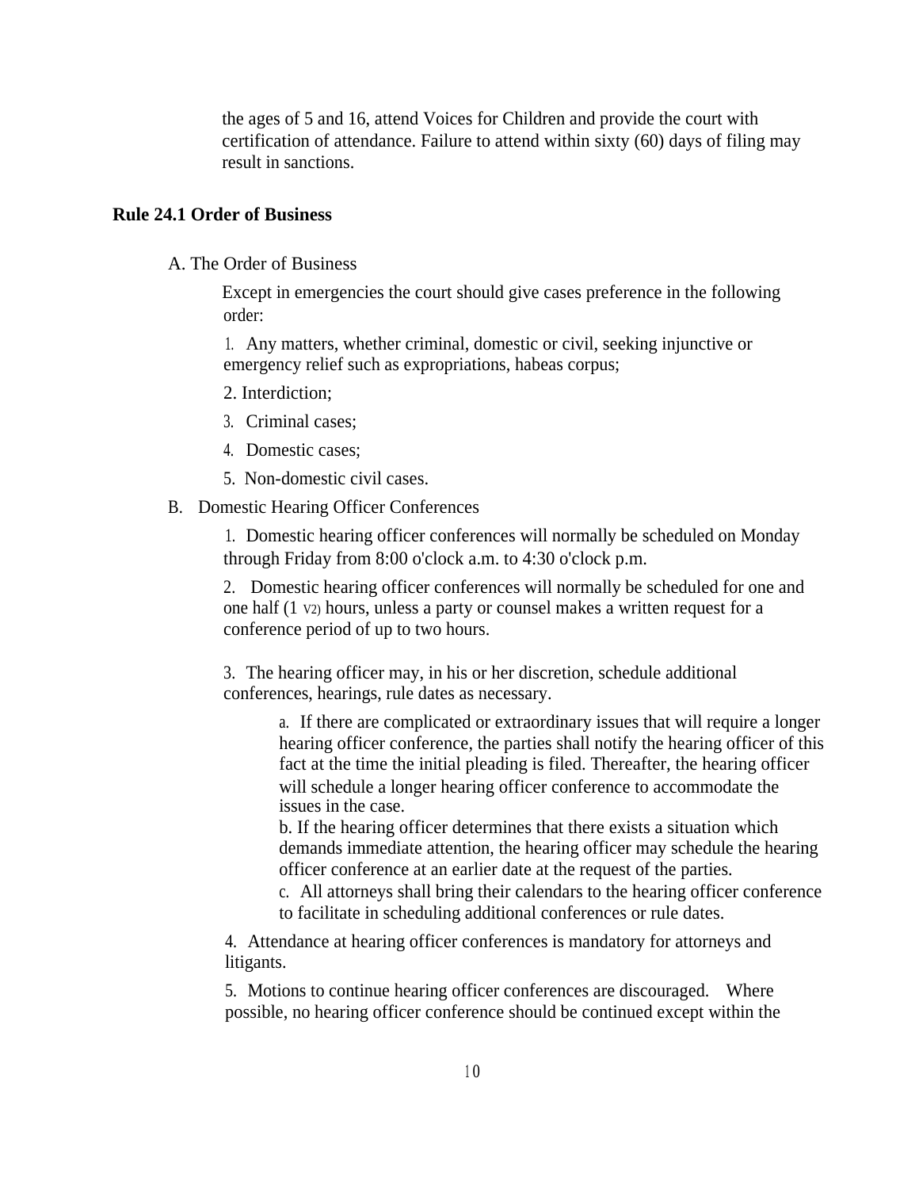the ages of 5 and 16, attend Voices for Children and provide the court with certification of attendance. Failure to attend within sixty (60) days of filing may result in sanctions.

## Rule 24.1 Order of Business

A. The Order of Business

Except in emergencies the court should give cases preference in the following order:

1. Any matters, whether criminal, domestic or civil, seeking injunctive or emergency relief such as expropriations, habeas corpus;
2. Interdiction;
3. Criminal cases;
4. Domestic cases;
5. Non-domestic civil cases.

B. Domestic Hearing Officer Conferences

1. Domestic hearing officer conferences will normally be scheduled on Monday through Friday from 8:00 o'clock a.m. to 4:30 o'clock p.m.

2. Domestic hearing officer conferences will normally be scheduled for one and one half (1 ½) hours, unless a party or counsel makes a written request for a conference period of up to two hours.

3. The hearing officer may, in his or her discretion, schedule additional conferences, hearings, rule dates as necessary.

   a. If there are complicated or extraordinary issues that will require a longer hearing officer conference, the parties shall notify the hearing officer of this fact at the time the initial pleading is filed. Thereafter, the hearing officer will schedule a longer hearing officer conference to accommodate the issues in the case.
   
   b. If the hearing officer determines that there exists a situation which demands immediate attention, the hearing officer may schedule the hearing officer conference at an earlier date at the request of the parties.
   
   c. All attorneys shall bring their calendars to the hearing officer conference to facilitate in scheduling additional conferences or rule dates.

4. Attendance at hearing officer conferences is mandatory for attorneys and litigants.

5. Motions to continue hearing officer conferences are discouraged. Where possible, no hearing officer conference should be continued except within the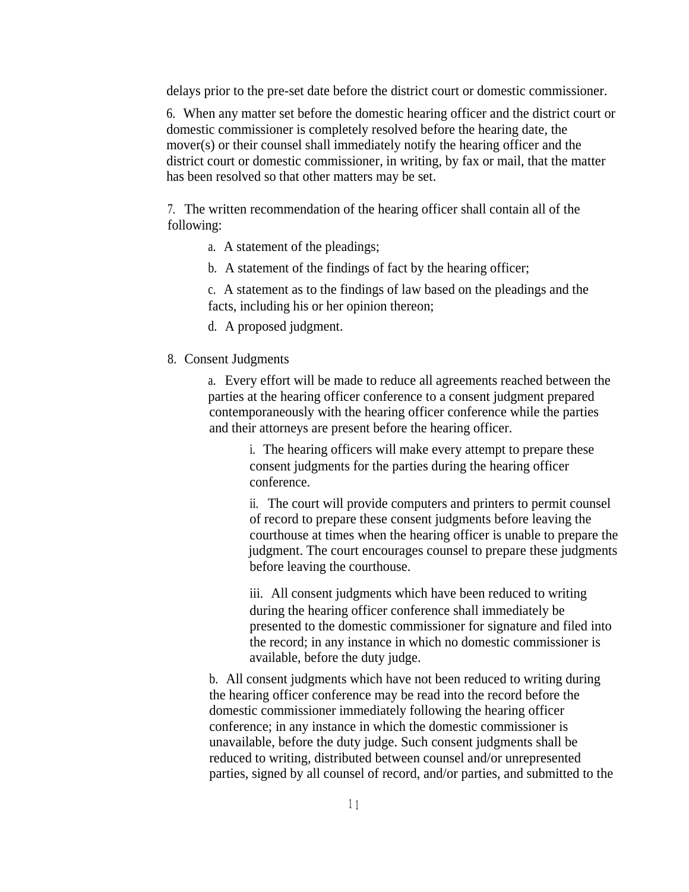delays prior to the pre-set date before the district court or domestic commissioner.

6. When any matter set before the domestic hearing officer and the district court or domestic commissioner is completely resolved before the hearing date, the mover(s) or their counsel shall immediately notify the hearing officer and the district court or domestic commissioner, in writing, by fax or mail, that the matter has been resolved so that other matters may be set.

7. The written recommendation of the hearing officer shall contain all of the following:

   a. A statement of the pleadings;

   b. A statement of the findings of fact by the hearing officer;

   c. A statement as to the findings of law based on the pleadings and the facts, including his or her opinion thereon;

   d. A proposed judgment.

8. Consent Judgments

   a. Every effort will be made to reduce all agreements reached between the parties at the hearing officer conference to a consent judgment prepared contemporaneously with the hearing officer conference while the parties and their attorneys are present before the hearing officer.

      i. The hearing officers will make every attempt to prepare these consent judgments for the parties during the hearing officer conference.

      ii. The court will provide computers and printers to permit counsel of record to prepare these consent judgments before leaving the courthouse at times when the hearing officer is unable to prepare the judgment. The court encourages counsel to prepare these judgments before leaving the courthouse.

      iii. All consent judgments which have been reduced to writing during the hearing officer conference shall immediately be presented to the domestic commissioner for signature and filed into the record; in any instance in which no domestic commissioner is available, before the duty judge.

   b. All consent judgments which have not been reduced to writing during the hearing officer conference may be read into the record before the domestic commissioner immediately following the hearing officer conference; in any instance in which the domestic commissioner is unavailable, before the duty judge. Such consent judgments shall be reduced to writing, distributed between counsel and/or unrepresented parties, signed by all counsel of record, and/or parties, and submitted to the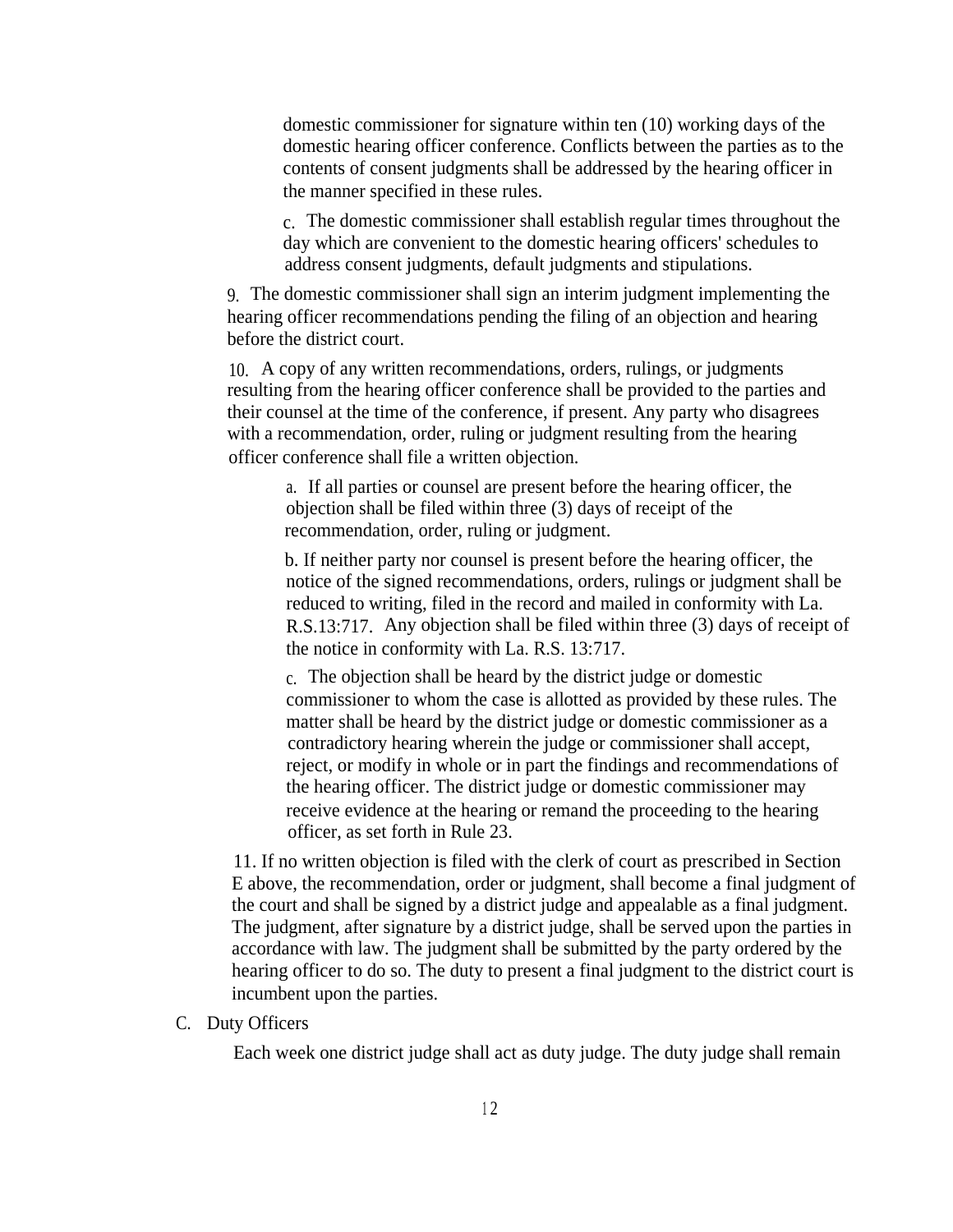domestic commissioner for signature within ten (10) working days of the domestic hearing officer conference. Conflicts between the parties as to the contents of consent judgments shall be addressed by the hearing officer in the manner specified in these rules.

c. The domestic commissioner shall establish regular times throughout the day which are convenient to the domestic hearing officers' schedules to address consent judgments, default judgments and stipulations.

9. The domestic commissioner shall sign an interim judgment implementing the hearing officer recommendations pending the filing of an objection and hearing before the district court.

10. A copy of any written recommendations, orders, rulings, or judgments resulting from the hearing officer conference shall be provided to the parties and their counsel at the time of the conference, if present. Any party who disagrees with a recommendation, order, ruling or judgment resulting from the hearing officer conference shall file a written objection.

a. If all parties or counsel are present before the hearing officer, the objection shall be filed within three (3) days of receipt of the recommendation, order, ruling or judgment.

b. If neither party nor counsel is present before the hearing officer, the notice of the signed recommendations, orders, rulings or judgment shall be reduced to writing, filed in the record and mailed in conformity with La. R.S.13:717. Any objection shall be filed within three (3) days of receipt of the notice in conformity with La. R.S. 13:717.

c. The objection shall be heard by the district judge or domestic commissioner to whom the case is allotted as provided by these rules. The matter shall be heard by the district judge or domestic commissioner as a contradictory hearing wherein the judge or commissioner shall accept, reject, or modify in whole or in part the findings and recommendations of the hearing officer. The district judge or domestic commissioner may receive evidence at the hearing or remand the proceeding to the hearing officer, as set forth in Rule 23.

11. If no written objection is filed with the clerk of court as prescribed in Section E above, the recommendation, order or judgment, shall become a final judgment of the court and shall be signed by a district judge and appealable as a final judgment. The judgment, after signature by a district judge, shall be served upon the parties in accordance with law. The judgment shall be submitted by the party ordered by the hearing officer to do so. The duty to present a final judgment to the district court is incumbent upon the parties.

C. Duty Officers

Each week one district judge shall act as duty judge. The duty judge shall remain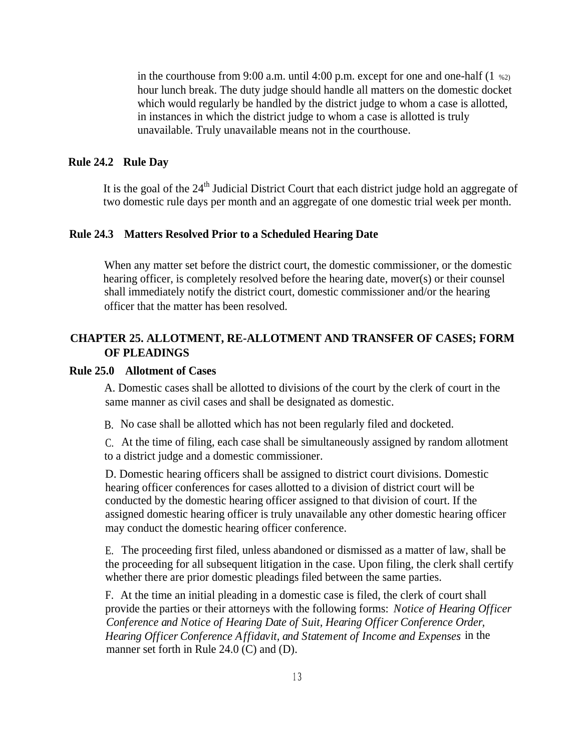in the courthouse from 9:00 a.m. until 4:00 p.m. except for one and one-half (1 ½) hour lunch break. The duty judge should handle all matters on the domestic docket which would regularly be handled by the district judge to whom a case is allotted, in instances in which the district judge to whom a case is allotted is truly unavailable. Truly unavailable means not in the courthouse.

**Rule 24.2 Rule Day**

It is the goal of the 24th Judicial District Court that each district judge hold an aggregate of two domestic rule days per month and an aggregate of one domestic trial week per month.

**Rule 24.3 Matters Resolved Prior to a Scheduled Hearing Date**

When any matter set before the district court, the domestic commissioner, or the domestic hearing officer, is completely resolved before the hearing date, mover(s) or their counsel shall immediately notify the district court, domestic commissioner and/or the hearing officer that the matter has been resolved.

## CHAPTER 25. ALLOTMENT, RE-ALLOTMENT AND TRANSFER OF CASES; FORM OF PLEADINGS

**Rule 25.0 Allotment of Cases**

A. Domestic cases shall be allotted to divisions of the court by the clerk of court in the same manner as civil cases and shall be designated as domestic.

B. No case shall be allotted which has not been regularly filed and docketed.

C. At the time of filing, each case shall be simultaneously assigned by random allotment to a district judge and a domestic commissioner.

D. Domestic hearing officers shall be assigned to district court divisions. Domestic hearing officer conferences for cases allotted to a division of district court will be conducted by the domestic hearing officer assigned to that division of court. If the assigned domestic hearing officer is truly unavailable any other domestic hearing officer may conduct the domestic hearing officer conference.

E. The proceeding first filed, unless abandoned or dismissed as a matter of law, shall be the proceeding for all subsequent litigation in the case. Upon filing, the clerk shall certify whether there are prior domestic pleadings filed between the same parties.

F. At the time an initial pleading in a domestic case is filed, the clerk of court shall provide the parties or their attorneys with the following forms: *Notice of Hearing Officer Conference and Notice of Hearing Date of Suit*, *Hearing Officer Conference Order, Hearing Officer Conference Affidavit, and Statement of Income and Expenses* in the manner set forth in Rule 24.0 (C) and (D).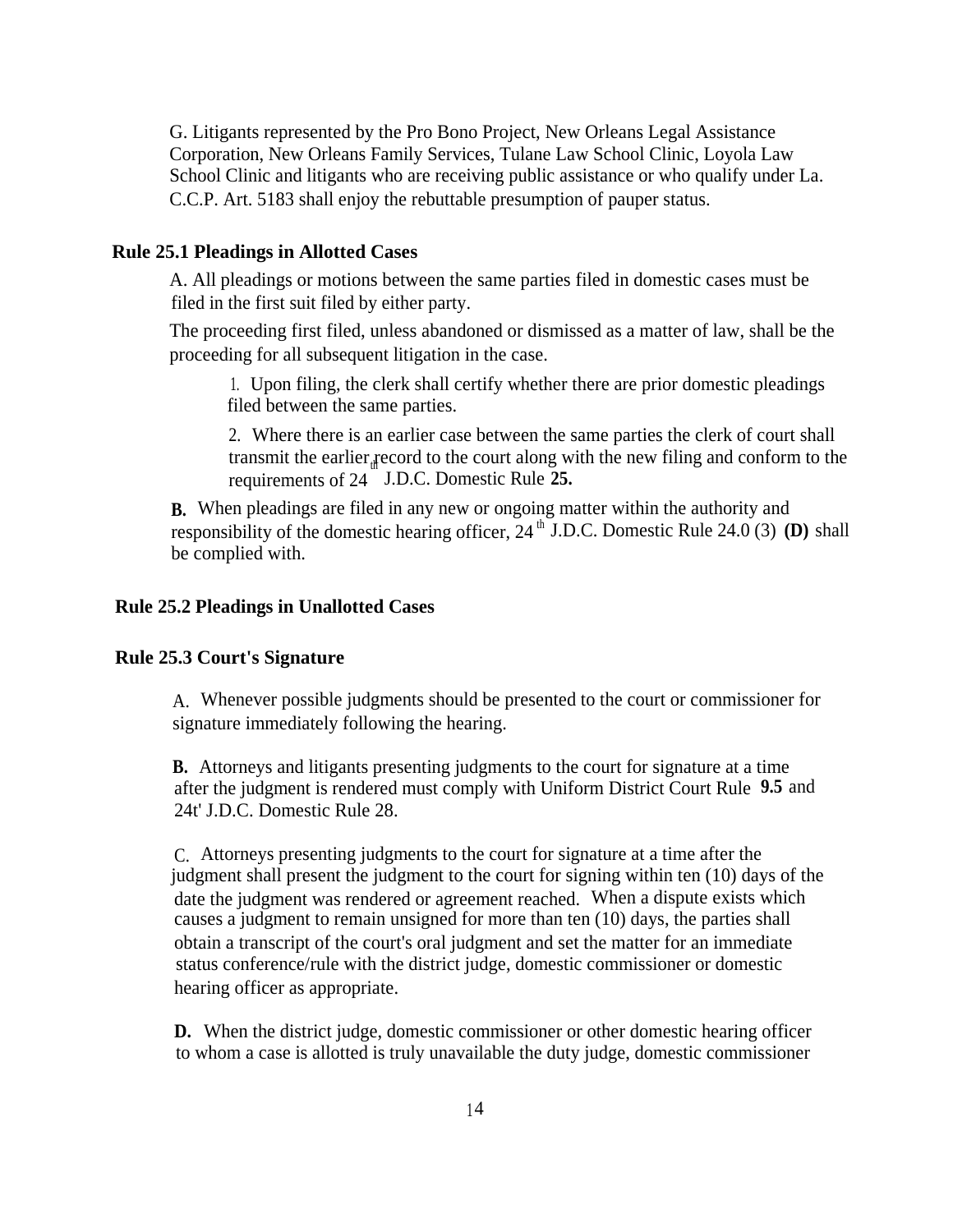G. Litigants represented by the Pro Bono Project, New Orleans Legal Assistance Corporation, New Orleans Family Services, Tulane Law School Clinic, Loyola Law School Clinic and litigants who are receiving public assistance or who qualify under La. C.C.P. Art. 5183 shall enjoy the rebuttable presumption of pauper status.

### Rule 25.1 Pleadings in Allotted Cases

A. All pleadings or motions between the same parties filed in domestic cases must be filed in the first suit filed by either party.

The proceeding first filed, unless abandoned or dismissed as a matter of law, shall be the proceeding for all subsequent litigation in the case.

1. Upon filing, the clerk shall certify whether there are prior domestic pleadings filed between the same parties.

2. Where there is an earlier case between the same parties the clerk of court shall transmit the earlier record to the court along with the new filing and conform to the requirements of 24th J.D.C. Domestic Rule **25.**

**B.** When pleadings are filed in any new or ongoing matter within the authority and responsibility of the domestic hearing officer, 24th J.D.C. Domestic Rule 24.0 (3) **(D)** shall be complied with.

### Rule 25.2 Pleadings in Unallotted Cases

### Rule 25.3 Court's Signature

A. Whenever possible judgments should be presented to the court or commissioner for signature immediately following the hearing.

**B.** Attorneys and litigants presenting judgments to the court for signature at a time after the judgment is rendered must comply with Uniform District Court Rule **9.5** and 24t' J.D.C. Domestic Rule 28.

C. Attorneys presenting judgments to the court for signature at a time after the judgment shall present the judgment to the court for signing within ten (10) days of the date the judgment was rendered or agreement reached. When a dispute exists which causes a judgment to remain unsigned for more than ten (10) days, the parties shall obtain a transcript of the court's oral judgment and set the matter for an immediate status conference/rule with the district judge, domestic commissioner or domestic hearing officer as appropriate.

**D.** When the district judge, domestic commissioner or other domestic hearing officer to whom a case is allotted is truly unavailable the duty judge, domestic commissioner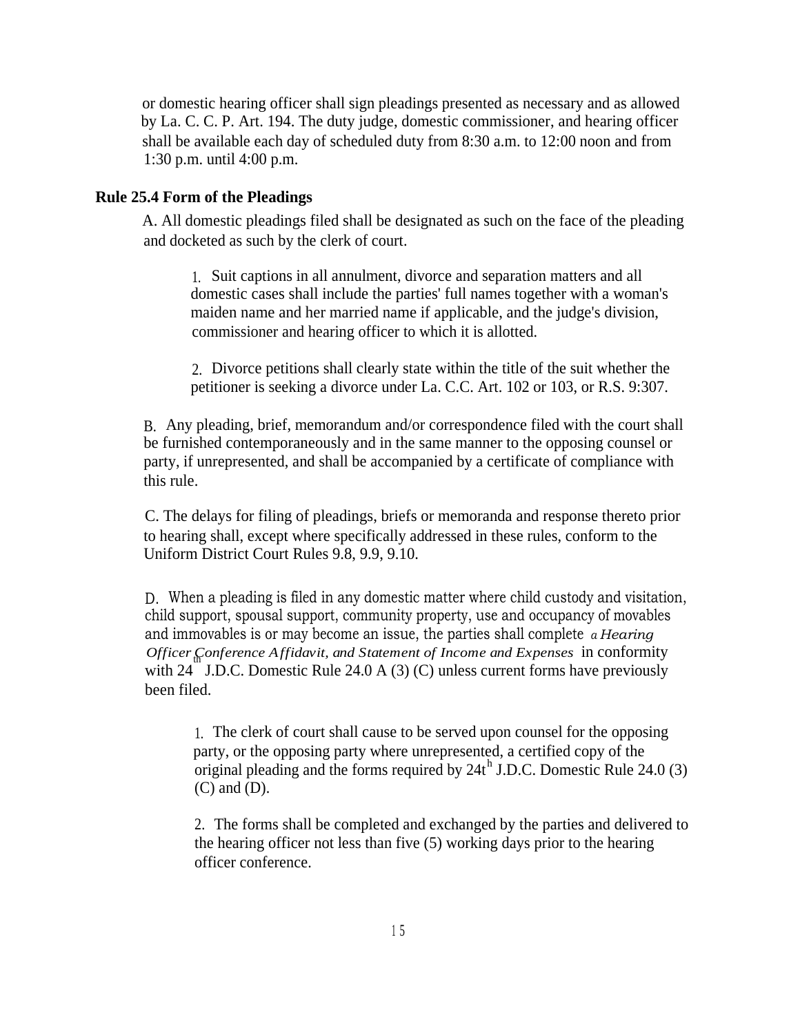or domestic hearing officer shall sign pleadings presented as necessary and as allowed by La. C. C. P. Art. 194. The duty judge, domestic commissioner, and hearing officer shall be available each day of scheduled duty from 8:30 a.m. to 12:00 noon and from 1:30 p.m. until 4:00 p.m.

**Rule 25.4 Form of the Pleadings**

A. All domestic pleadings filed shall be designated as such on the face of the pleading and docketed as such by the clerk of court.

1. Suit captions in all annulment, divorce and separation matters and all domestic cases shall include the parties' full names together with a woman's maiden name and her married name if applicable, and the judge's division, commissioner and hearing officer to which it is allotted.

2. Divorce petitions shall clearly state within the title of the suit whether the petitioner is seeking a divorce under La. C.C. Art. 102 or 103, or R.S. 9:307.

B. Any pleading, brief, memorandum and/or correspondence filed with the court shall be furnished contemporaneously and in the same manner to the opposing counsel or party, if unrepresented, and shall be accompanied by a certificate of compliance with this rule.

C. The delays for filing of pleadings, briefs or memoranda and response thereto prior to hearing shall, except where specifically addressed in these rules, conform to the Uniform District Court Rules 9.8, 9.9, 9.10.

D. When a pleading is filed in any domestic matter where child custody and visitation, child support, spousal support, community property, use and occupancy of movables and immovables is or may become an issue, the parties shall complete *a Hearing Officer Conference Affidavit, and Statement of Income and Expenses* in conformity with 24th J.D.C. Domestic Rule 24.0 A (3) (C) unless current forms have previously been filed.

1. The clerk of court shall cause to be served upon counsel for the opposing party, or the opposing party where unrepresented, a certified copy of the original pleading and the forms required by 24th J.D.C. Domestic Rule 24.0 (3) (C) and (D).

2. The forms shall be completed and exchanged by the parties and delivered to the hearing officer not less than five (5) working days prior to the hearing officer conference.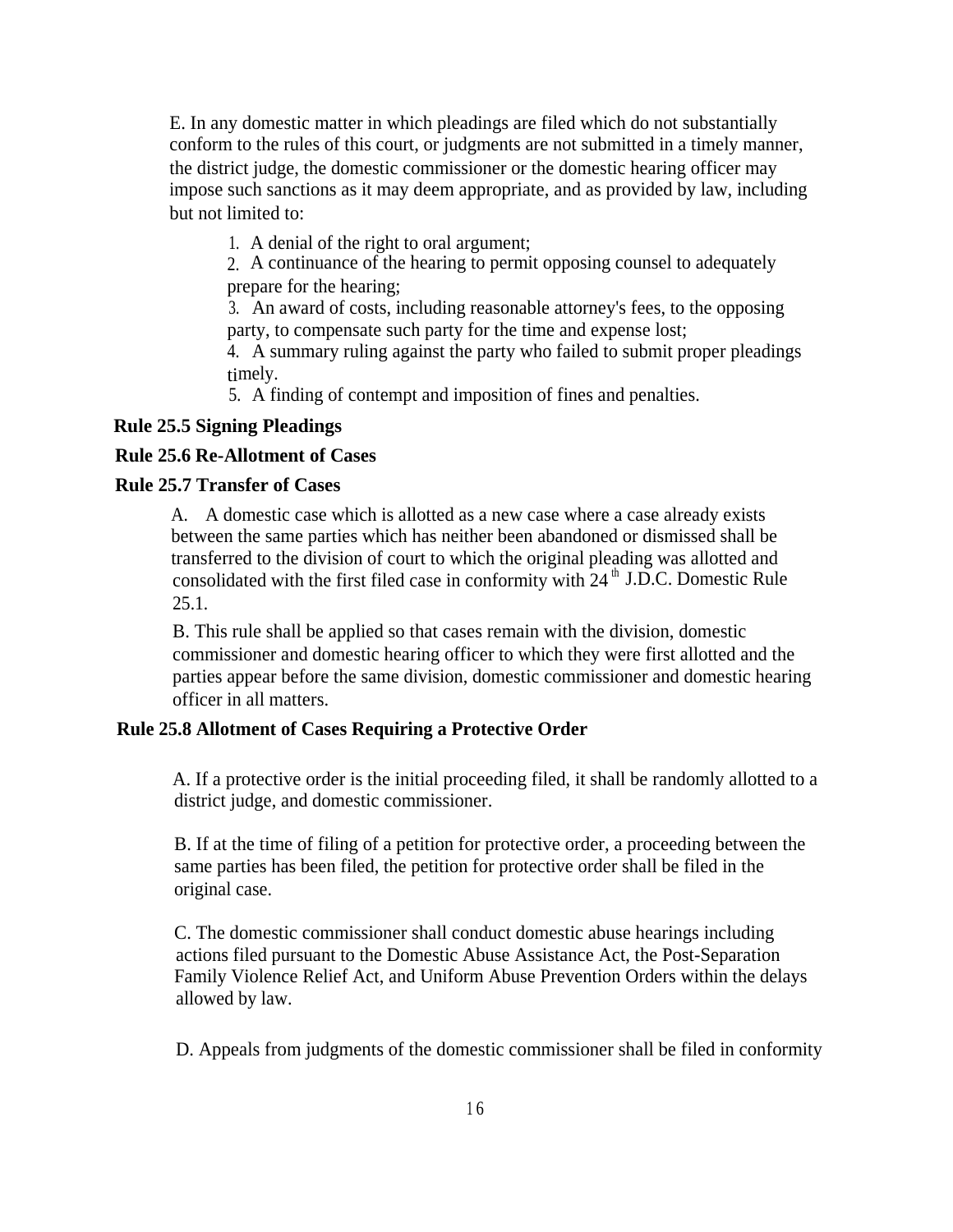E. In any domestic matter in which pleadings are filed which do not substantially conform to the rules of this court, or judgments are not submitted in a timely manner, the district judge, the domestic commissioner or the domestic hearing officer may impose such sanctions as it may deem appropriate, and as provided by law, including but not limited to:

1. A denial of the right to oral argument;
2. A continuance of the hearing to permit opposing counsel to adequately prepare for the hearing;
3. An award of costs, including reasonable attorney's fees, to the opposing party, to compensate such party for the time and expense lost;
4. A summary ruling against the party who failed to submit proper pleadings timely.
5. A finding of contempt and imposition of fines and penalties.

**Rule 25.5 Signing Pleadings**

**Rule 25.6 Re-Allotment of Cases**

**Rule 25.7 Transfer of Cases**

A. A domestic case which is allotted as a new case where a case already exists between the same parties which has neither been abandoned or dismissed shall be transferred to the division of court to which the original pleading was allotted and consolidated with the first filed case in conformity with 24th J.D.C. Domestic Rule 25.1.

B. This rule shall be applied so that cases remain with the division, domestic commissioner and domestic hearing officer to which they were first allotted and the parties appear before the same division, domestic commissioner and domestic hearing officer in all matters.

**Rule 25.8 Allotment of Cases Requiring a Protective Order**

A. If a protective order is the initial proceeding filed, it shall be randomly allotted to a district judge, and domestic commissioner.

B. If at the time of filing of a petition for protective order, a proceeding between the same parties has been filed, the petition for protective order shall be filed in the original case.

C. The domestic commissioner shall conduct domestic abuse hearings including actions filed pursuant to the Domestic Abuse Assistance Act, the Post-Separation Family Violence Relief Act, and Uniform Abuse Prevention Orders within the delays allowed by law.

D. Appeals from judgments of the domestic commissioner shall be filed in conformity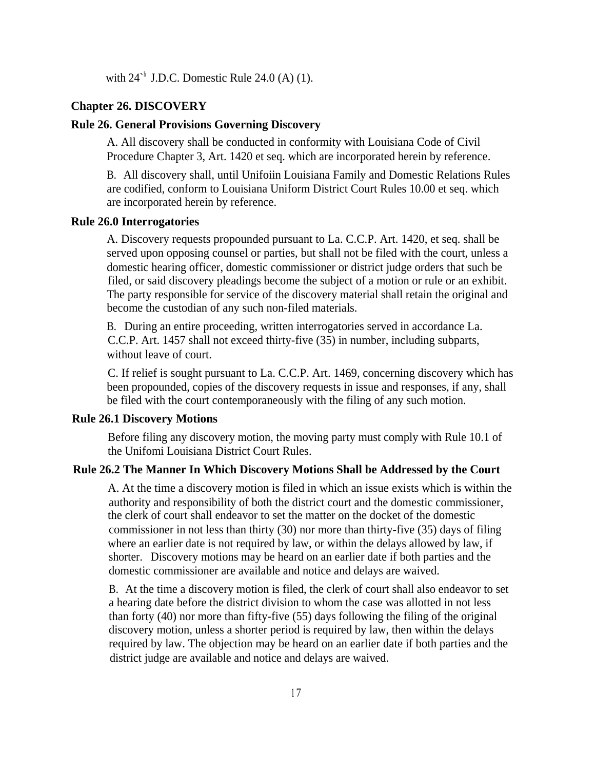with 24th J.D.C. Domestic Rule 24.0 (A) (1).

## Chapter 26. DISCOVERY

### Rule 26. General Provisions Governing Discovery

A. All discovery shall be conducted in conformity with Louisiana Code of Civil Procedure Chapter 3, Art. 1420 et seq. which are incorporated herein by reference.

B. All discovery shall, until Unifoiin Louisiana Family and Domestic Relations Rules are codified, conform to Louisiana Uniform District Court Rules 10.00 et seq. which are incorporated herein by reference.

### Rule 26.0 Interrogatories

A. Discovery requests propounded pursuant to La. C.C.P. Art. 1420, et seq. shall be served upon opposing counsel or parties, but shall not be filed with the court, unless a domestic hearing officer, domestic commissioner or district judge orders that such be filed, or said discovery pleadings become the subject of a motion or rule or an exhibit. The party responsible for service of the discovery material shall retain the original and become the custodian of any such non-filed materials.

B. During an entire proceeding, written interrogatories served in accordance La. C.C.P. Art. 1457 shall not exceed thirty-five (35) in number, including subparts, without leave of court.

C. If relief is sought pursuant to La. C.C.P. Art. 1469, concerning discovery which has been propounded, copies of the discovery requests in issue and responses, if any, shall be filed with the court contemporaneously with the filing of any such motion.

### Rule 26.1 Discovery Motions

Before filing any discovery motion, the moving party must comply with Rule 10.1 of the Unifomi Louisiana District Court Rules.

### Rule 26.2 The Manner In Which Discovery Motions Shall be Addressed by the Court

A. At the time a discovery motion is filed in which an issue exists which is within the authority and responsibility of both the district court and the domestic commissioner, the clerk of court shall endeavor to set the matter on the docket of the domestic commissioner in not less than thirty (30) nor more than thirty-five (35) days of filing where an earlier date is not required by law, or within the delays allowed by law, if shorter. Discovery motions may be heard on an earlier date if both parties and the domestic commissioner are available and notice and delays are waived.

B. At the time a discovery motion is filed, the clerk of court shall also endeavor to set a hearing date before the district division to whom the case was allotted in not less than forty (40) nor more than fifty-five (55) days following the filing of the original discovery motion, unless a shorter period is required by law, then within the delays required by law. The objection may be heard on an earlier date if both parties and the district judge are available and notice and delays are waived.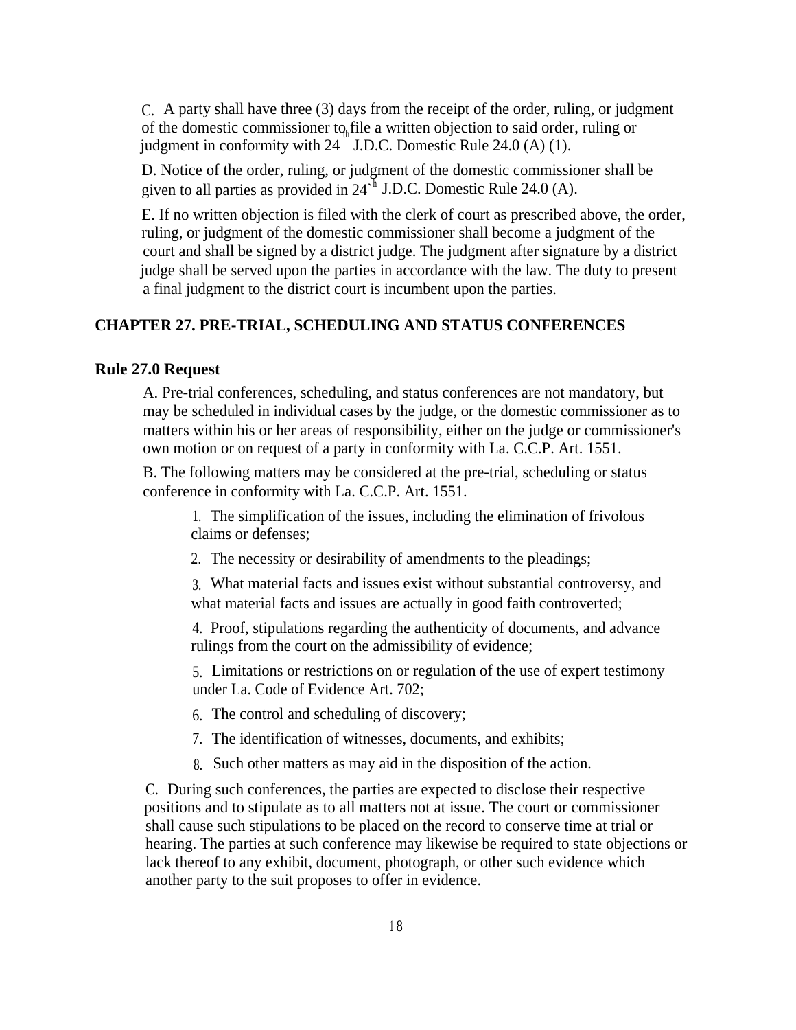C. A party shall have three (3) days from the receipt of the order, ruling, or judgment of the domestic commissioner to file a written objection to said order, ruling or judgment in conformity with 24th J.D.C. Domestic Rule 24.0 (A) (1).

D. Notice of the order, ruling, or judgment of the domestic commissioner shall be given to all parties as provided in 24th J.D.C. Domestic Rule 24.0 (A).

E. If no written objection is filed with the clerk of court as prescribed above, the order, ruling, or judgment of the domestic commissioner shall become a judgment of the court and shall be signed by a district judge. The judgment after signature by a district judge shall be served upon the parties in accordance with the law. The duty to present a final judgment to the district court is incumbent upon the parties.

## CHAPTER 27. PRE-TRIAL, SCHEDULING AND STATUS CONFERENCES

### Rule 27.0 Request

A. Pre-trial conferences, scheduling, and status conferences are not mandatory, but may be scheduled in individual cases by the judge, or the domestic commissioner as to matters within his or her areas of responsibility, either on the judge or commissioner's own motion or on request of a party in conformity with La. C.C.P. Art. 1551.

B. The following matters may be considered at the pre-trial, scheduling or status conference in conformity with La. C.C.P. Art. 1551.

1. The simplification of the issues, including the elimination of frivolous claims or defenses;
2. The necessity or desirability of amendments to the pleadings;
3. What material facts and issues exist without substantial controversy, and what material facts and issues are actually in good faith controverted;
4. Proof, stipulations regarding the authenticity of documents, and advance rulings from the court on the admissibility of evidence;
5. Limitations or restrictions on or regulation of the use of expert testimony under La. Code of Evidence Art. 702;
6. The control and scheduling of discovery;
7. The identification of witnesses, documents, and exhibits;
8. Such other matters as may aid in the disposition of the action.

C. During such conferences, the parties are expected to disclose their respective positions and to stipulate as to all matters not at issue. The court or commissioner shall cause such stipulations to be placed on the record to conserve time at trial or hearing. The parties at such conference may likewise be required to state objections or lack thereof to any exhibit, document, photograph, or other such evidence which another party to the suit proposes to offer in evidence.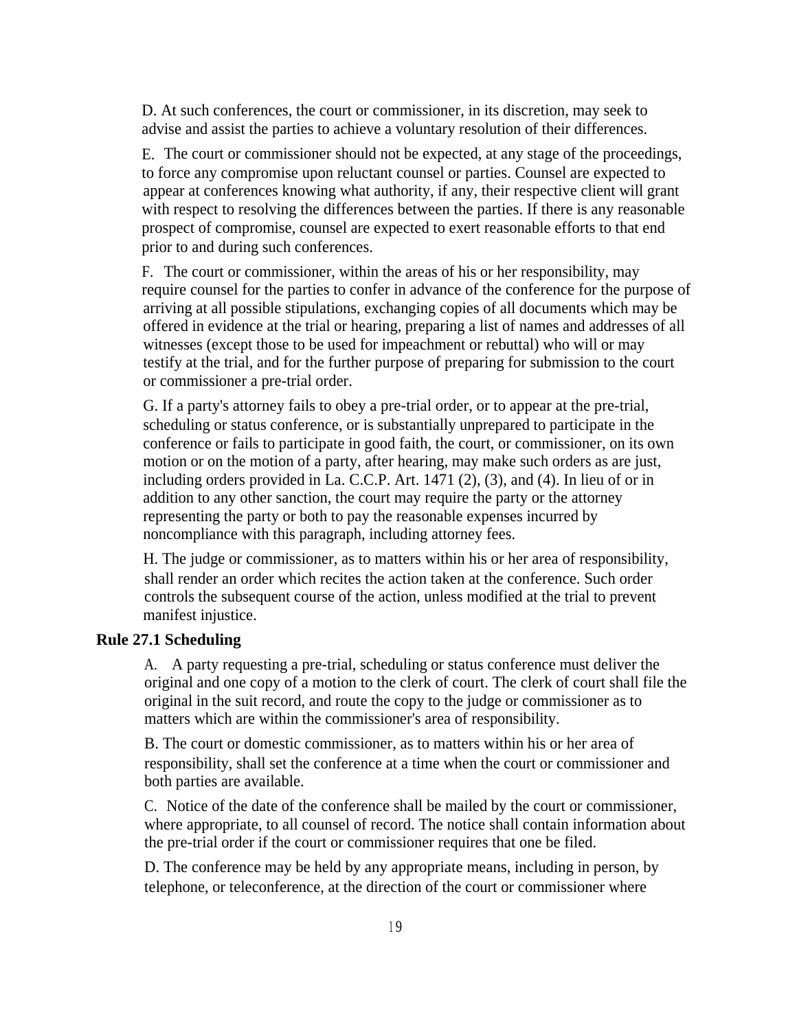D. At such conferences, the court or commissioner, in its discretion, may seek to advise and assist the parties to achieve a voluntary resolution of their differences.

E. The court or commissioner should not be expected, at any stage of the proceedings, to force any compromise upon reluctant counsel or parties. Counsel are expected to appear at conferences knowing what authority, if any, their respective client will grant with respect to resolving the differences between the parties. If there is any reasonable prospect of compromise, counsel are expected to exert reasonable efforts to that end prior to and during such conferences.

F. The court or commissioner, within the areas of his or her responsibility, may require counsel for the parties to confer in advance of the conference for the purpose of arriving at all possible stipulations, exchanging copies of all documents which may be offered in evidence at the trial or hearing, preparing a list of names and addresses of all witnesses (except those to be used for impeachment or rebuttal) who will or may testify at the trial, and for the further purpose of preparing for submission to the court or commissioner a pre-trial order.

G. If a party's attorney fails to obey a pre-trial order, or to appear at the pre-trial, scheduling or status conference, or is substantially unprepared to participate in the conference or fails to participate in good faith, the court, or commissioner, on its own motion or on the motion of a party, after hearing, may make such orders as are just, including orders provided in La. C.C.P. Art. 1471 (2), (3), and (4). In lieu of or in addition to any other sanction, the court may require the party or the attorney representing the party or both to pay the reasonable expenses incurred by noncompliance with this paragraph, including attorney fees.

H. The judge or commissioner, as to matters within his or her area of responsibility, shall render an order which recites the action taken at the conference. Such order controls the subsequent course of the action, unless modified at the trial to prevent manifest injustice.

**Rule 27.1 Scheduling**

A. A party requesting a pre-trial, scheduling or status conference must deliver the original and one copy of a motion to the clerk of court. The clerk of court shall file the original in the suit record, and route the copy to the judge or commissioner as to matters which are within the commissioner's area of responsibility.

B. The court or domestic commissioner, as to matters within his or her area of responsibility, shall set the conference at a time when the court or commissioner and both parties are available.

C. Notice of the date of the conference shall be mailed by the court or commissioner, where appropriate, to all counsel of record. The notice shall contain information about the pre-trial order if the court or commissioner requires that one be filed.

D. The conference may be held by any appropriate means, including in person, by telephone, or teleconference, at the direction of the court or commissioner where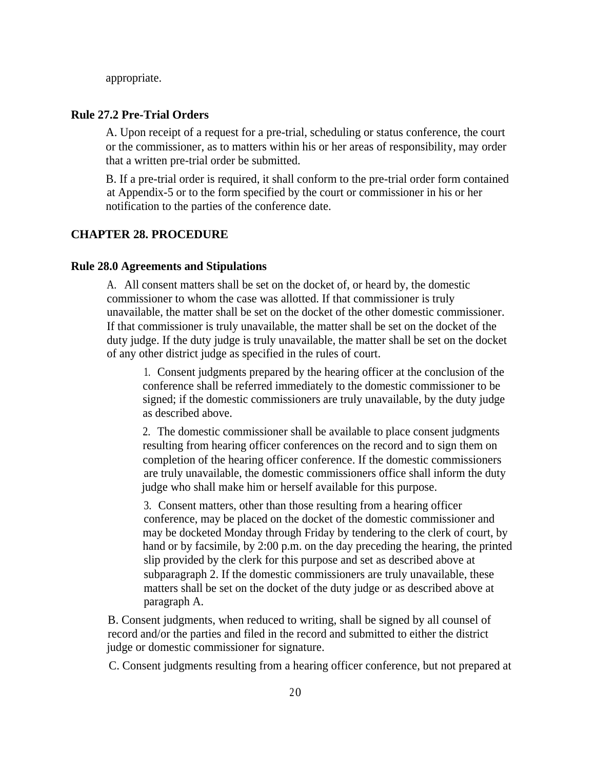appropriate.

**Rule 27.2 Pre-Trial Orders**

A. Upon receipt of a request for a pre-trial, scheduling or status conference, the court or the commissioner, as to matters within his or her areas of responsibility, may order that a written pre-trial order be submitted.

B. If a pre-trial order is required, it shall conform to the pre-trial order form contained at Appendix-5 or to the form specified by the court or commissioner in his or her notification to the parties of the conference date.

## CHAPTER 28. PROCEDURE

**Rule 28.0 Agreements and Stipulations**

A. All consent matters shall be set on the docket of, or heard by, the domestic commissioner to whom the case was allotted. If that commissioner is truly unavailable, the matter shall be set on the docket of the other domestic commissioner. If that commissioner is truly unavailable, the matter shall be set on the docket of the duty judge. If the duty judge is truly unavailable, the matter shall be set on the docket of any other district judge as specified in the rules of court.

1. Consent judgments prepared by the hearing officer at the conclusion of the conference shall be referred immediately to the domestic commissioner to be signed; if the domestic commissioners are truly unavailable, by the duty judge as described above.

2. The domestic commissioner shall be available to place consent judgments resulting from hearing officer conferences on the record and to sign them on completion of the hearing officer conference. If the domestic commissioners are truly unavailable, the domestic commissioners office shall inform the duty judge who shall make him or herself available for this purpose.

3. Consent matters, other than those resulting from a hearing officer conference, may be placed on the docket of the domestic commissioner and may be docketed Monday through Friday by tendering to the clerk of court, by hand or by facsimile, by 2:00 p.m. on the day preceding the hearing, the printed slip provided by the clerk for this purpose and set as described above at subparagraph 2. If the domestic commissioners are truly unavailable, these matters shall be set on the docket of the duty judge or as described above at paragraph A.

B. Consent judgments, when reduced to writing, shall be signed by all counsel of record and/or the parties and filed in the record and submitted to either the district judge or domestic commissioner for signature.

C. Consent judgments resulting from a hearing officer conference, but not prepared at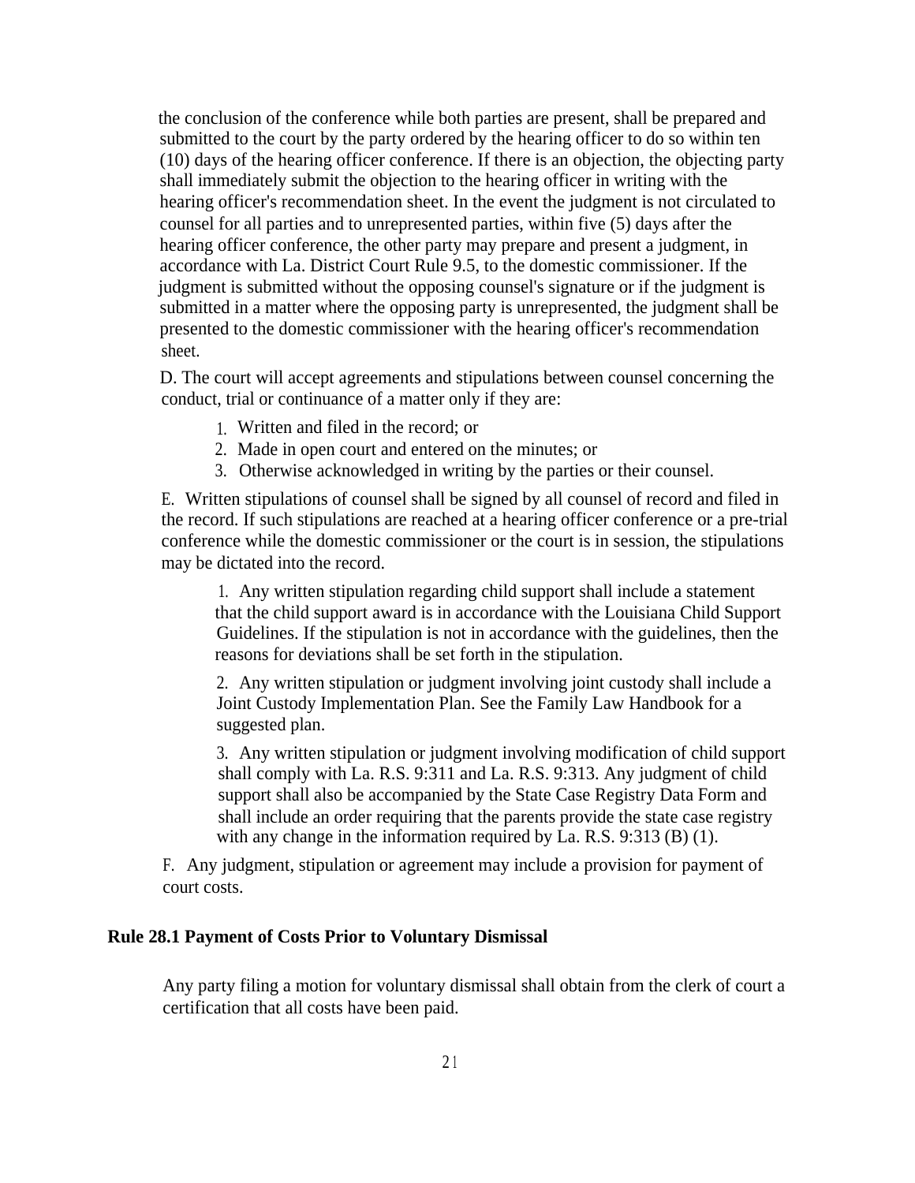the conclusion of the conference while both parties are present, shall be prepared and submitted to the court by the party ordered by the hearing officer to do so within ten (10) days of the hearing officer conference. If there is an objection, the objecting party shall immediately submit the objection to the hearing officer in writing with the hearing officer's recommendation sheet. In the event the judgment is not circulated to counsel for all parties and to unrepresented parties, within five (5) days after the hearing officer conference, the other party may prepare and present a judgment, in accordance with La. District Court Rule 9.5, to the domestic commissioner. If the judgment is submitted without the opposing counsel's signature or if the judgment is submitted in a matter where the opposing party is unrepresented, the judgment shall be presented to the domestic commissioner with the hearing officer's recommendation sheet.

D. The court will accept agreements and stipulations between counsel concerning the conduct, trial or continuance of a matter only if they are:

1. Written and filed in the record; or
2. Made in open court and entered on the minutes; or
3. Otherwise acknowledged in writing by the parties or their counsel.

E. Written stipulations of counsel shall be signed by all counsel of record and filed in the record. If such stipulations are reached at a hearing officer conference or a pre-trial conference while the domestic commissioner or the court is in session, the stipulations may be dictated into the record.

1. Any written stipulation regarding child support shall include a statement that the child support award is in accordance with the Louisiana Child Support Guidelines. If the stipulation is not in accordance with the guidelines, then the reasons for deviations shall be set forth in the stipulation.

2. Any written stipulation or judgment involving joint custody shall include a Joint Custody Implementation Plan. See the Family Law Handbook for a suggested plan.

3. Any written stipulation or judgment involving modification of child support shall comply with La. R.S. 9:311 and La. R.S. 9:313. Any judgment of child support shall also be accompanied by the State Case Registry Data Form and shall include an order requiring that the parents provide the state case registry with any change in the information required by La. R.S. 9:313 (B) (1).

F. Any judgment, stipulation or agreement may include a provision for payment of court costs.

## Rule 28.1 Payment of Costs Prior to Voluntary Dismissal

Any party filing a motion for voluntary dismissal shall obtain from the clerk of court a certification that all costs have been paid.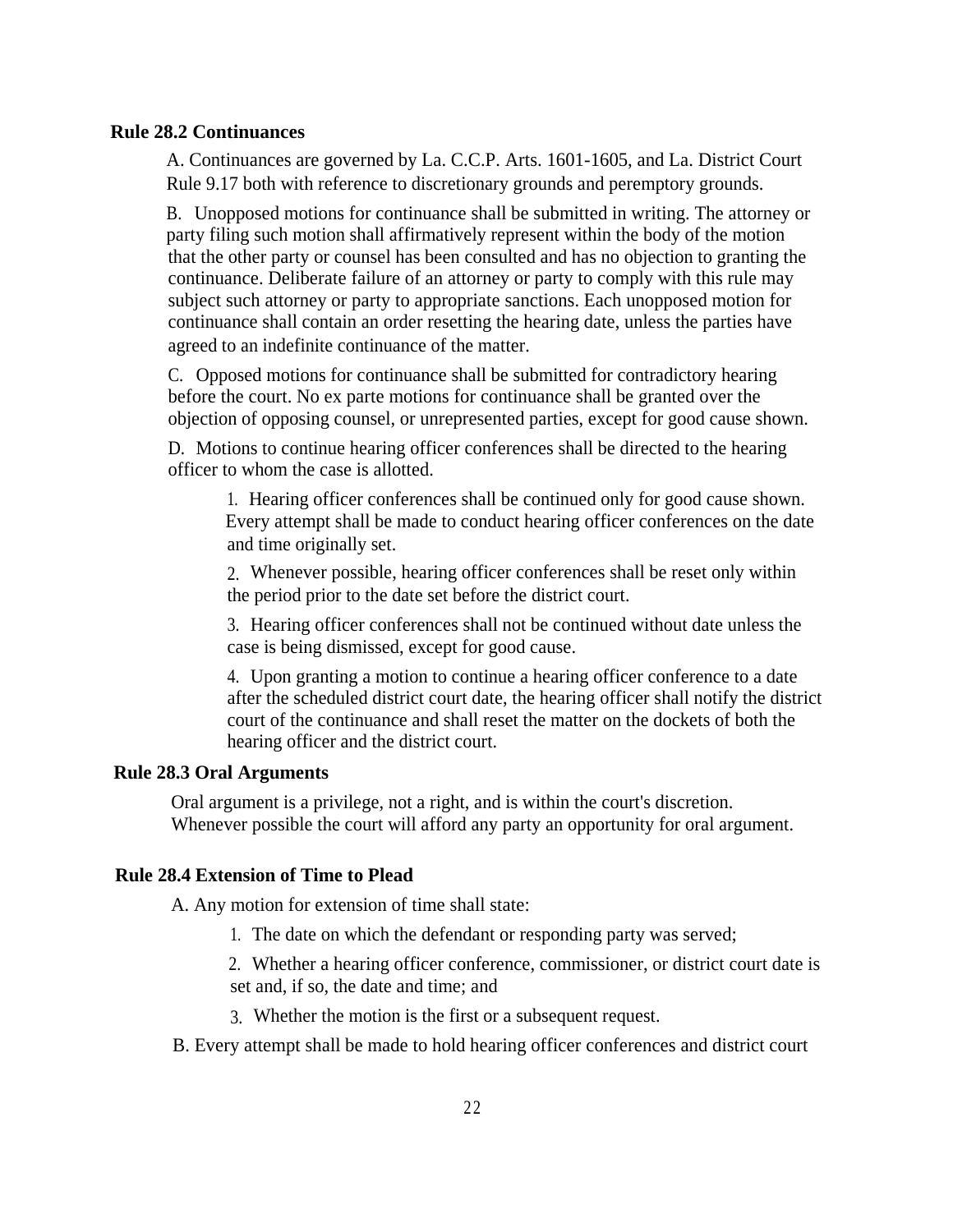## Rule 28.2 Continuances

A. Continuances are governed by La. C.C.P. Arts. 1601-1605, and La. District Court Rule 9.17 both with reference to discretionary grounds and peremptory grounds.

B. Unopposed motions for continuance shall be submitted in writing. The attorney or party filing such motion shall affirmatively represent within the body of the motion that the other party or counsel has been consulted and has no objection to granting the continuance. Deliberate failure of an attorney or party to comply with this rule may subject such attorney or party to appropriate sanctions. Each unopposed motion for continuance shall contain an order resetting the hearing date, unless the parties have agreed to an indefinite continuance of the matter.

C. Opposed motions for continuance shall be submitted for contradictory hearing before the court. No ex parte motions for continuance shall be granted over the objection of opposing counsel, or unrepresented parties, except for good cause shown.

D. Motions to continue hearing officer conferences shall be directed to the hearing officer to whom the case is allotted.

1. Hearing officer conferences shall be continued only for good cause shown. Every attempt shall be made to conduct hearing officer conferences on the date and time originally set.
2. Whenever possible, hearing officer conferences shall be reset only within the period prior to the date set before the district court.
3. Hearing officer conferences shall not be continued without date unless the case is being dismissed, except for good cause.
4. Upon granting a motion to continue a hearing officer conference to a date after the scheduled district court date, the hearing officer shall notify the district court of the continuance and shall reset the matter on the dockets of both the hearing officer and the district court.

## Rule 28.3 Oral Arguments

Oral argument is a privilege, not a right, and is within the court's discretion. Whenever possible the court will afford any party an opportunity for oral argument.

## Rule 28.4 Extension of Time to Plead

A. Any motion for extension of time shall state:

1. The date on which the defendant or responding party was served;
2. Whether a hearing officer conference, commissioner, or district court date is set and, if so, the date and time; and
3. Whether the motion is the first or a subsequent request.

B. Every attempt shall be made to hold hearing officer conferences and district court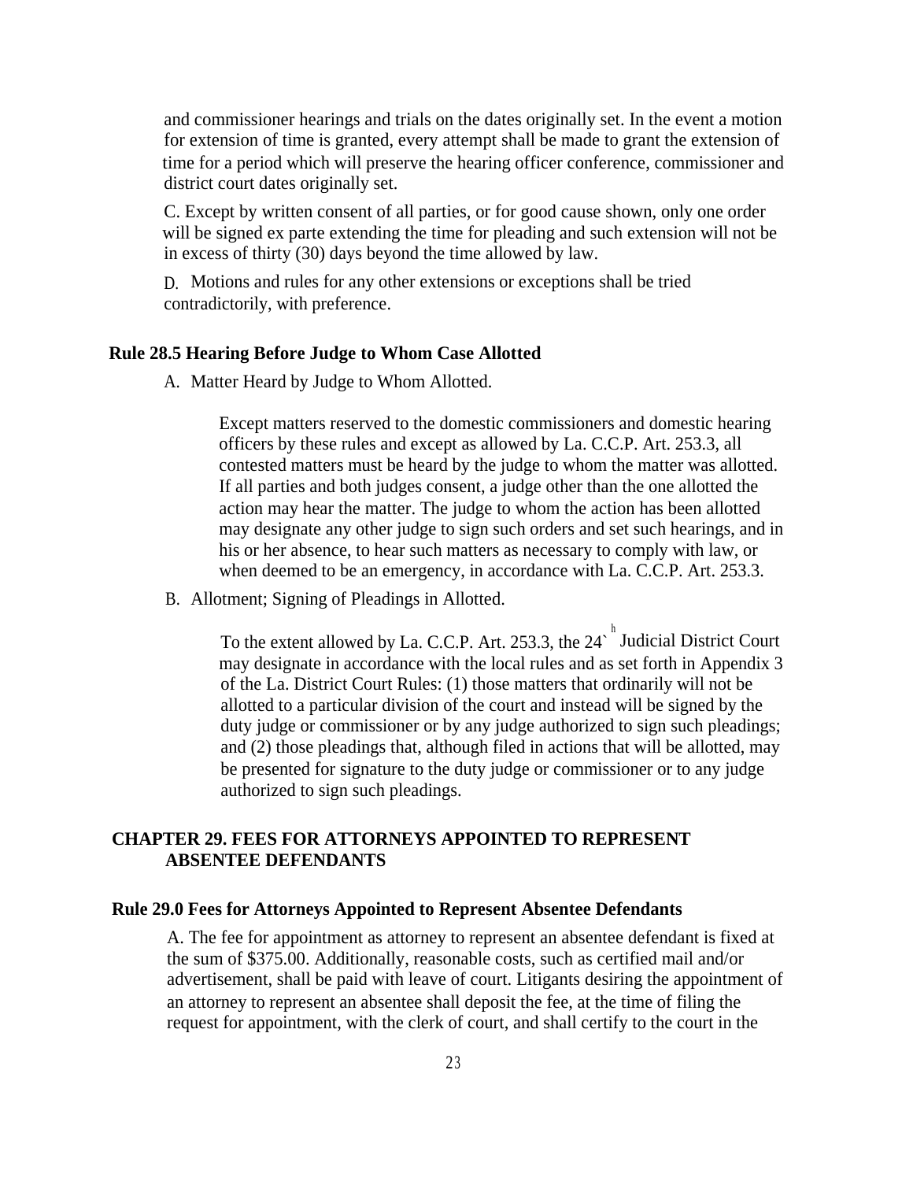and commissioner hearings and trials on the dates originally set. In the event a motion for extension of time is granted, every attempt shall be made to grant the extension of time for a period which will preserve the hearing officer conference, commissioner and district court dates originally set.

C. Except by written consent of all parties, or for good cause shown, only one order will be signed ex parte extending the time for pleading and such extension will not be in excess of thirty (30) days beyond the time allowed by law.

D. Motions and rules for any other extensions or exceptions shall be tried contradictorily, with preference.

### Rule 28.5 Hearing Before Judge to Whom Case Allotted

A. Matter Heard by Judge to Whom Allotted.

Except matters reserved to the domestic commissioners and domestic hearing officers by these rules and except as allowed by La. C.C.P. Art. 253.3, all contested matters must be heard by the judge to whom the matter was allotted. If all parties and both judges consent, a judge other than the one allotted the action may hear the matter. The judge to whom the action has been allotted may designate any other judge to sign such orders and set such hearings, and in his or her absence, to hear such matters as necessary to comply with law, or when deemed to be an emergency, in accordance with La. C.C.P. Art. 253.3.

B. Allotment; Signing of Pleadings in Allotted.

To the extent allowed by La. C.C.P. Art. 253.3, the 24`h Judicial District Court may designate in accordance with the local rules and as set forth in Appendix 3 of the La. District Court Rules: (1) those matters that ordinarily will not be allotted to a particular division of the court and instead will be signed by the duty judge or commissioner or by any judge authorized to sign such pleadings; and (2) those pleadings that, although filed in actions that will be allotted, may be presented for signature to the duty judge or commissioner or to any judge authorized to sign such pleadings.

## CHAPTER 29. FEES FOR ATTORNEYS APPOINTED TO REPRESENT ABSENTEE DEFENDANTS

### Rule 29.0 Fees for Attorneys Appointed to Represent Absentee Defendants

A. The fee for appointment as attorney to represent an absentee defendant is fixed at the sum of $375.00. Additionally, reasonable costs, such as certified mail and/or advertisement, shall be paid with leave of court. Litigants desiring the appointment of an attorney to represent an absentee shall deposit the fee, at the time of filing the request for appointment, with the clerk of court, and shall certify to the court in the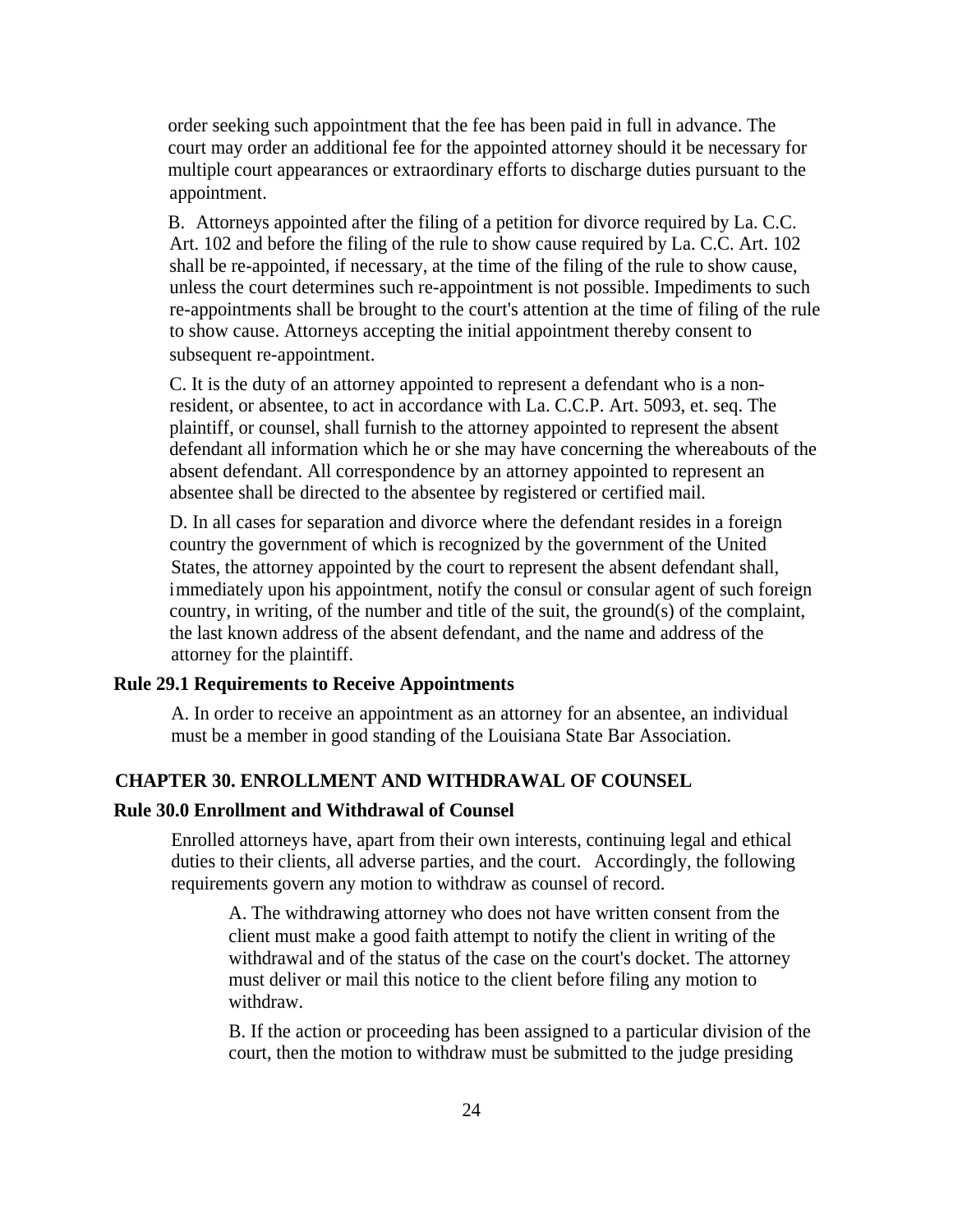order seeking such appointment that the fee has been paid in full in advance. The court may order an additional fee for the appointed attorney should it be necessary for multiple court appearances or extraordinary efforts to discharge duties pursuant to the appointment.

B. Attorneys appointed after the filing of a petition for divorce required by La. C.C. Art. 102 and before the filing of the rule to show cause required by La. C.C. Art. 102 shall be re-appointed, if necessary, at the time of the filing of the rule to show cause, unless the court determines such re-appointment is not possible. Impediments to such re-appointments shall be brought to the court's attention at the time of filing of the rule to show cause. Attorneys accepting the initial appointment thereby consent to subsequent re-appointment.

C. It is the duty of an attorney appointed to represent a defendant who is a non-resident, or absentee, to act in accordance with La. C.C.P. Art. 5093, et. seq. The plaintiff, or counsel, shall furnish to the attorney appointed to represent the absent defendant all information which he or she may have concerning the whereabouts of the absent defendant. All correspondence by an attorney appointed to represent an absentee shall be directed to the absentee by registered or certified mail.

D. In all cases for separation and divorce where the defendant resides in a foreign country the government of which is recognized by the government of the United States, the attorney appointed by the court to represent the absent defendant shall, immediately upon his appointment, notify the consul or consular agent of such foreign country, in writing, of the number and title of the suit, the ground(s) of the complaint, the last known address of the absent defendant, and the name and address of the attorney for the plaintiff.

### Rule 29.1 Requirements to Receive Appointments

A. In order to receive an appointment as an attorney for an absentee, an individual must be a member in good standing of the Louisiana State Bar Association.

## CHAPTER 30. ENROLLMENT AND WITHDRAWAL OF COUNSEL

### Rule 30.0 Enrollment and Withdrawal of Counsel

Enrolled attorneys have, apart from their own interests, continuing legal and ethical duties to their clients, all adverse parties, and the court. Accordingly, the following requirements govern any motion to withdraw as counsel of record.

A. The withdrawing attorney who does not have written consent from the client must make a good faith attempt to notify the client in writing of the withdrawal and of the status of the case on the court's docket. The attorney must deliver or mail this notice to the client before filing any motion to withdraw.

B. If the action or proceeding has been assigned to a particular division of the court, then the motion to withdraw must be submitted to the judge presiding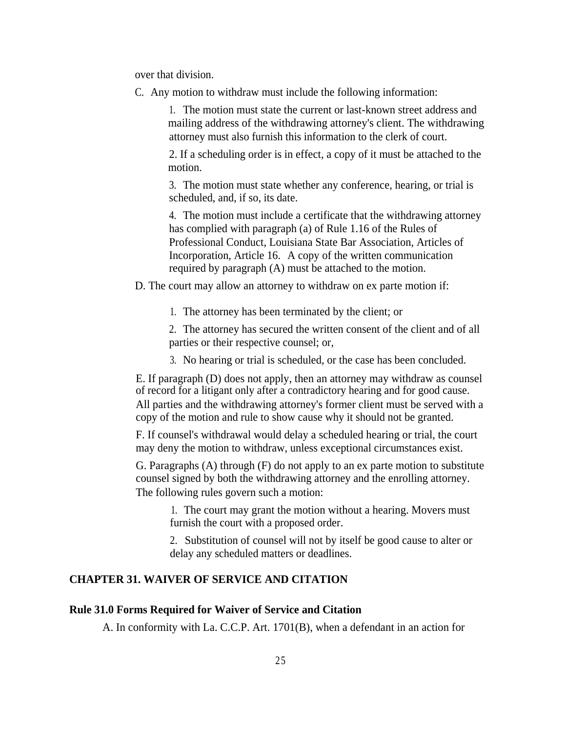over that division.

C. Any motion to withdraw must include the following information:

1. The motion must state the current or last-known street address and mailing address of the withdrawing attorney's client. The withdrawing attorney must also furnish this information to the clerk of court.

2. If a scheduling order is in effect, a copy of it must be attached to the motion.

3. The motion must state whether any conference, hearing, or trial is scheduled, and, if so, its date.

4. The motion must include a certificate that the withdrawing attorney has complied with paragraph (a) of Rule 1.16 of the Rules of Professional Conduct, Louisiana State Bar Association, Articles of Incorporation, Article 16. A copy of the written communication required by paragraph (A) must be attached to the motion.

D. The court may allow an attorney to withdraw on ex parte motion if:

1. The attorney has been terminated by the client; or

2. The attorney has secured the written consent of the client and of all parties or their respective counsel; or,

3. No hearing or trial is scheduled, or the case has been concluded.

E. If paragraph (D) does not apply, then an attorney may withdraw as counsel of record for a litigant only after a contradictory hearing and for good cause. All parties and the withdrawing attorney's former client must be served with a copy of the motion and rule to show cause why it should not be granted.

F. If counsel's withdrawal would delay a scheduled hearing or trial, the court may deny the motion to withdraw, unless exceptional circumstances exist.

G. Paragraphs (A) through (F) do not apply to an ex parte motion to substitute counsel signed by both the withdrawing attorney and the enrolling attorney. The following rules govern such a motion:

1. The court may grant the motion without a hearing. Movers must furnish the court with a proposed order.

2. Substitution of counsel will not by itself be good cause to alter or delay any scheduled matters or deadlines.

## CHAPTER 31. WAIVER OF SERVICE AND CITATION

### Rule 31.0 Forms Required for Waiver of Service and Citation

A. In conformity with La. C.C.P. Art. 1701(B), when a defendant in an action for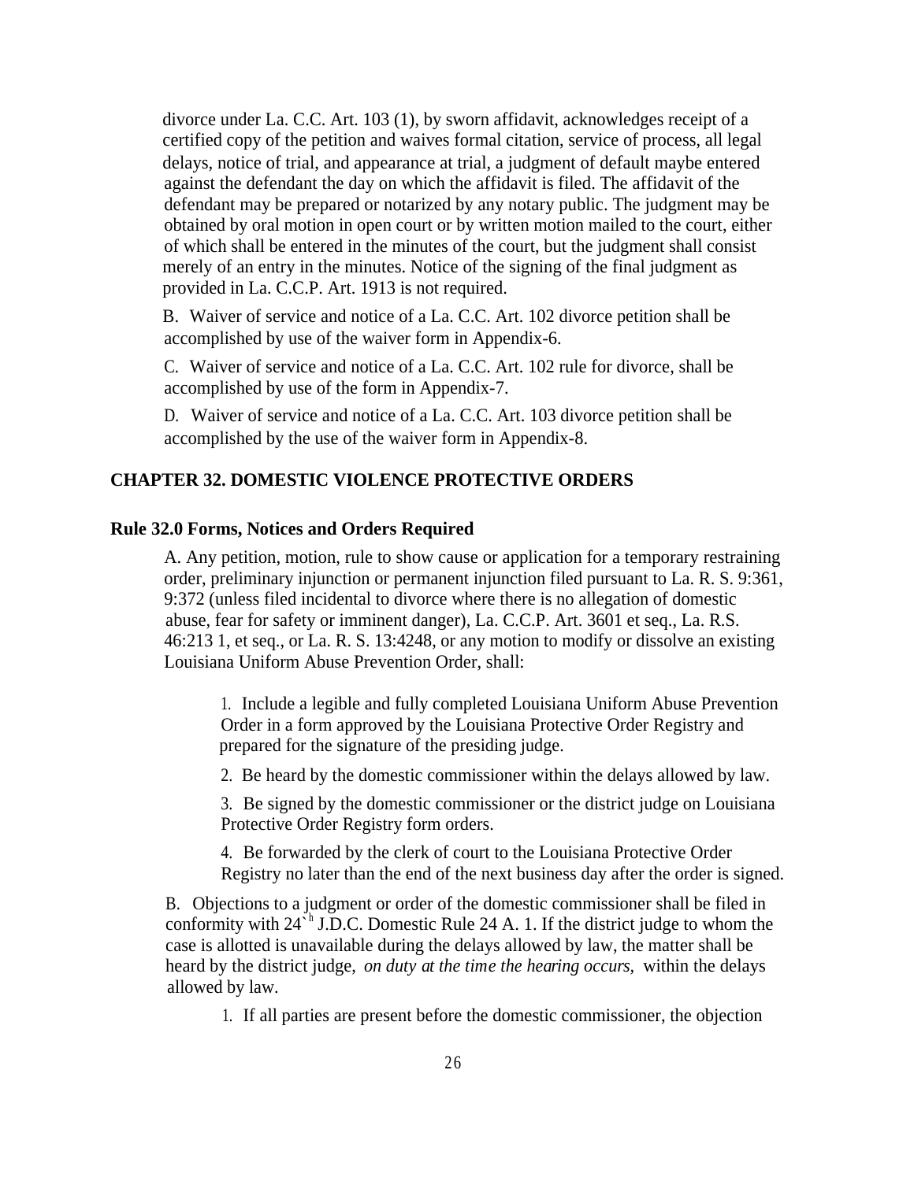divorce under La. C.C. Art. 103 (1), by sworn affidavit, acknowledges receipt of a certified copy of the petition and waives formal citation, service of process, all legal delays, notice of trial, and appearance at trial, a judgment of default maybe entered against the defendant the day on which the affidavit is filed. The affidavit of the defendant may be prepared or notarized by any notary public. The judgment may be obtained by oral motion in open court or by written motion mailed to the court, either of which shall be entered in the minutes of the court, but the judgment shall consist merely of an entry in the minutes. Notice of the signing of the final judgment as provided in La. C.C.P. Art. 1913 is not required.

B. Waiver of service and notice of a La. C.C. Art. 102 divorce petition shall be accomplished by use of the waiver form in Appendix-6.

C. Waiver of service and notice of a La. C.C. Art. 102 rule for divorce, shall be accomplished by use of the form in Appendix-7.

D. Waiver of service and notice of a La. C.C. Art. 103 divorce petition shall be accomplished by the use of the waiver form in Appendix-8.

## CHAPTER 32. DOMESTIC VIOLENCE PROTECTIVE ORDERS

### Rule 32.0 Forms, Notices and Orders Required

A. Any petition, motion, rule to show cause or application for a temporary restraining order, preliminary injunction or permanent injunction filed pursuant to La. R. S. 9:361, 9:372 (unless filed incidental to divorce where there is no allegation of domestic abuse, fear for safety or imminent danger), La. C.C.P. Art. 3601 et seq., La. R.S. 46:213 1, et seq., or La. R. S. 13:4248, or any motion to modify or dissolve an existing Louisiana Uniform Abuse Prevention Order, shall:

1. Include a legible and fully completed Louisiana Uniform Abuse Prevention Order in a form approved by the Louisiana Protective Order Registry and prepared for the signature of the presiding judge.

2. Be heard by the domestic commissioner within the delays allowed by law.

3. Be signed by the domestic commissioner or the district judge on Louisiana Protective Order Registry form orders.

4. Be forwarded by the clerk of court to the Louisiana Protective Order Registry no later than the end of the next business day after the order is signed.

B. Objections to a judgment or order of the domestic commissioner shall be filed in conformity with 24`h J.D.C. Domestic Rule 24 A. 1. If the district judge to whom the case is allotted is unavailable during the delays allowed by law, the matter shall be heard by the district judge, *on duty at the time the hearing occurs,* within the delays allowed by law.

1. If all parties are present before the domestic commissioner, the objection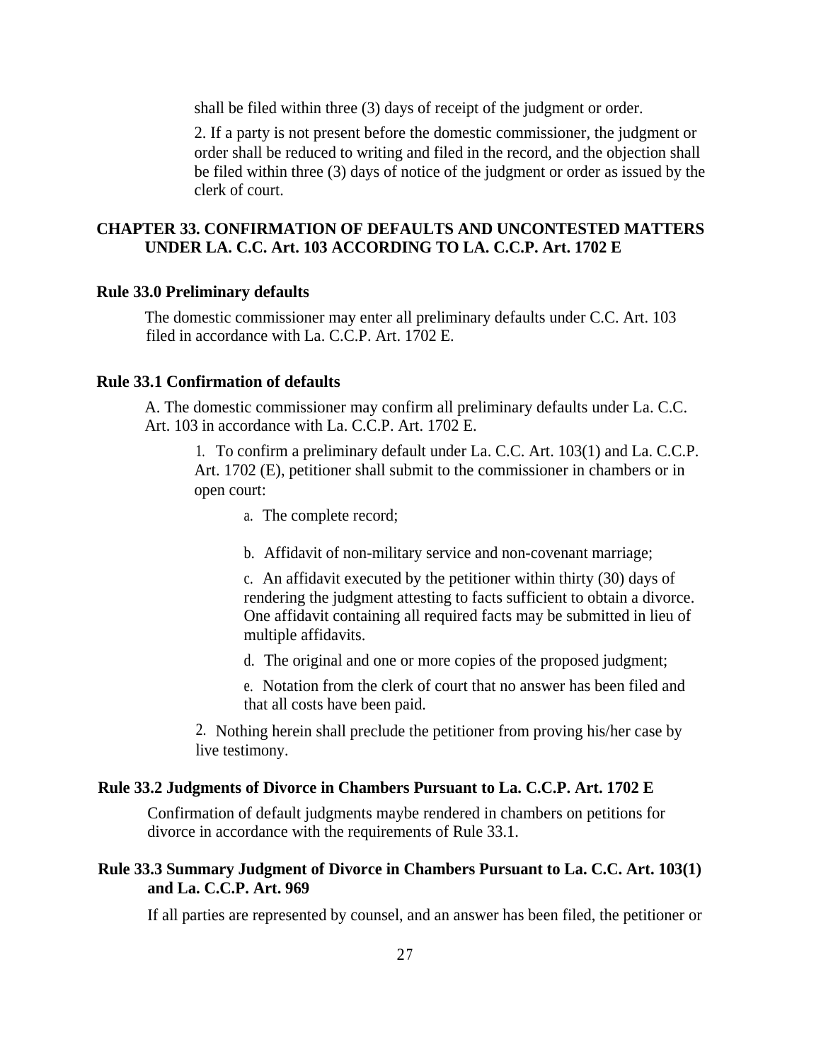shall be filed within three (3) days of receipt of the judgment or order.

2. If a party is not present before the domestic commissioner, the judgment or order shall be reduced to writing and filed in the record, and the objection shall be filed within three (3) days of notice of the judgment or order as issued by the clerk of court.

## CHAPTER 33. CONFIRMATION OF DEFAULTS AND UNCONTESTED MATTERS UNDER LA. C.C. Art. 103 ACCORDING TO LA. C.C.P. Art. 1702 E

### Rule 33.0 Preliminary defaults

The domestic commissioner may enter all preliminary defaults under C.C. Art. 103 filed in accordance with La. C.C.P. Art. 1702 E.

### Rule 33.1 Confirmation of defaults

A. The domestic commissioner may confirm all preliminary defaults under La. C.C. Art. 103 in accordance with La. C.C.P. Art. 1702 E.

1. To confirm a preliminary default under La. C.C. Art. 103(1) and La. C.C.P. Art. 1702 (E), petitioner shall submit to the commissioner in chambers or in open court:

   a. The complete record;

   b. Affidavit of non-military service and non-covenant marriage;

   c. An affidavit executed by the petitioner within thirty (30) days of rendering the judgment attesting to facts sufficient to obtain a divorce. One affidavit containing all required facts may be submitted in lieu of multiple affidavits.

   d. The original and one or more copies of the proposed judgment;

   e. Notation from the clerk of court that no answer has been filed and that all costs have been paid.

2. Nothing herein shall preclude the petitioner from proving his/her case by live testimony.

### Rule 33.2 Judgments of Divorce in Chambers Pursuant to La. C.C.P. Art. 1702 E

Confirmation of default judgments maybe rendered in chambers on petitions for divorce in accordance with the requirements of Rule 33.1.

### Rule 33.3 Summary Judgment of Divorce in Chambers Pursuant to La. C.C. Art. 103(1) and La. C.C.P. Art. 969

If all parties are represented by counsel, and an answer has been filed, the petitioner or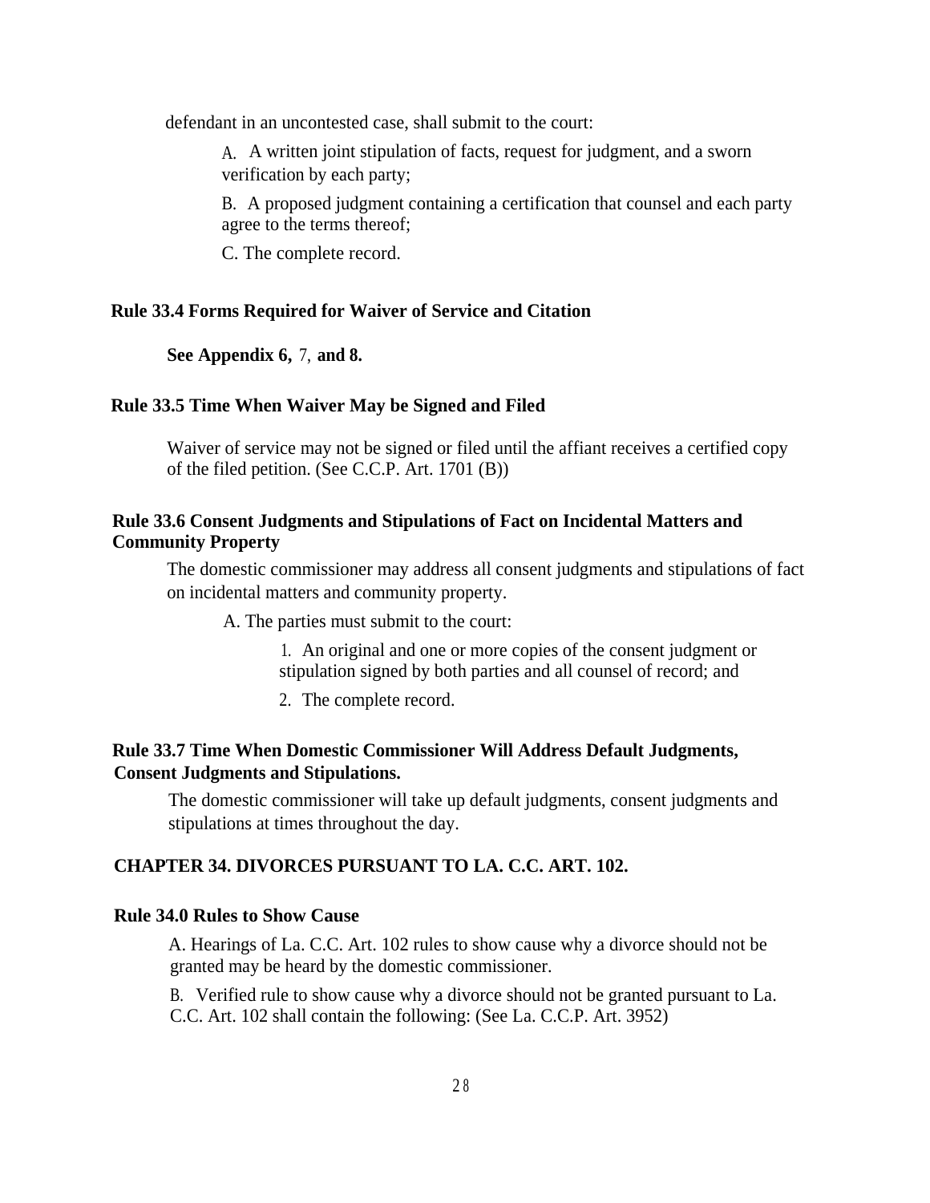defendant in an uncontested case, shall submit to the court:

A. A written joint stipulation of facts, request for judgment, and a sworn verification by each party;

B. A proposed judgment containing a certification that counsel and each party agree to the terms thereof;

C. The complete record.

**Rule 33.4 Forms Required for Waiver of Service and Citation**

**See Appendix 6, 7, and 8.**

**Rule 33.5 Time When Waiver May be Signed and Filed**

Waiver of service may not be signed or filed until the affiant receives a certified copy of the filed petition. (See C.C.P. Art. 1701 (B))

**Rule 33.6 Consent Judgments and Stipulations of Fact on Incidental Matters and Community Property**

The domestic commissioner may address all consent judgments and stipulations of fact on incidental matters and community property.

A. The parties must submit to the court:

1. An original and one or more copies of the consent judgment or stipulation signed by both parties and all counsel of record; and
2. The complete record.

**Rule 33.7 Time When Domestic Commissioner Will Address Default Judgments, Consent Judgments and Stipulations.**

The domestic commissioner will take up default judgments, consent judgments and stipulations at times throughout the day.

## CHAPTER 34. DIVORCES PURSUANT TO LA. C.C. ART. 102.

**Rule 34.0 Rules to Show Cause**

A. Hearings of La. C.C. Art. 102 rules to show cause why a divorce should not be granted may be heard by the domestic commissioner.

B. Verified rule to show cause why a divorce should not be granted pursuant to La. C.C. Art. 102 shall contain the following: (See La. C.C.P. Art. 3952)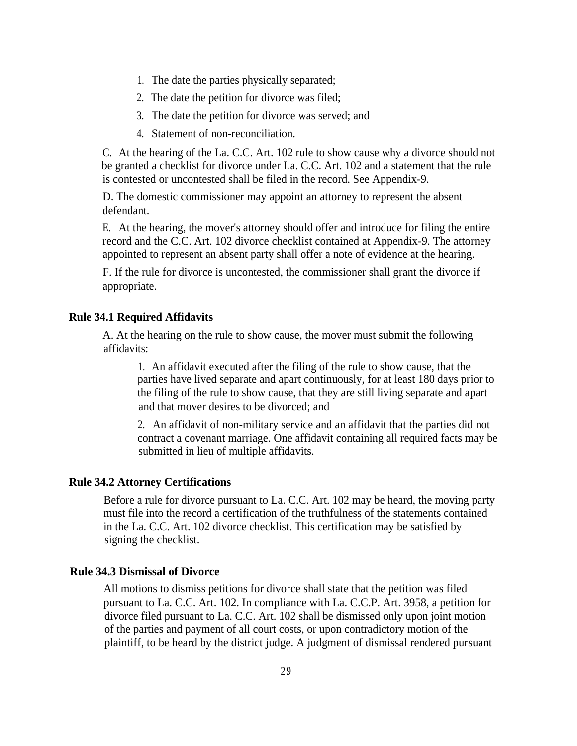1. The date the parties physically separated;
2. The date the petition for divorce was filed;
3. The date the petition for divorce was served; and
4. Statement of non-reconciliation.

C. At the hearing of the La. C.C. Art. 102 rule to show cause why a divorce should not be granted a checklist for divorce under La. C.C. Art. 102 and a statement that the rule is contested or uncontested shall be filed in the record. See Appendix-9.

D. The domestic commissioner may appoint an attorney to represent the absent defendant.

E. At the hearing, the mover's attorney should offer and introduce for filing the entire record and the C.C. Art. 102 divorce checklist contained at Appendix-9. The attorney appointed to represent an absent party shall offer a note of evidence at the hearing.

F. If the rule for divorce is uncontested, the commissioner shall grant the divorce if appropriate.

**Rule 34.1 Required Affidavits**

A. At the hearing on the rule to show cause, the mover must submit the following affidavits:

1. An affidavit executed after the filing of the rule to show cause, that the parties have lived separate and apart continuously, for at least 180 days prior to the filing of the rule to show cause, that they are still living separate and apart and that mover desires to be divorced; and
2. An affidavit of non-military service and an affidavit that the parties did not contract a covenant marriage. One affidavit containing all required facts may be submitted in lieu of multiple affidavits.

**Rule 34.2 Attorney Certifications**

Before a rule for divorce pursuant to La. C.C. Art. 102 may be heard, the moving party must file into the record a certification of the truthfulness of the statements contained in the La. C.C. Art. 102 divorce checklist. This certification may be satisfied by signing the checklist.

**Rule 34.3 Dismissal of Divorce**

All motions to dismiss petitions for divorce shall state that the petition was filed pursuant to La. C.C. Art. 102. In compliance with La. C.C.P. Art. 3958, a petition for divorce filed pursuant to La. C.C. Art. 102 shall be dismissed only upon joint motion of the parties and payment of all court costs, or upon contradictory motion of the plaintiff, to be heard by the district judge. A judgment of dismissal rendered pursuant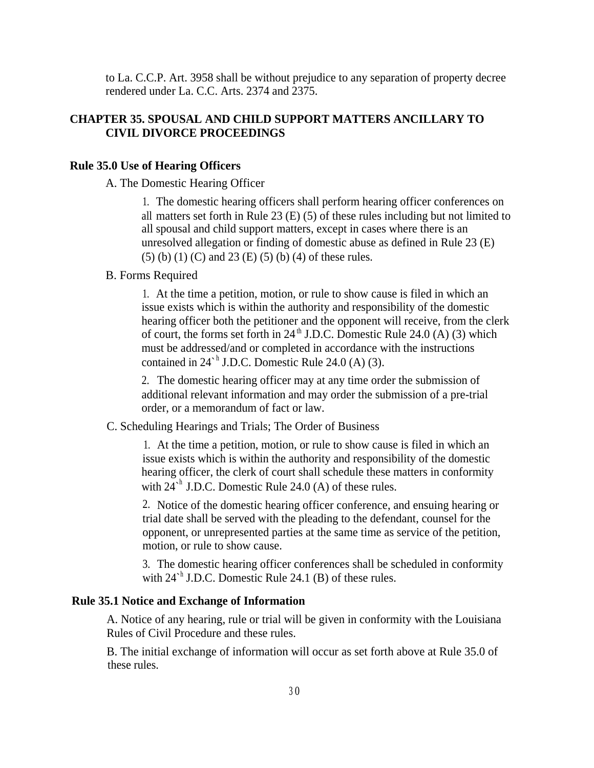to La. C.C.P. Art. 3958 shall be without prejudice to any separation of property decree rendered under La. C.C. Arts. 2374 and 2375.

## CHAPTER 35. SPOUSAL AND CHILD SUPPORT MATTERS ANCILLARY TO CIVIL DIVORCE PROCEEDINGS

### Rule 35.0 Use of Hearing Officers

A. The Domestic Hearing Officer

1. The domestic hearing officers shall perform hearing officer conferences on all matters set forth in Rule 23 (E) (5) of these rules including but not limited to all spousal and child support matters, except in cases where there is an unresolved allegation or finding of domestic abuse as defined in Rule 23 (E) (5) (b) (1) (C) and 23 (E) (5) (b) (4) of these rules.

B. Forms Required

1. At the time a petition, motion, or rule to show cause is filed in which an issue exists which is within the authority and responsibility of the domestic hearing officer both the petitioner and the opponent will receive, from the clerk of court, the forms set forth in 24th J.D.C. Domestic Rule 24.0 (A) (3) which must be addressed/and or completed in accordance with the instructions contained in 24`h J.D.C. Domestic Rule 24.0 (A) (3).

2. The domestic hearing officer may at any time order the submission of additional relevant information and may order the submission of a pre-trial order, or a memorandum of fact or law.

C. Scheduling Hearings and Trials; The Order of Business

1. At the time a petition, motion, or rule to show cause is filed in which an issue exists which is within the authority and responsibility of the domestic hearing officer, the clerk of court shall schedule these matters in conformity with 24`h J.D.C. Domestic Rule 24.0 (A) of these rules.

2. Notice of the domestic hearing officer conference, and ensuing hearing or trial date shall be served with the pleading to the defendant, counsel for the opponent, or unrepresented parties at the same time as service of the petition, motion, or rule to show cause.

3. The domestic hearing officer conferences shall be scheduled in conformity with 24`h J.D.C. Domestic Rule 24.1 (B) of these rules.

### Rule 35.1 Notice and Exchange of Information

A. Notice of any hearing, rule or trial will be given in conformity with the Louisiana Rules of Civil Procedure and these rules.

B. The initial exchange of information will occur as set forth above at Rule 35.0 of these rules.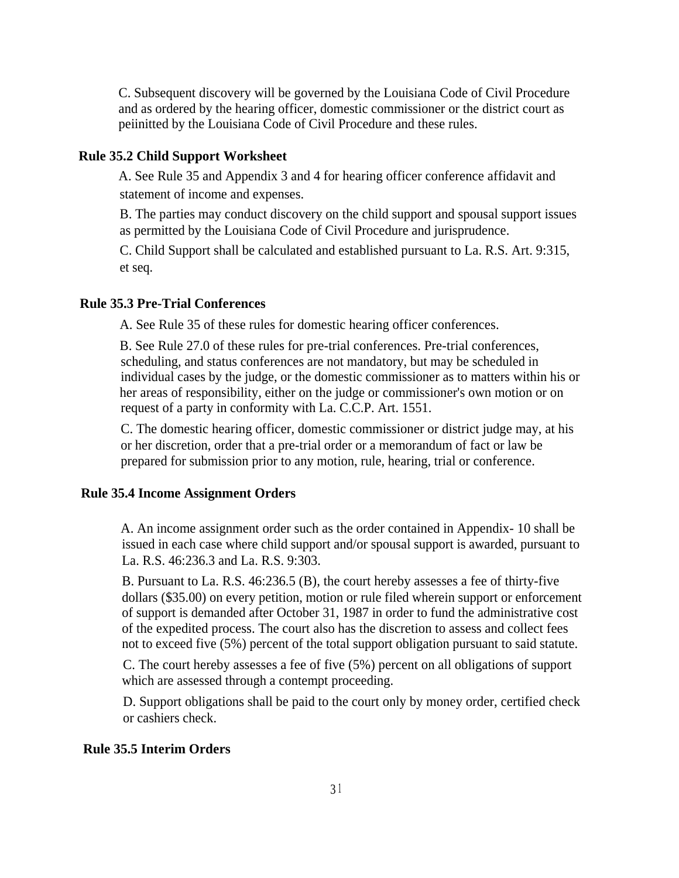C. Subsequent discovery will be governed by the Louisiana Code of Civil Procedure and as ordered by the hearing officer, domestic commissioner or the district court as peiinitted by the Louisiana Code of Civil Procedure and these rules.

### Rule 35.2 Child Support Worksheet

A. See Rule 35 and Appendix 3 and 4 for hearing officer conference affidavit and statement of income and expenses.

B. The parties may conduct discovery on the child support and spousal support issues as permitted by the Louisiana Code of Civil Procedure and jurisprudence.

C. Child Support shall be calculated and established pursuant to La. R.S. Art. 9:315, et seq.

### Rule 35.3 Pre-Trial Conferences

A. See Rule 35 of these rules for domestic hearing officer conferences.

B. See Rule 27.0 of these rules for pre-trial conferences. Pre-trial conferences, scheduling, and status conferences are not mandatory, but may be scheduled in individual cases by the judge, or the domestic commissioner as to matters within his or her areas of responsibility, either on the judge or commissioner's own motion or on request of a party in conformity with La. C.C.P. Art. 1551.

C. The domestic hearing officer, domestic commissioner or district judge may, at his or her discretion, order that a pre-trial order or a memorandum of fact or law be prepared for submission prior to any motion, rule, hearing, trial or conference.

### Rule 35.4 Income Assignment Orders

A. An income assignment order such as the order contained in Appendix- 10 shall be issued in each case where child support and/or spousal support is awarded, pursuant to La. R.S. 46:236.3 and La. R.S. 9:303.

B. Pursuant to La. R.S. 46:236.5 (B), the court hereby assesses a fee of thirty-five dollars ($35.00) on every petition, motion or rule filed wherein support or enforcement of support is demanded after October 31, 1987 in order to fund the administrative cost of the expedited process. The court also has the discretion to assess and collect fees not to exceed five (5%) percent of the total support obligation pursuant to said statute.

C. The court hereby assesses a fee of five (5%) percent on all obligations of support which are assessed through a contempt proceeding.

D. Support obligations shall be paid to the court only by money order, certified check or cashiers check.

### Rule 35.5 Interim Orders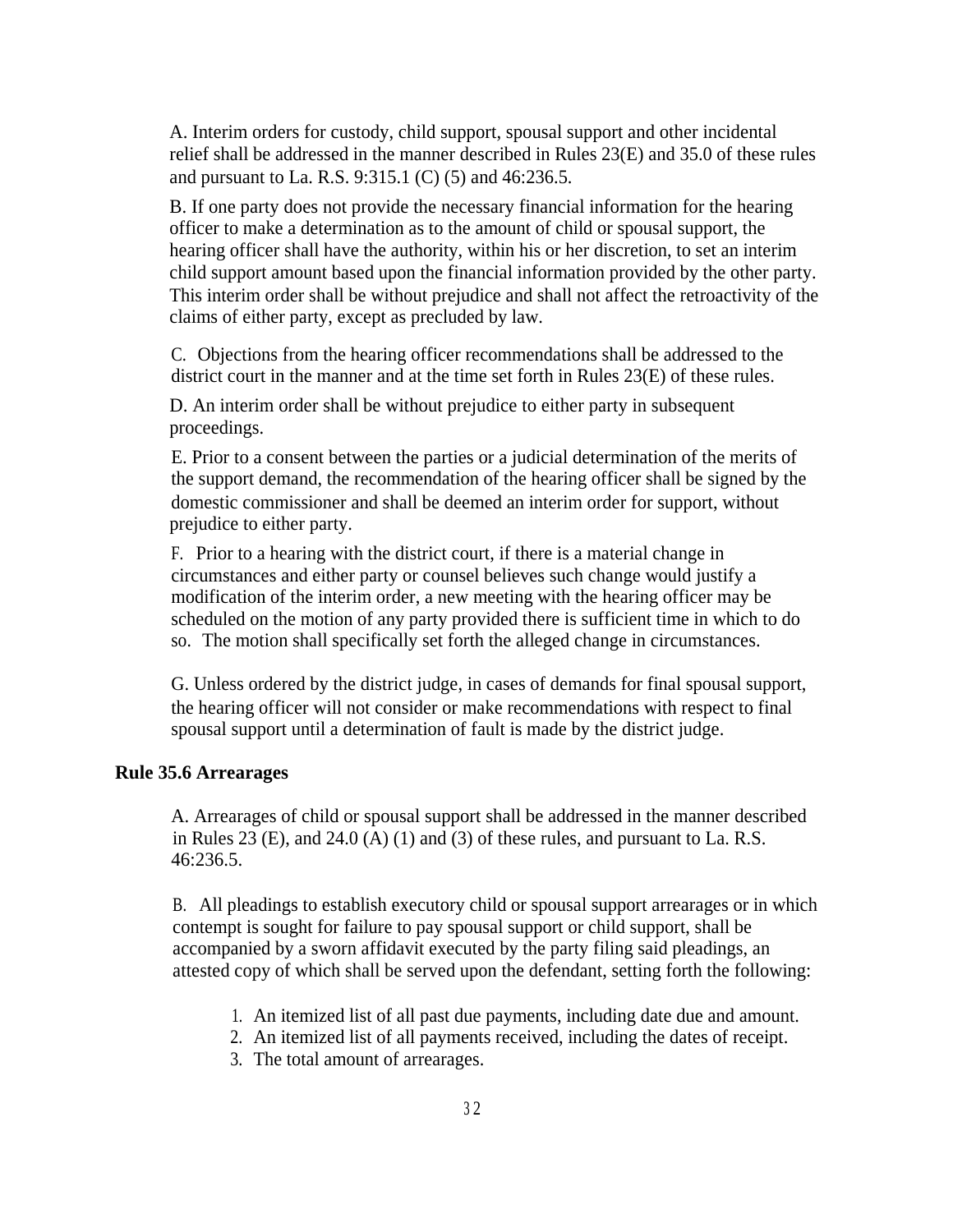A. Interim orders for custody, child support, spousal support and other incidental relief shall be addressed in the manner described in Rules 23(E) and 35.0 of these rules and pursuant to La. R.S. 9:315.1 (C) (5) and 46:236.5.

B. If one party does not provide the necessary financial information for the hearing officer to make a determination as to the amount of child or spousal support, the hearing officer shall have the authority, within his or her discretion, to set an interim child support amount based upon the financial information provided by the other party. This interim order shall be without prejudice and shall not affect the retroactivity of the claims of either party, except as precluded by law.

C. Objections from the hearing officer recommendations shall be addressed to the district court in the manner and at the time set forth in Rules 23(E) of these rules.

D. An interim order shall be without prejudice to either party in subsequent proceedings.

E. Prior to a consent between the parties or a judicial determination of the merits of the support demand, the recommendation of the hearing officer shall be signed by the domestic commissioner and shall be deemed an interim order for support, without prejudice to either party.

F. Prior to a hearing with the district court, if there is a material change in circumstances and either party or counsel believes such change would justify a modification of the interim order, a new meeting with the hearing officer may be scheduled on the motion of any party provided there is sufficient time in which to do so. The motion shall specifically set forth the alleged change in circumstances.

G. Unless ordered by the district judge, in cases of demands for final spousal support, the hearing officer will not consider or make recommendations with respect to final spousal support until a determination of fault is made by the district judge.

## Rule 35.6 Arrearages

A. Arrearages of child or spousal support shall be addressed in the manner described in Rules 23 (E), and 24.0 (A) (1) and (3) of these rules, and pursuant to La. R.S. 46:236.5.

B. All pleadings to establish executory child or spousal support arrearages or in which contempt is sought for failure to pay spousal support or child support, shall be accompanied by a sworn affidavit executed by the party filing said pleadings, an attested copy of which shall be served upon the defendant, setting forth the following:

1. An itemized list of all past due payments, including date due and amount.
2. An itemized list of all payments received, including the dates of receipt.
3. The total amount of arrearages.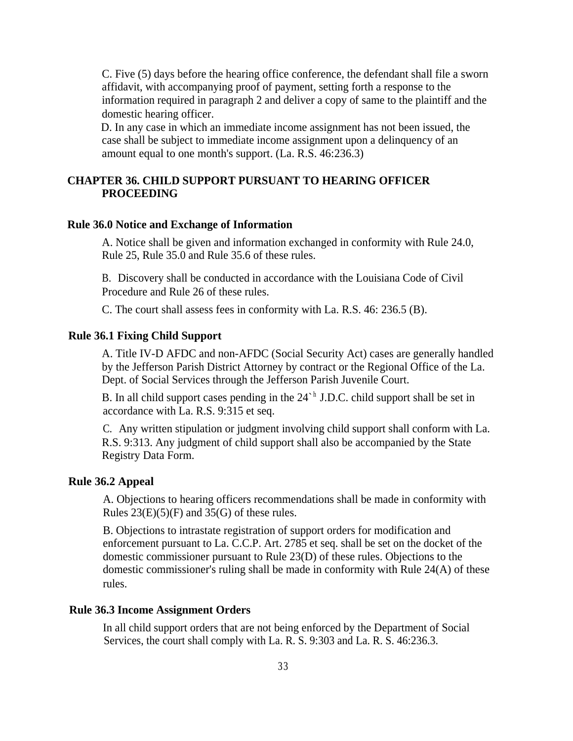C. Five (5) days before the hearing office conference, the defendant shall file a sworn affidavit, with accompanying proof of payment, setting forth a response to the information required in paragraph 2 and deliver a copy of same to the plaintiff and the domestic hearing officer.

D. In any case in which an immediate income assignment has not been issued, the case shall be subject to immediate income assignment upon a delinquency of an amount equal to one month's support. (La. R.S. 46:236.3)

## CHAPTER 36. CHILD SUPPORT PURSUANT TO HEARING OFFICER PROCEEDING

### Rule 36.0 Notice and Exchange of Information

A. Notice shall be given and information exchanged in conformity with Rule 24.0, Rule 25, Rule 35.0 and Rule 35.6 of these rules.

B. Discovery shall be conducted in accordance with the Louisiana Code of Civil Procedure and Rule 26 of these rules.

C. The court shall assess fees in conformity with La. R.S. 46: 236.5 (B).

### Rule 36.1 Fixing Child Support

A. Title IV-D AFDC and non-AFDC (Social Security Act) cases are generally handled by the Jefferson Parish District Attorney by contract or the Regional Office of the La. Dept. of Social Services through the Jefferson Parish Juvenile Court.

B. In all child support cases pending in the 24`h J.D.C. child support shall be set in accordance with La. R.S. 9:315 et seq.

C. Any written stipulation or judgment involving child support shall conform with La. R.S. 9:313. Any judgment of child support shall also be accompanied by the State Registry Data Form.

### Rule 36.2 Appeal

A. Objections to hearing officers recommendations shall be made in conformity with Rules 23(E)(5)(F) and 35(G) of these rules.

B. Objections to intrastate registration of support orders for modification and enforcement pursuant to La. C.C.P. Art. 2785 et seq. shall be set on the docket of the domestic commissioner pursuant to Rule 23(D) of these rules. Objections to the domestic commissioner's ruling shall be made in conformity with Rule 24(A) of these rules.

### Rule 36.3 Income Assignment Orders

In all child support orders that are not being enforced by the Department of Social Services, the court shall comply with La. R. S. 9:303 and La. R. S. 46:236.3.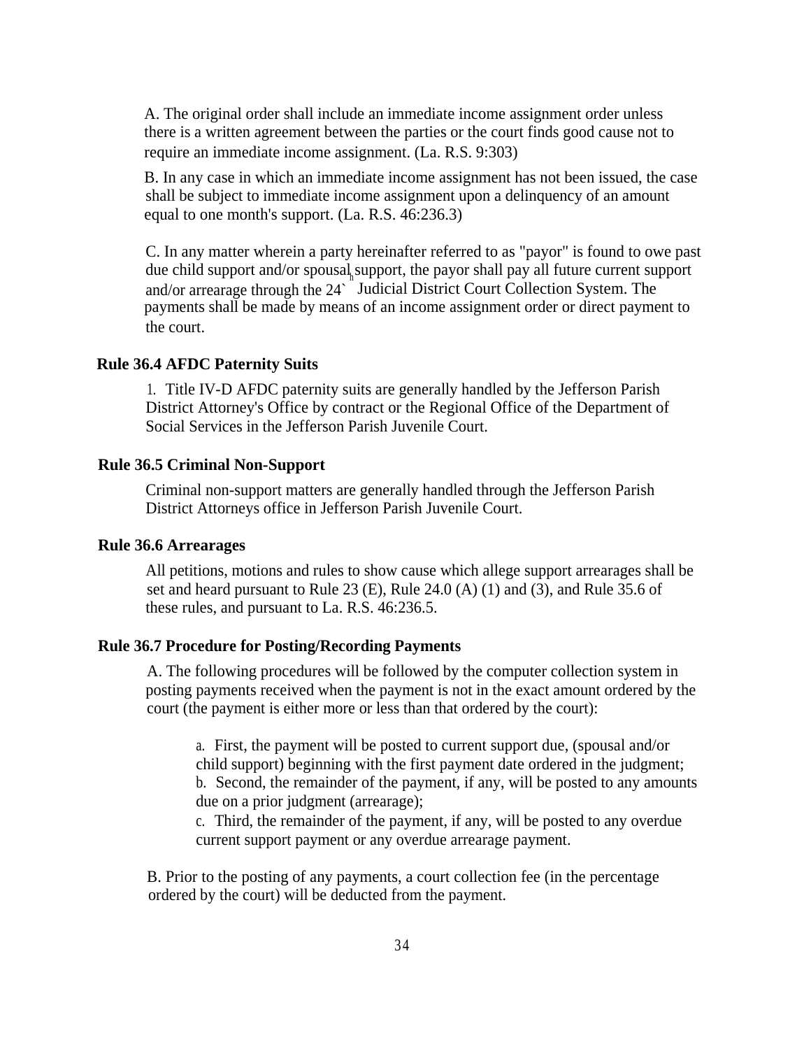A. The original order shall include an immediate income assignment order unless there is a written agreement between the parties or the court finds good cause not to require an immediate income assignment. (La. R.S. 9:303)

B. In any case in which an immediate income assignment has not been issued, the case shall be subject to immediate income assignment upon a delinquency of an amount equal to one month's support. (La. R.S. 46:236.3)

C. In any matter wherein a party hereinafter referred to as "payor" is found to owe past due child support and/or spousal support, the payor shall pay all future current support and/or arrearage through the 24th Judicial District Court Collection System. The payments shall be made by means of an income assignment order or direct payment to the court.

### Rule 36.4 AFDC Paternity Suits

1. Title IV-D AFDC paternity suits are generally handled by the Jefferson Parish District Attorney's Office by contract or the Regional Office of the Department of Social Services in the Jefferson Parish Juvenile Court.

### Rule 36.5 Criminal Non-Support

Criminal non-support matters are generally handled through the Jefferson Parish District Attorneys office in Jefferson Parish Juvenile Court.

### Rule 36.6 Arrearages

All petitions, motions and rules to show cause which allege support arrearages shall be set and heard pursuant to Rule 23 (E), Rule 24.0 (A) (1) and (3), and Rule 35.6 of these rules, and pursuant to La. R.S. 46:236.5.

### Rule 36.7 Procedure for Posting/Recording Payments

A. The following procedures will be followed by the computer collection system in posting payments received when the payment is not in the exact amount ordered by the court (the payment is either more or less than that ordered by the court):

a. First, the payment will be posted to current support due, (spousal and/or child support) beginning with the first payment date ordered in the judgment;
b. Second, the remainder of the payment, if any, will be posted to any amounts due on a prior judgment (arrearage);
c. Third, the remainder of the payment, if any, will be posted to any overdue current support payment or any overdue arrearage payment.

B. Prior to the posting of any payments, a court collection fee (in the percentage ordered by the court) will be deducted from the payment.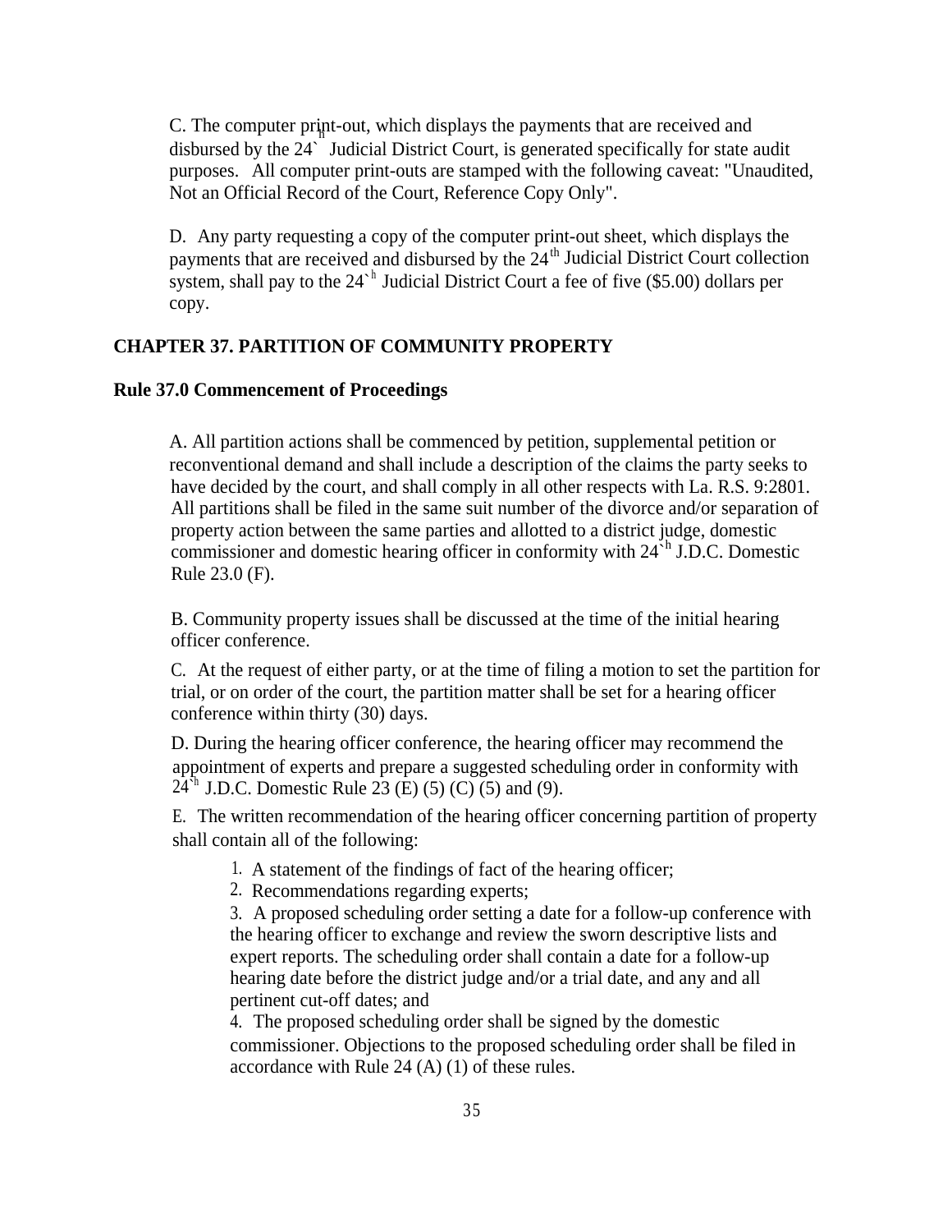C. The computer print-out, which displays the payments that are received and disbursed by the 24th Judicial District Court, is generated specifically for state audit purposes. All computer print-outs are stamped with the following caveat: "Unaudited, Not an Official Record of the Court, Reference Copy Only".

D. Any party requesting a copy of the computer print-out sheet, which displays the payments that are received and disbursed by the 24th Judicial District Court collection system, shall pay to the 24th Judicial District Court a fee of five ($5.00) dollars per copy.

## CHAPTER 37. PARTITION OF COMMUNITY PROPERTY

### Rule 37.0 Commencement of Proceedings

A. All partition actions shall be commenced by petition, supplemental petition or reconventional demand and shall include a description of the claims the party seeks to have decided by the court, and shall comply in all other respects with La. R.S. 9:2801. All partitions shall be filed in the same suit number of the divorce and/or separation of property action between the same parties and allotted to a district judge, domestic commissioner and domestic hearing officer in conformity with 24th J.D.C. Domestic Rule 23.0 (F).

B. Community property issues shall be discussed at the time of the initial hearing officer conference.

C. At the request of either party, or at the time of filing a motion to set the partition for trial, or on order of the court, the partition matter shall be set for a hearing officer conference within thirty (30) days.

D. During the hearing officer conference, the hearing officer may recommend the appointment of experts and prepare a suggested scheduling order in conformity with 24th J.D.C. Domestic Rule 23 (E) (5) (C) (5) and (9).

E. The written recommendation of the hearing officer concerning partition of property shall contain all of the following:

1. A statement of the findings of fact of the hearing officer;
2. Recommendations regarding experts;
3. A proposed scheduling order setting a date for a follow-up conference with the hearing officer to exchange and review the sworn descriptive lists and expert reports. The scheduling order shall contain a date for a follow-up hearing date before the district judge and/or a trial date, and any and all pertinent cut-off dates; and
4. The proposed scheduling order shall be signed by the domestic commissioner. Objections to the proposed scheduling order shall be filed in accordance with Rule 24 (A) (1) of these rules.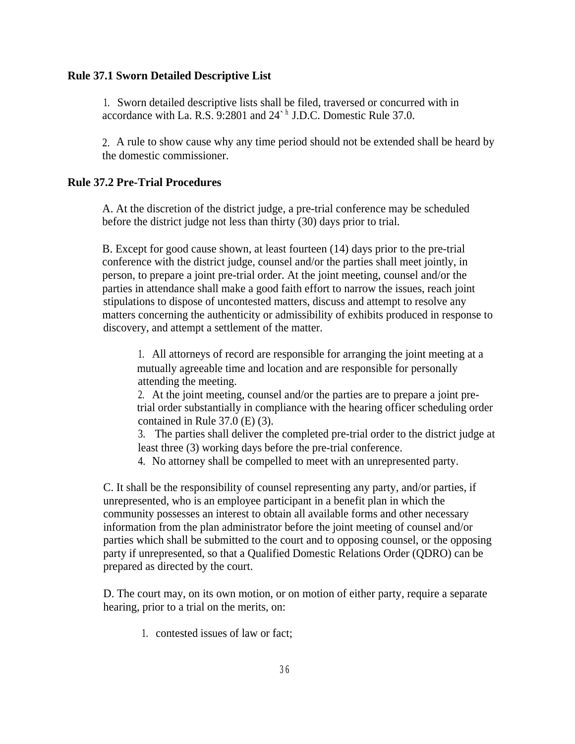**Rule 37.1 Sworn Detailed Descriptive List**

1. Sworn detailed descriptive lists shall be filed, traversed or concurred with in accordance with La. R.S. 9:2801 and 24`h J.D.C. Domestic Rule 37.0.

2. A rule to show cause why any time period should not be extended shall be heard by the domestic commissioner.

**Rule 37.2 Pre-Trial Procedures**

A. At the discretion of the district judge, a pre-trial conference may be scheduled before the district judge not less than thirty (30) days prior to trial.

B. Except for good cause shown, at least fourteen (14) days prior to the pre-trial conference with the district judge, counsel and/or the parties shall meet jointly, in person, to prepare a joint pre-trial order. At the joint meeting, counsel and/or the parties in attendance shall make a good faith effort to narrow the issues, reach joint stipulations to dispose of uncontested matters, discuss and attempt to resolve any matters concerning the authenticity or admissibility of exhibits produced in response to discovery, and attempt a settlement of the matter.

1. All attorneys of record are responsible for arranging the joint meeting at a mutually agreeable time and location and are responsible for personally attending the meeting.
2. At the joint meeting, counsel and/or the parties are to prepare a joint pre-trial order substantially in compliance with the hearing officer scheduling order contained in Rule 37.0 (E) (3).
3. The parties shall deliver the completed pre-trial order to the district judge at least three (3) working days before the pre-trial conference.
4. No attorney shall be compelled to meet with an unrepresented party.

C. It shall be the responsibility of counsel representing any party, and/or parties, if unrepresented, who is an employee participant in a benefit plan in which the community possesses an interest to obtain all available forms and other necessary information from the plan administrator before the joint meeting of counsel and/or parties which shall be submitted to the court and to opposing counsel, or the opposing party if unrepresented, so that a Qualified Domestic Relations Order (QDRO) can be prepared as directed by the court.

D. The court may, on its own motion, or on motion of either party, require a separate hearing, prior to a trial on the merits, on:

1. contested issues of law or fact;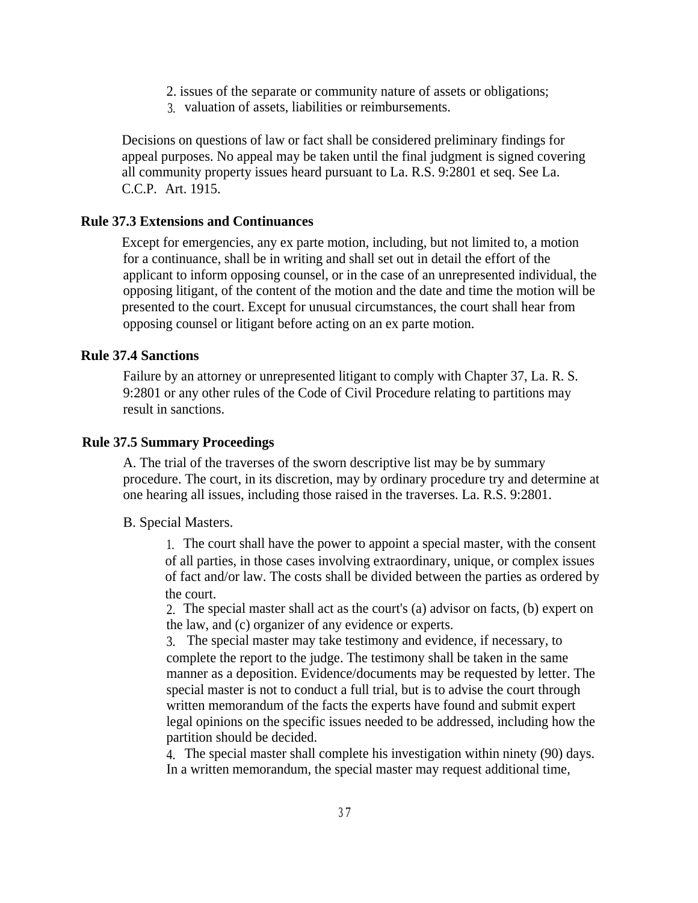2. issues of the separate or community nature of assets or obligations;
3. valuation of assets, liabilities or reimbursements.

Decisions on questions of law or fact shall be considered preliminary findings for appeal purposes. No appeal may be taken until the final judgment is signed covering all community property issues heard pursuant to La. R.S. 9:2801 et seq. See La. C.C.P. Art. 1915.

**Rule 37.3 Extensions and Continuances**

Except for emergencies, any ex parte motion, including, but not limited to, a motion for a continuance, shall be in writing and shall set out in detail the effort of the applicant to inform opposing counsel, or in the case of an unrepresented individual, the opposing litigant, of the content of the motion and the date and time the motion will be presented to the court. Except for unusual circumstances, the court shall hear from opposing counsel or litigant before acting on an ex parte motion.

**Rule 37.4 Sanctions**

Failure by an attorney or unrepresented litigant to comply with Chapter 37, La. R. S. 9:2801 or any other rules of the Code of Civil Procedure relating to partitions may result in sanctions.

**Rule 37.5 Summary Proceedings**

A. The trial of the traverses of the sworn descriptive list may be by summary procedure. The court, in its discretion, may by ordinary procedure try and determine at one hearing all issues, including those raised in the traverses. La. R.S. 9:2801.

B. Special Masters.

1. The court shall have the power to appoint a special master, with the consent of all parties, in those cases involving extraordinary, unique, or complex issues of fact and/or law. The costs shall be divided between the parties as ordered by the court.
2. The special master shall act as the court's (a) advisor on facts, (b) expert on the law, and (c) organizer of any evidence or experts.
3. The special master may take testimony and evidence, if necessary, to complete the report to the judge. The testimony shall be taken in the same manner as a deposition. Evidence/documents may be requested by letter. The special master is not to conduct a full trial, but is to advise the court through written memorandum of the facts the experts have found and submit expert legal opinions on the specific issues needed to be addressed, including how the partition should be decided.
4. The special master shall complete his investigation within ninety (90) days. In a written memorandum, the special master may request additional time,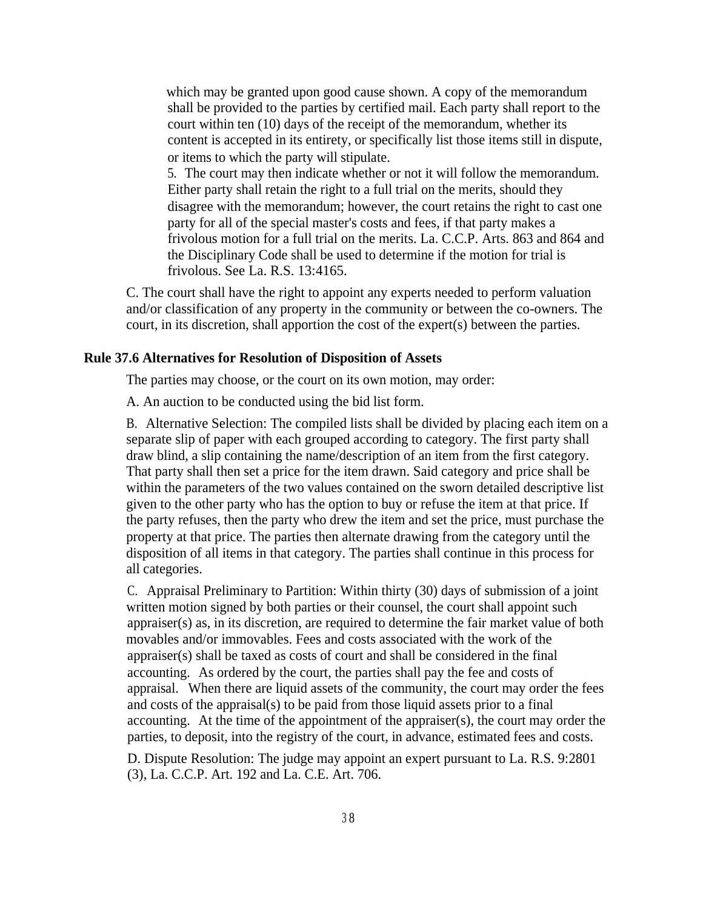which may be granted upon good cause shown. A copy of the memorandum shall be provided to the parties by certified mail. Each party shall report to the court within ten (10) days of the receipt of the memorandum, whether its content is accepted in its entirety, or specifically list those items still in dispute, or items to which the party will stipulate.

5. The court may then indicate whether or not it will follow the memorandum. Either party shall retain the right to a full trial on the merits, should they disagree with the memorandum; however, the court retains the right to cast one party for all of the special master's costs and fees, if that party makes a frivolous motion for a full trial on the merits. La. C.C.P. Arts. 863 and 864 and the Disciplinary Code shall be used to determine if the motion for trial is frivolous. See La. R.S. 13:4165.

C. The court shall have the right to appoint any experts needed to perform valuation and/or classification of any property in the community or between the co-owners. The court, in its discretion, shall apportion the cost of the expert(s) between the parties.

**Rule 37.6 Alternatives for Resolution of Disposition of Assets**

The parties may choose, or the court on its own motion, may order:

A. An auction to be conducted using the bid list form.

B. Alternative Selection: The compiled lists shall be divided by placing each item on a separate slip of paper with each grouped according to category. The first party shall draw blind, a slip containing the name/description of an item from the first category. That party shall then set a price for the item drawn. Said category and price shall be within the parameters of the two values contained on the sworn detailed descriptive list given to the other party who has the option to buy or refuse the item at that price. If the party refuses, then the party who drew the item and set the price, must purchase the property at that price. The parties then alternate drawing from the category until the disposition of all items in that category. The parties shall continue in this process for all categories.

C. Appraisal Preliminary to Partition: Within thirty (30) days of submission of a joint written motion signed by both parties or their counsel, the court shall appoint such appraiser(s) as, in its discretion, are required to determine the fair market value of both movables and/or immovables. Fees and costs associated with the work of the appraiser(s) shall be taxed as costs of court and shall be considered in the final accounting. As ordered by the court, the parties shall pay the fee and costs of appraisal. When there are liquid assets of the community, the court may order the fees and costs of the appraisal(s) to be paid from those liquid assets prior to a final accounting. At the time of the appointment of the appraiser(s), the court may order the parties, to deposit, into the registry of the court, in advance, estimated fees and costs.

D. Dispute Resolution: The judge may appoint an expert pursuant to La. R.S. 9:2801 (3), La. C.C.P. Art. 192 and La. C.E. Art. 706.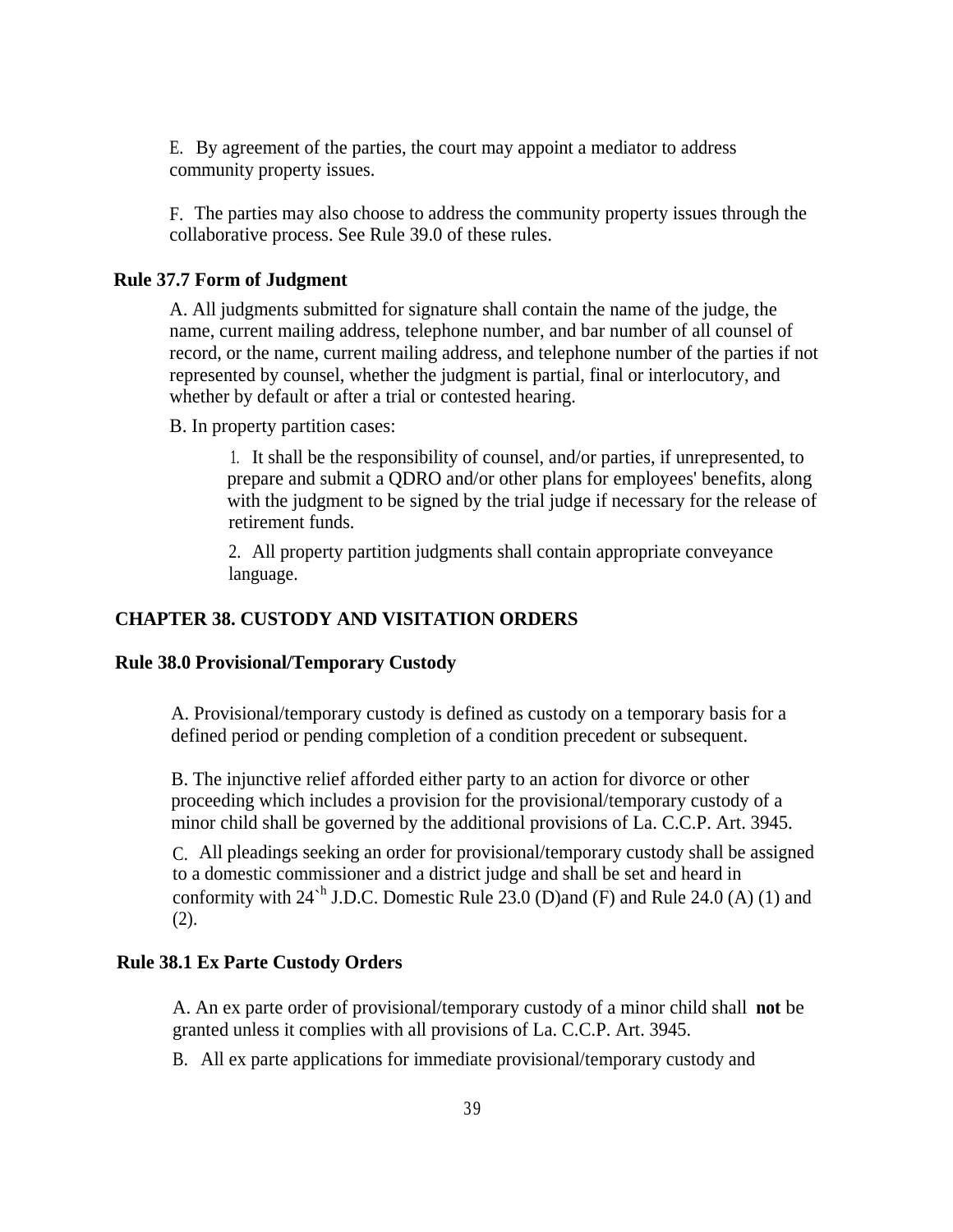E. By agreement of the parties, the court may appoint a mediator to address community property issues.

F. The parties may also choose to address the community property issues through the collaborative process. See Rule 39.0 of these rules.

### Rule 37.7 Form of Judgment

A. All judgments submitted for signature shall contain the name of the judge, the name, current mailing address, telephone number, and bar number of all counsel of record, or the name, current mailing address, and telephone number of the parties if not represented by counsel, whether the judgment is partial, final or interlocutory, and whether by default or after a trial or contested hearing.

B. In property partition cases:

1. It shall be the responsibility of counsel, and/or parties, if unrepresented, to prepare and submit a QDRO and/or other plans for employees' benefits, along with the judgment to be signed by the trial judge if necessary for the release of retirement funds.

2. All property partition judgments shall contain appropriate conveyance language.

## CHAPTER 38. CUSTODY AND VISITATION ORDERS

### Rule 38.0 Provisional/Temporary Custody

A. Provisional/temporary custody is defined as custody on a temporary basis for a defined period or pending completion of a condition precedent or subsequent.

B. The injunctive relief afforded either party to an action for divorce or other proceeding which includes a provision for the provisional/temporary custody of a minor child shall be governed by the additional provisions of La. C.C.P. Art. 3945.

C. All pleadings seeking an order for provisional/temporary custody shall be assigned to a domestic commissioner and a district judge and shall be set and heard in conformity with 24th J.D.C. Domestic Rule 23.0 (D)and (F) and Rule 24.0 (A) (1) and (2).

### Rule 38.1 Ex Parte Custody Orders

A. An ex parte order of provisional/temporary custody of a minor child shall **not** be granted unless it complies with all provisions of La. C.C.P. Art. 3945.

B. All ex parte applications for immediate provisional/temporary custody and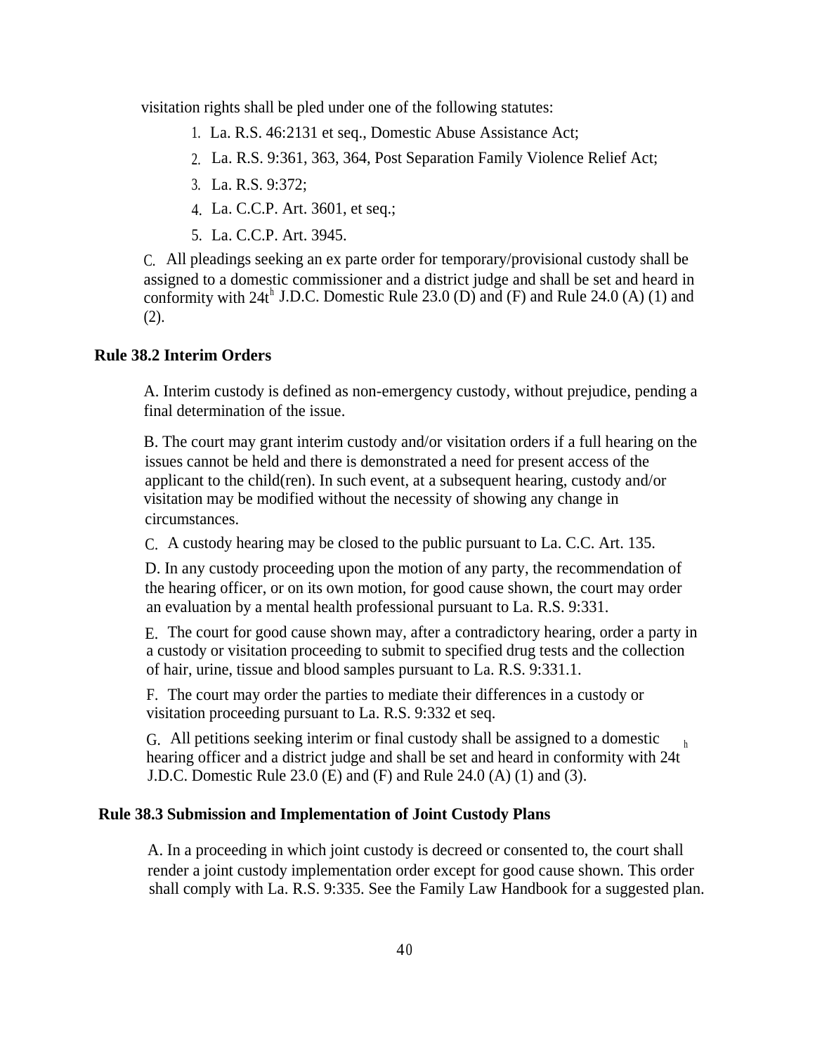visitation rights shall be pled under one of the following statutes:

1. La. R.S. 46:2131 et seq., Domestic Abuse Assistance Act;
2. La. R.S. 9:361, 363, 364, Post Separation Family Violence Relief Act;
3. La. R.S. 9:372;
4. La. C.C.P. Art. 3601, et seq.;
5. La. C.C.P. Art. 3945.

C. All pleadings seeking an ex parte order for temporary/provisional custody shall be assigned to a domestic commissioner and a district judge and shall be set and heard in conformity with 24th J.D.C. Domestic Rule 23.0 (D) and (F) and Rule 24.0 (A) (1) and (2).

### Rule 38.2 Interim Orders

A. Interim custody is defined as non-emergency custody, without prejudice, pending a final determination of the issue.

B. The court may grant interim custody and/or visitation orders if a full hearing on the issues cannot be held and there is demonstrated a need for present access of the applicant to the child(ren). In such event, at a subsequent hearing, custody and/or visitation may be modified without the necessity of showing any change in circumstances.

C. A custody hearing may be closed to the public pursuant to La. C.C. Art. 135.

D. In any custody proceeding upon the motion of any party, the recommendation of the hearing officer, or on its own motion, for good cause shown, the court may order an evaluation by a mental health professional pursuant to La. R.S. 9:331.

E. The court for good cause shown may, after a contradictory hearing, order a party in a custody or visitation proceeding to submit to specified drug tests and the collection of hair, urine, tissue and blood samples pursuant to La. R.S. 9:331.1.

F. The court may order the parties to mediate their differences in a custody or visitation proceeding pursuant to La. R.S. 9:332 et seq.

G. All petitions seeking interim or final custody shall be assigned to a domestic hearing officer and a district judge and shall be set and heard in conformity with 24th J.D.C. Domestic Rule 23.0 (E) and (F) and Rule 24.0 (A) (1) and (3).

### Rule 38.3 Submission and Implementation of Joint Custody Plans

A. In a proceeding in which joint custody is decreed or consented to, the court shall render a joint custody implementation order except for good cause shown. This order shall comply with La. R.S. 9:335. See the Family Law Handbook for a suggested plan.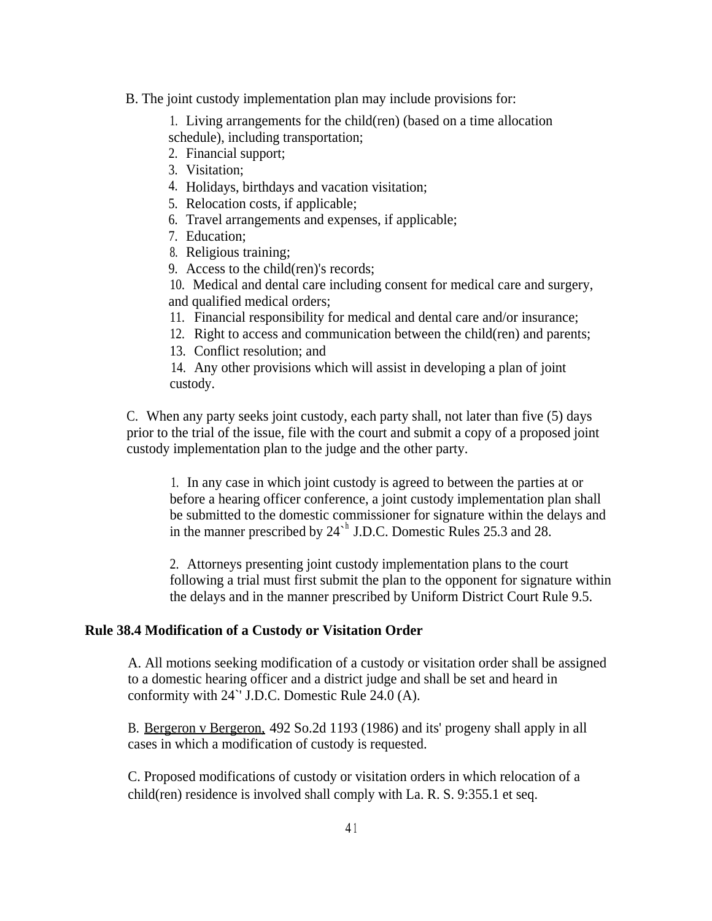B. The joint custody implementation plan may include provisions for:

1. Living arrangements for the child(ren) (based on a time allocation schedule), including transportation;
2. Financial support;
3. Visitation;
4. Holidays, birthdays and vacation visitation;
5. Relocation costs, if applicable;
6. Travel arrangements and expenses, if applicable;
7. Education;
8. Religious training;
9. Access to the child(ren)'s records;
10. Medical and dental care including consent for medical care and surgery, and qualified medical orders;
11. Financial responsibility for medical and dental care and/or insurance;
12. Right to access and communication between the child(ren) and parents;
13. Conflict resolution; and
14. Any other provisions which will assist in developing a plan of joint custody.

C. When any party seeks joint custody, each party shall, not later than five (5) days prior to the trial of the issue, file with the court and submit a copy of a proposed joint custody implementation plan to the judge and the other party.

1. In any case in which joint custody is agreed to between the parties at or before a hearing officer conference, a joint custody implementation plan shall be submitted to the domestic commissioner for signature within the delays and in the manner prescribed by 24`h J.D.C. Domestic Rules 25.3 and 28.

2. Attorneys presenting joint custody implementation plans to the court following a trial must first submit the plan to the opponent for signature within the delays and in the manner prescribed by Uniform District Court Rule 9.5.

**Rule 38.4 Modification of a Custody or Visitation Order**

A. All motions seeking modification of a custody or visitation order shall be assigned to a domestic hearing officer and a district judge and shall be set and heard in conformity with 24`' J.D.C. Domestic Rule 24.0 (A).

B. Bergeron v Bergeron, 492 So.2d 1193 (1986) and its' progeny shall apply in all cases in which a modification of custody is requested.

C. Proposed modifications of custody or visitation orders in which relocation of a child(ren) residence is involved shall comply with La. R. S. 9:355.1 et seq.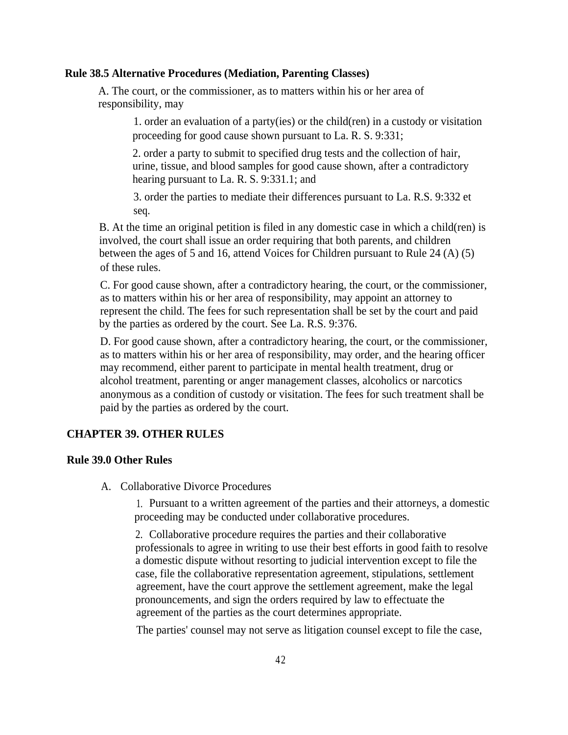**Rule 38.5 Alternative Procedures (Mediation, Parenting Classes)**

A. The court, or the commissioner, as to matters within his or her area of responsibility, may

1. order an evaluation of a party(ies) or the child(ren) in a custody or visitation proceeding for good cause shown pursuant to La. R. S. 9:331;

2. order a party to submit to specified drug tests and the collection of hair, urine, tissue, and blood samples for good cause shown, after a contradictory hearing pursuant to La. R. S. 9:331.1; and

3. order the parties to mediate their differences pursuant to La. R.S. 9:332 et seq.

B. At the time an original petition is filed in any domestic case in which a child(ren) is involved, the court shall issue an order requiring that both parents, and children between the ages of 5 and 16, attend Voices for Children pursuant to Rule 24 (A) (5) of these rules.

C. For good cause shown, after a contradictory hearing, the court, or the commissioner, as to matters within his or her area of responsibility, may appoint an attorney to represent the child. The fees for such representation shall be set by the court and paid by the parties as ordered by the court. See La. R.S. 9:376.

D. For good cause shown, after a contradictory hearing, the court, or the commissioner, as to matters within his or her area of responsibility, may order, and the hearing officer may recommend, either parent to participate in mental health treatment, drug or alcohol treatment, parenting or anger management classes, alcoholics or narcotics anonymous as a condition of custody or visitation. The fees for such treatment shall be paid by the parties as ordered by the court.

## CHAPTER 39. OTHER RULES

**Rule 39.0 Other Rules**

A. Collaborative Divorce Procedures

1. Pursuant to a written agreement of the parties and their attorneys, a domestic proceeding may be conducted under collaborative procedures.

2. Collaborative procedure requires the parties and their collaborative professionals to agree in writing to use their best efforts in good faith to resolve a domestic dispute without resorting to judicial intervention except to file the case, file the collaborative representation agreement, stipulations, settlement agreement, have the court approve the settlement agreement, make the legal pronouncements, and sign the orders required by law to effectuate the agreement of the parties as the court determines appropriate.

The parties' counsel may not serve as litigation counsel except to file the case,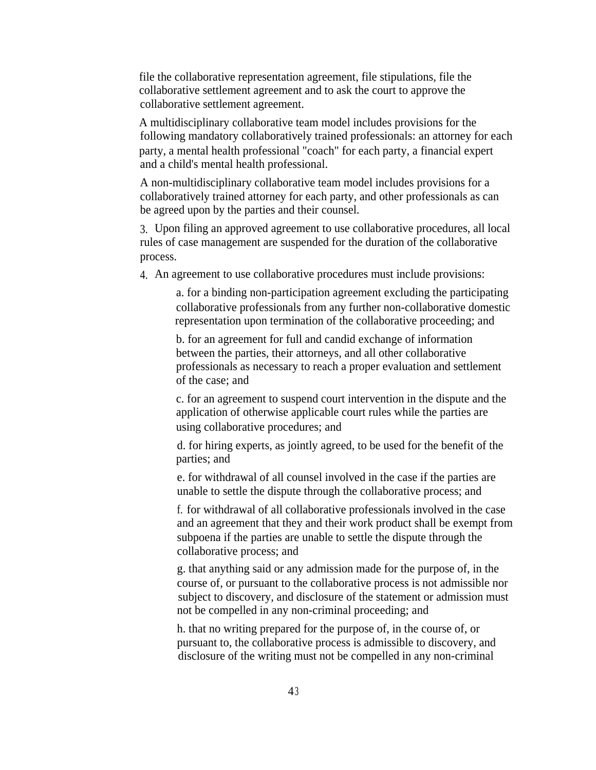file the collaborative representation agreement, file stipulations, file the collaborative settlement agreement and to ask the court to approve the collaborative settlement agreement.

A multidisciplinary collaborative team model includes provisions for the following mandatory collaboratively trained professionals: an attorney for each party, a mental health professional "coach" for each party, a financial expert and a child's mental health professional.

A non-multidisciplinary collaborative team model includes provisions for a collaboratively trained attorney for each party, and other professionals as can be agreed upon by the parties and their counsel.

3. Upon filing an approved agreement to use collaborative procedures, all local rules of case management are suspended for the duration of the collaborative process.

4. An agreement to use collaborative procedures must include provisions:

a. for a binding non-participation agreement excluding the participating collaborative professionals from any further non-collaborative domestic representation upon termination of the collaborative proceeding; and

b. for an agreement for full and candid exchange of information between the parties, their attorneys, and all other collaborative professionals as necessary to reach a proper evaluation and settlement of the case; and

c. for an agreement to suspend court intervention in the dispute and the application of otherwise applicable court rules while the parties are using collaborative procedures; and

d. for hiring experts, as jointly agreed, to be used for the benefit of the parties; and

e. for withdrawal of all counsel involved in the case if the parties are unable to settle the dispute through the collaborative process; and

f. for withdrawal of all collaborative professionals involved in the case and an agreement that they and their work product shall be exempt from subpoena if the parties are unable to settle the dispute through the collaborative process; and

g. that anything said or any admission made for the purpose of, in the course of, or pursuant to the collaborative process is not admissible nor subject to discovery, and disclosure of the statement or admission must not be compelled in any non-criminal proceeding; and

h. that no writing prepared for the purpose of, in the course of, or pursuant to, the collaborative process is admissible to discovery, and disclosure of the writing must not be compelled in any non-criminal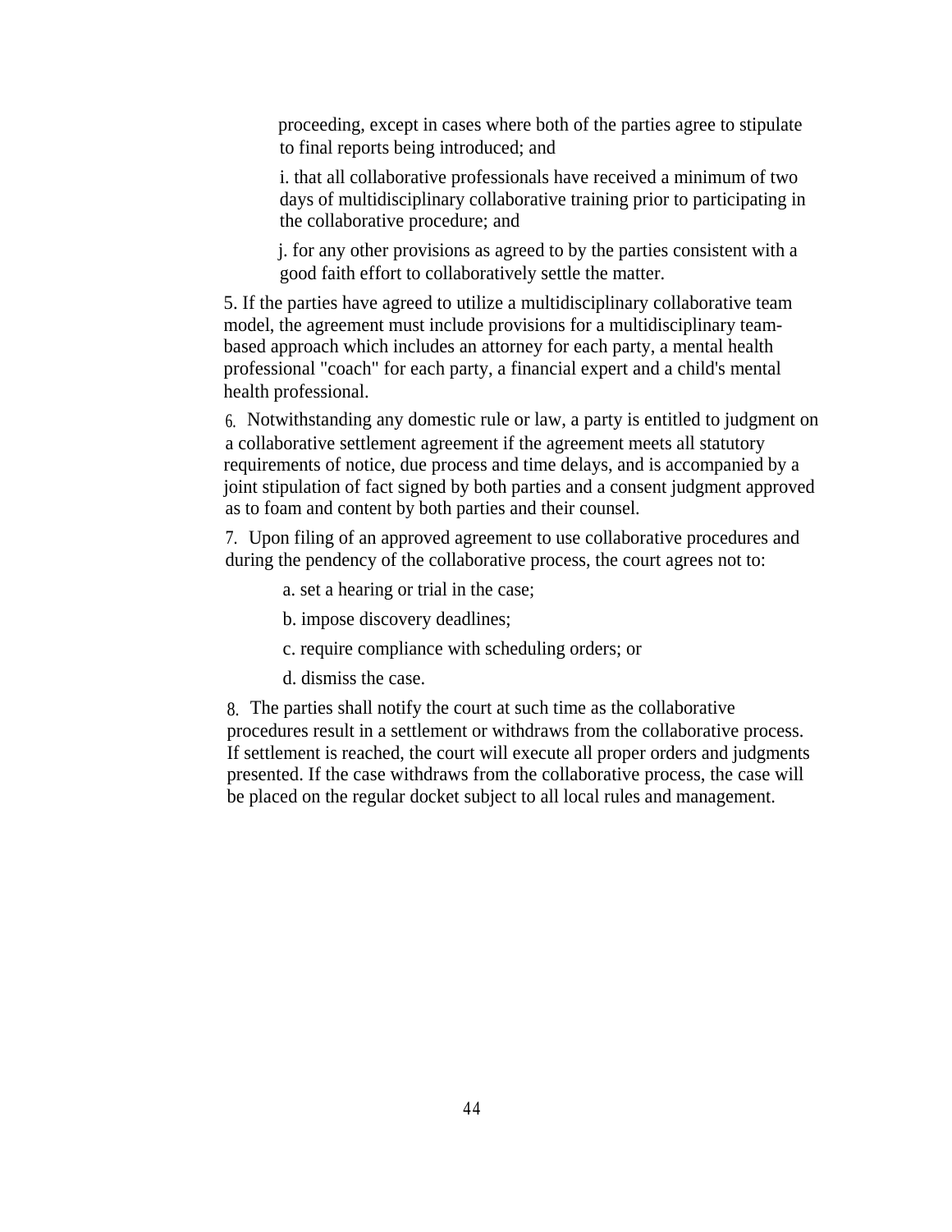proceeding, except in cases where both of the parties agree to stipulate to final reports being introduced; and

i. that all collaborative professionals have received a minimum of two days of multidisciplinary collaborative training prior to participating in the collaborative procedure; and

j. for any other provisions as agreed to by the parties consistent with a good faith effort to collaboratively settle the matter.

5. If the parties have agreed to utilize a multidisciplinary collaborative team model, the agreement must include provisions for a multidisciplinary team-based approach which includes an attorney for each party, a mental health professional "coach" for each party, a financial expert and a child's mental health professional.

6. Notwithstanding any domestic rule or law, a party is entitled to judgment on a collaborative settlement agreement if the agreement meets all statutory requirements of notice, due process and time delays, and is accompanied by a joint stipulation of fact signed by both parties and a consent judgment approved as to foam and content by both parties and their counsel.

7. Upon filing of an approved agreement to use collaborative procedures and during the pendency of the collaborative process, the court agrees not to:

a. set a hearing or trial in the case;

b. impose discovery deadlines;

c. require compliance with scheduling orders; or

d. dismiss the case.

8. The parties shall notify the court at such time as the collaborative procedures result in a settlement or withdraws from the collaborative process. If settlement is reached, the court will execute all proper orders and judgments presented. If the case withdraws from the collaborative process, the case will be placed on the regular docket subject to all local rules and management.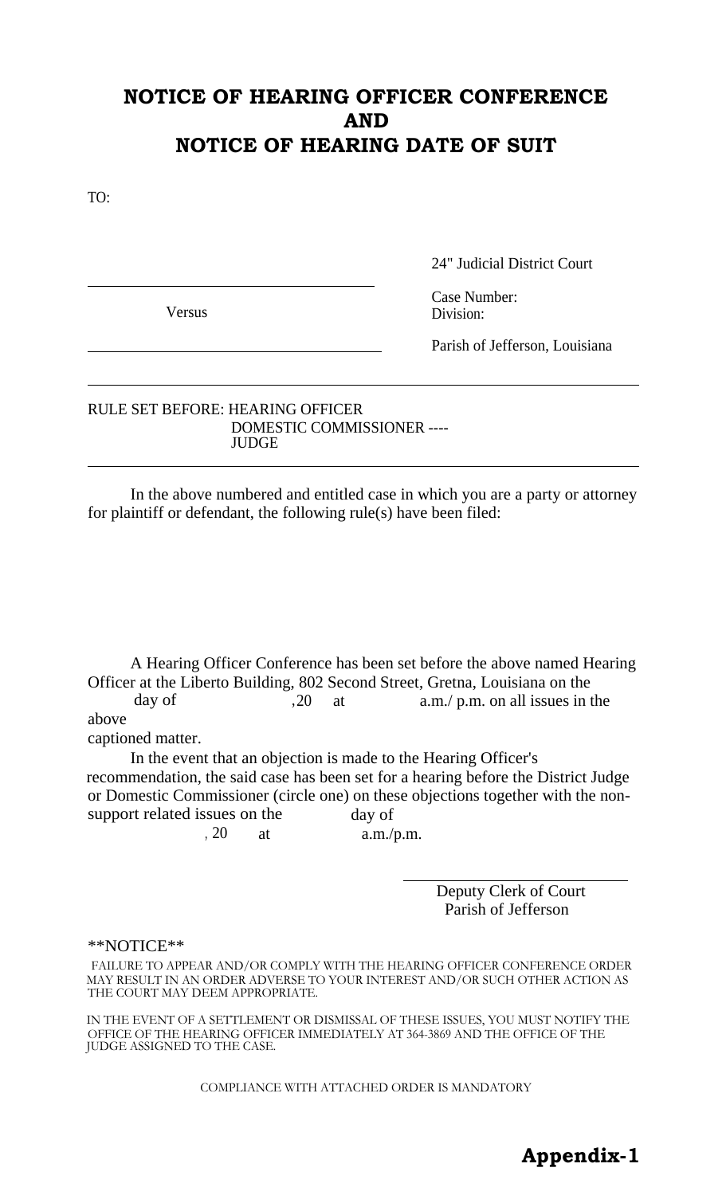# NOTICE OF HEARING OFFICER CONFERENCE
# AND
# NOTICE OF HEARING DATE OF SUIT

TO:

24" Judicial District Court

______________________________________

Versus

Case Number:
Division:

______________________________________

Parish of Jefferson, Louisiana

---

RULE SET BEFORE: HEARING OFFICER
DOMESTIC COMMISSIONER ----
JUDGE

---

In the above numbered and entitled case in which you are a party or attorney for plaintiff or defendant, the following rule(s) have been filed:

A Hearing Officer Conference has been set before the above named Hearing Officer at the Liberto Building, 802 Second Street, Gretna, Louisiana on the day of ,20 at a.m./ p.m. on all issues in the above captioned matter.

In the event that an objection is made to the Hearing Officer's recommendation, the said case has been set for a hearing before the District Judge or Domestic Commissioner (circle one) on these objections together with the non-support related issues on the day of , 20 at a.m./p.m.

______________________________
Deputy Clerk of Court
Parish of Jefferson

**NOTICE**

FAILURE TO APPEAR AND/OR COMPLY WITH THE HEARING OFFICER CONFERENCE ORDER MAY RESULT IN AN ORDER ADVERSE TO YOUR INTEREST AND/OR SUCH OTHER ACTION AS THE COURT MAY DEEM APPROPRIATE.

IN THE EVENT OF A SETTLEMENT OR DISMISSAL OF THESE ISSUES, YOU MUST NOTIFY THE OFFICE OF THE HEARING OFFICER IMMEDIATELY AT 364-3869 AND THE OFFICE OF THE JUDGE ASSIGNED TO THE CASE.

COMPLIANCE WITH ATTACHED ORDER IS MANDATORY

**Appendix-1**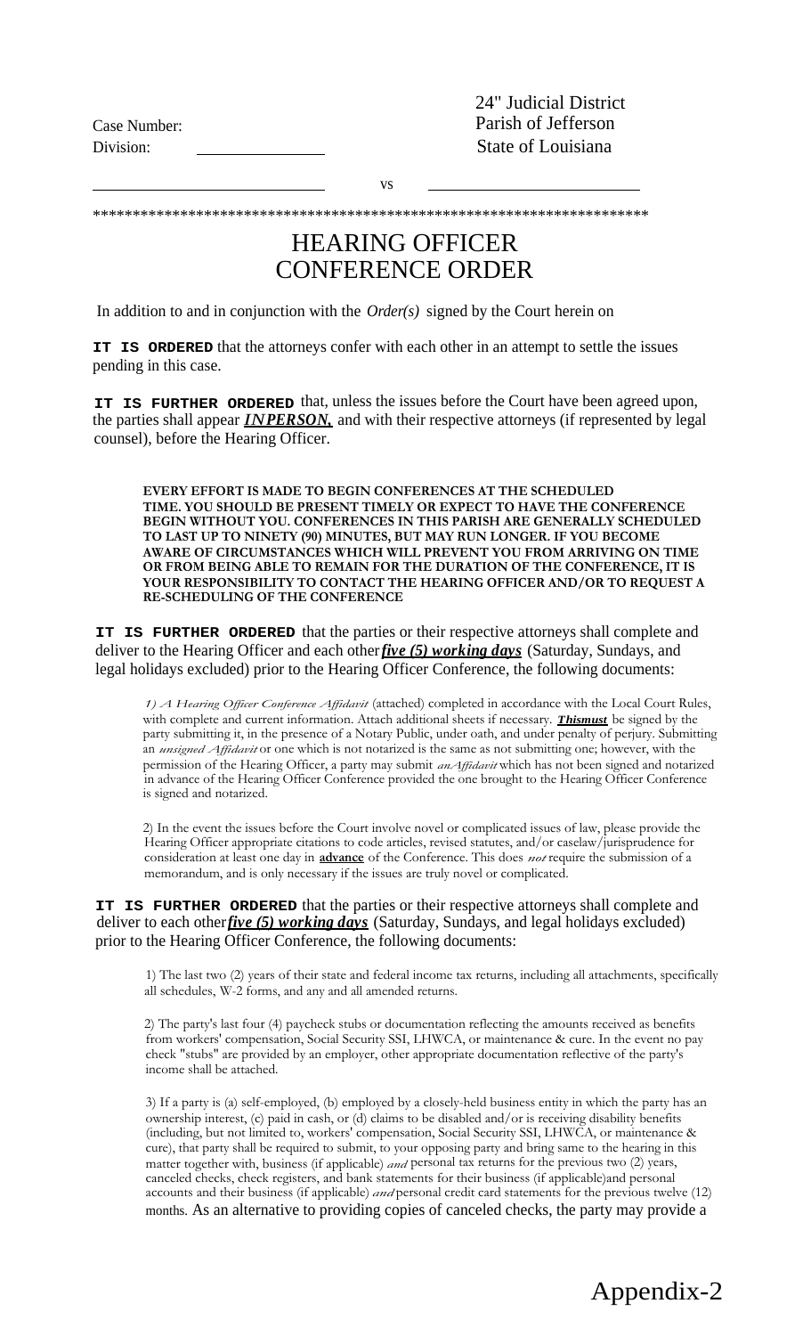24" Judicial District
Parish of Jefferson
State of Louisiana

Case Number:
Division: ______________

______________________ vs ______________________

\*\*\*\*\*\*\*\*\*\*\*\*\*\*\*\*\*\*\*\*\*\*\*\*\*\*\*\*\*\*\*\*\*\*\*\*\*\*\*\*\*\*\*\*\*\*\*\*\*\*\*\*\*\*\*\*\*\*\*\*\*\*\*\*\*\*\*\*\*

# HEARING OFFICER CONFERENCE ORDER

In addition to and in conjunction with the *Order(s)* signed by the Court herein on

**IT IS ORDERED** that the attorneys confer with each other in an attempt to settle the issues pending in this case.

**IT IS FURTHER ORDERED** that, unless the issues before the Court have been agreed upon, the parties shall appear ***INPERSON,*** and with their respective attorneys (if represented by legal counsel), before the Hearing Officer.

**EVERY EFFORT IS MADE TO BEGIN CONFERENCES AT THE SCHEDULED TIME. YOU SHOULD BE PRESENT TIMELY OR EXPECT TO HAVE THE CONFERENCE BEGIN WITHOUT YOU. CONFERENCES IN THIS PARISH ARE GENERALLY SCHEDULED TO LAST UP TO NINETY (90) MINUTES, BUT MAY RUN LONGER. IF YOU BECOME AWARE OF CIRCUMSTANCES WHICH WILL PREVENT YOU FROM ARRIVING ON TIME OR FROM BEING ABLE TO REMAIN FOR THE DURATION OF THE CONFERENCE, IT IS YOUR RESPONSIBILITY TO CONTACT THE HEARING OFFICER AND/OR TO REQUEST A RE-SCHEDULING OF THE CONFERENCE**

**IT IS FURTHER ORDERED** that the parties or their respective attorneys shall complete and deliver to the Hearing Officer and each other ***five (5) working days*** (Saturday, Sundays, and legal holidays excluded) prior to the Hearing Officer Conference, the following documents:

*1) A Hearing Officer Conference Affidavit* (attached) completed in accordance with the Local Court Rules, with complete and current information. Attach additional sheets if necessary. ***Thismust*** be signed by the party submitting it, in the presence of a Notary Public, under oath, and under penalty of perjury. Submitting an *unsigned Affidavit* or one which is not notarized is the same as not submitting one; however, with the permission of the Hearing Officer, a party may submit *anAffidavit* which has not been signed and notarized in advance of the Hearing Officer Conference provided the one brought to the Hearing Officer Conference is signed and notarized.

2) In the event the issues before the Court involve novel or complicated issues of law, please provide the Hearing Officer appropriate citations to code articles, revised statutes, and/or caselaw/jurisprudence for consideration at least one day in **advance** of the Conference. This does *not* require the submission of a memorandum, and is only necessary if the issues are truly novel or complicated.

**IT IS FURTHER ORDERED** that the parties or their respective attorneys shall complete and deliver to each other ***five (5) working days*** (Saturday, Sundays, and legal holidays excluded) prior to the Hearing Officer Conference, the following documents:

1) The last two (2) years of their state and federal income tax returns, including all attachments, specifically all schedules, W-2 forms, and any and all amended returns.

2) The party's last four (4) paycheck stubs or documentation reflecting the amounts received as benefits from workers' compensation, Social Security SSI, LHWCA, or maintenance & cure. In the event no pay check "stubs" are provided by an employer, other appropriate documentation reflective of the party's income shall be attached.

3) If a party is (a) self-employed, (b) employed by a closely-held business entity in which the party has an ownership interest, (c) paid in cash, or (d) claims to be disabled and/or is receiving disability benefits (including, but not limited to, workers' compensation, Social Security SSI, LHWCA, or maintenance & cure), that party shall be required to submit, to your opposing party and bring same to the hearing in this matter together with, business (if applicable) *and* personal tax returns for the previous two (2) years, canceled checks, check registers, and bank statements for their business (if applicable)and personal accounts and their business (if applicable) *and* personal credit card statements for the previous twelve (12) months. As an alternative to providing copies of canceled checks, the party may provide a

Appendix-2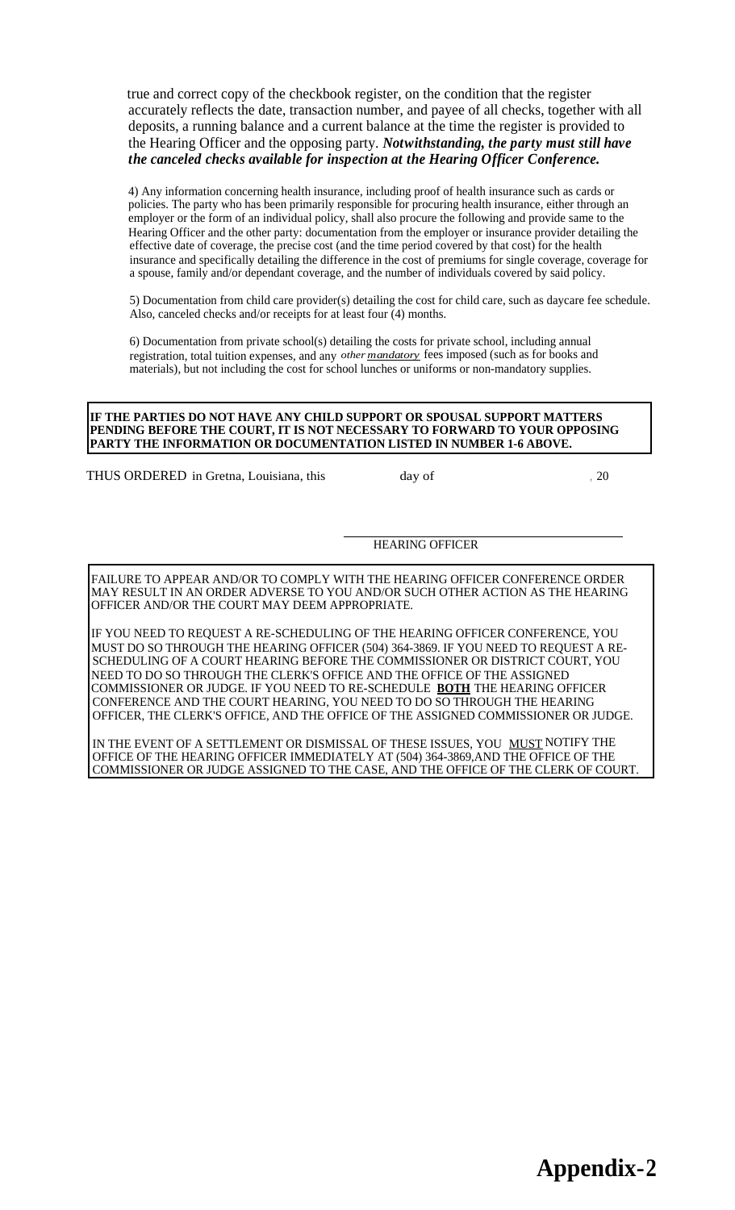true and correct copy of the checkbook register, on the condition that the register accurately reflects the date, transaction number, and payee of all checks, together with all deposits, a running balance and a current balance at the time the register is provided to the Hearing Officer and the opposing party. ***Notwithstanding, the party must still have the canceled checks available for inspection at the Hearing Officer Conference.***

4) Any information concerning health insurance, including proof of health insurance such as cards or policies. The party who has been primarily responsible for procuring health insurance, either through an employer or the form of an individual policy, shall also procure the following and provide same to the Hearing Officer and the other party: documentation from the employer or insurance provider detailing the effective date of coverage, the precise cost (and the time period covered by that cost) for the health insurance and specifically detailing the difference in the cost of premiums for single coverage, coverage for a spouse, family and/or dependant coverage, and the number of individuals covered by said policy.

5) Documentation from child care provider(s) detailing the cost for child care, such as daycare fee schedule. Also, canceled checks and/or receipts for at least four (4) months.

6) Documentation from private school(s) detailing the costs for private school, including annual registration, total tuition expenses, and any *other mandatory* fees imposed (such as for books and materials), but not including the cost for school lunches or uniforms or non-mandatory supplies.

**IF THE PARTIES DO NOT HAVE ANY CHILD SUPPORT OR SPOUSAL SUPPORT MATTERS PENDING BEFORE THE COURT, IT IS NOT NECESSARY TO FORWARD TO YOUR OPPOSING PARTY THE INFORMATION OR DOCUMENTATION LISTED IN NUMBER 1-6 ABOVE.**

THUS ORDERED in Gretna, Louisiana, this ______ day of ______________, 20____

______________________________
HEARING OFFICER

FAILURE TO APPEAR AND/OR TO COMPLY WITH THE HEARING OFFICER CONFERENCE ORDER MAY RESULT IN AN ORDER ADVERSE TO YOU AND/OR SUCH OTHER ACTION AS THE HEARING OFFICER AND/OR THE COURT MAY DEEM APPROPRIATE.

IF YOU NEED TO REQUEST A RE-SCHEDULING OF THE HEARING OFFICER CONFERENCE, YOU MUST DO SO THROUGH THE HEARING OFFICER (504) 364-3869. IF YOU NEED TO REQUEST A RE-SCHEDULING OF A COURT HEARING BEFORE THE COMMISSIONER OR DISTRICT COURT, YOU NEED TO DO SO THROUGH THE CLERK'S OFFICE AND THE OFFICE OF THE ASSIGNED COMMISSIONER OR JUDGE. IF YOU NEED TO RE-SCHEDULE **BOTH** THE HEARING OFFICER CONFERENCE AND THE COURT HEARING, YOU NEED TO DO SO THROUGH THE HEARING OFFICER, THE CLERK'S OFFICE, AND THE OFFICE OF THE ASSIGNED COMMISSIONER OR JUDGE.

IN THE EVENT OF A SETTLEMENT OR DISMISSAL OF THESE ISSUES, YOU MUST NOTIFY THE OFFICE OF THE HEARING OFFICER IMMEDIATELY AT (504) 364-3869,AND THE OFFICE OF THE COMMISSIONER OR JUDGE ASSIGNED TO THE CASE, AND THE OFFICE OF THE CLERK OF COURT.

**Appendix-2**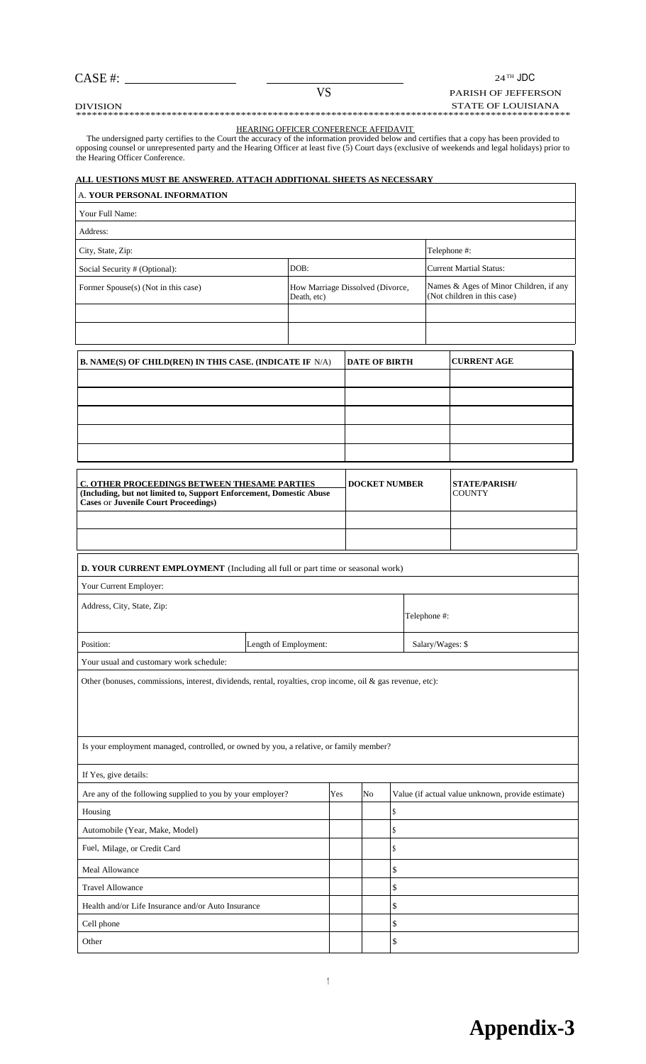CASE #: \_\_\_\_\_\_\_\_\_\_\_\_\_\_\_ \_\_\_\_\_\_\_\_\_\_\_\_\_\_\_\_\_\_\_\_ 24TH JDC

VS PARISH OF JEFFERSON

DIVISION STATE OF LOUISIANA

\*\*\*\*\*\*\*\*\*\*\*\*\*\*\*\*\*\*\*\*\*\*\*\*\*\*\*\*\*\*\*\*\*\*\*\*\*\*\*\*\*\*\*\*\*\*\*\*\*\*\*\*\*\*\*\*\*\*\*\*\*\*\*\*\*\*\*\*\*\*\*\*\*\*\*\*\*\*\*\*\*\*\*\*\*\*\*\*\*\*\*\*\*\*\*\*\*\*

HEARING OFFICER CONFERENCE AFFIDAVIT

The undersigned party certifies to the Court the accuracy of the information provided below and certifies that a copy has been provided to opposing counsel or unrepresented party and the Hearing Officer at least five (5) Court days (exclusive of weekends and legal holidays) prior to the Hearing Officer Conference.

**ALL UESTIONS MUST BE ANSWERED. ATTACH ADDITIONAL SHEETS AS NECESSARY**

| A. **YOUR PERSONAL INFORMATION** | | |
|---|---|---|
| Your Full Name: | | |
| Address: | | |
| City, State, Zip: | | Telephone #: |
| Social Security # (Optional): | DOB: | Current Martial Status: |
| Former Spouse(s) (Not in this case) | How Marriage Dissolved (Divorce, Death, etc) | Names & Ages of Minor Children, if any (Not children in this case) |
| | | |
| | | |

| **B. NAME(S) OF CHILD(REN) IN THIS CASE. (INDICATE IF** N/A) | **DATE OF BIRTH** | **CURRENT AGE** |
|---|---|---|
| | | |
| | | |
| | | |
| | | |
| | | |

| **C. OTHER PROCEEDINGS BETWEEN THESAME PARTIES (Including, but not limited to, Support Enforcement, Domestic Abuse Cases** or **Juvenile Court Proceedings)** | **DOCKET NUMBER** | **STATE/PARISH/** COUNTY |
|---|---|---|
| | | |
| | | |

| **D. YOUR CURRENT EMPLOYMENT** (Including all full or part time or seasonal work) | | | |
|---|---|---|---|
| Your Current Employer: | | | |
| Address, City, State, Zip: | | | Telephone #: |
| Position: | Length of Employment: | | Salary/Wages: $ |
| Your usual and customary work schedule: | | | |
| Other (bonuses, commissions, interest, dividends, rental, royalties, crop income, oil & gas revenue, etc): | | | |
| Is your employment managed, controlled, or owned by you, a relative, or family member? | | | |
| If Yes, give details: | | | |

| Are any of the following supplied to you by your employer? | Yes | No | Value (if actual value unknown, provide estimate) |
|---|---|---|---|
| Housing | | | $ |
| Automobile (Year, Make, Model) | | | $ |
| Fuel, Milage, or Credit Card | | | $ |
| Meal Allowance | | | $ |
| Travel Allowance | | | $ |
| Health and/or Life Insurance and/or Auto Insurance | | | $ |
| Cell phone | | | $ |
| Other | | | $ |

**Appendix-3**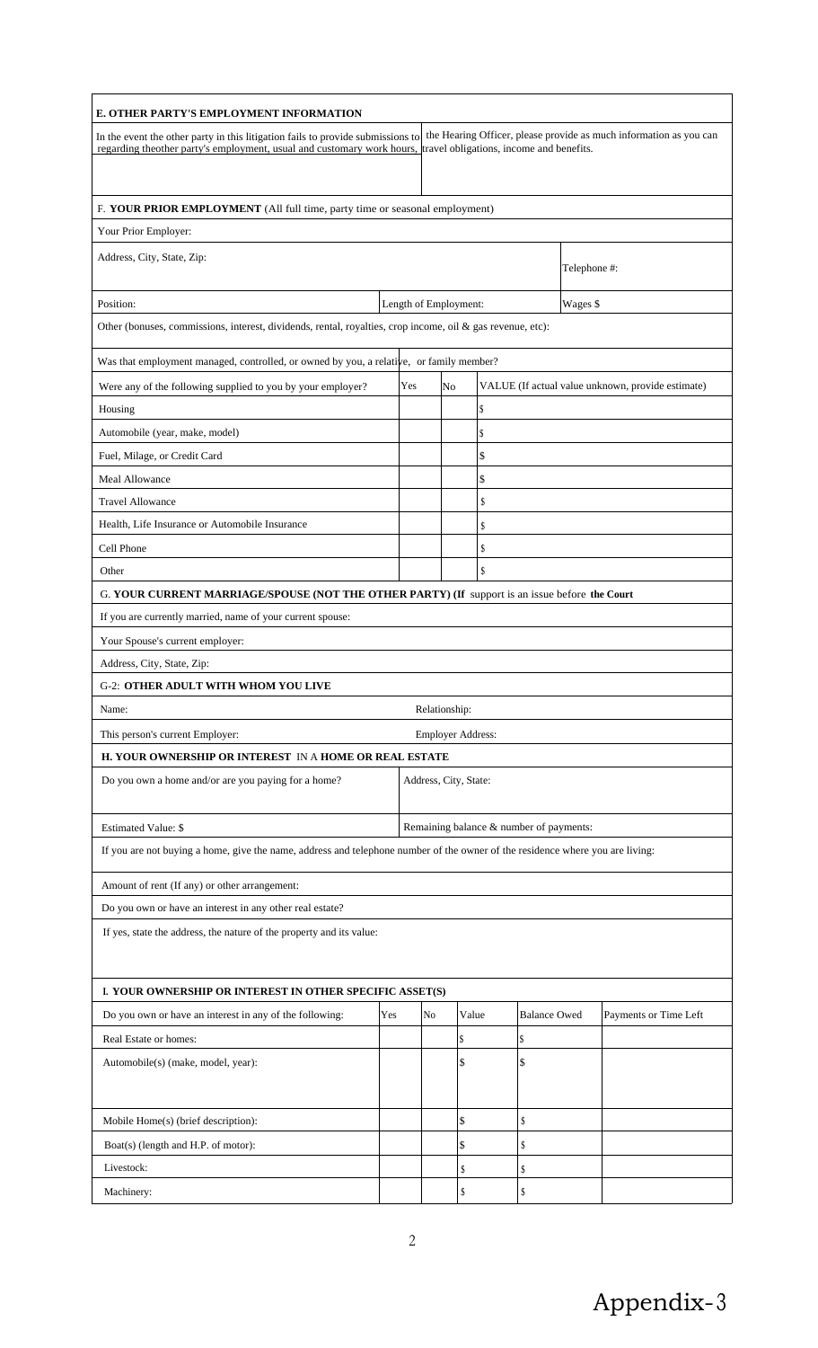**E. OTHER PARTY'S EMPLOYMENT INFORMATION**

In the event the other party in this litigation fails to provide submissions to the Hearing Officer, please provide as much information as you can regarding theother party's employment, usual and customary work hours, travel obligations, income and benefits.

F. **YOUR PRIOR EMPLOYMENT** (All full time, party time or seasonal employment)

| Your Prior Employer: | | |
|---|---|---|
| Address, City, State, Zip: | | Telephone #: |
| Position: | Length of Employment: | Wages $ |

Other (bonuses, commissions, interest, dividends, rental, royalties, crop income, oil & gas revenue, etc):

Was that employment managed, controlled, or owned by you, a relative, or family member?

| Were any of the following supplied to you by your employer? | Yes | No | VALUE (If actual value unknown, provide estimate) |
|---|---|---|---|
| Housing | | | $ |
| Automobile (year, make, model) | | | $ |
| Fuel, Milage, or Credit Card | | | $ |
| Meal Allowance | | | $ |
| Travel Allowance | | | $ |
| Health, Life Insurance or Automobile Insurance | | | $ |
| Cell Phone | | | $ |
| Other | | | $ |

G. **YOUR CURRENT MARRIAGE/SPOUSE (NOT THE OTHER PARTY) (If** support is an issue before **the Court**

If you are currently married, name of your current spouse:

Your Spouse's current employer:

Address, City, State, Zip:

G-2: **OTHER ADULT WITH WHOM YOU LIVE**

| Name: | Relationship: |
|---|---|
| This person's current Employer: | Employer Address: |

**H. YOUR OWNERSHIP OR INTEREST** IN A **HOME OR REAL ESTATE**

| Do you own a home and/or are you paying for a home? | Address, City, State: |
|---|---|
| Estimated Value: $ | Remaining balance & number of payments: |

If you are not buying a home, give the name, address and telephone number of the owner of the residence where you are living:

Amount of rent (If any) or other arrangement:

Do you own or have an interest in any other real estate?

If yes, state the address, the nature of the property and its value:

**I. YOUR OWNERSHIP OR INTEREST IN OTHER SPECIFIC ASSET(S)**

| Do you own or have an interest in any of the following: | Yes | No | Value | Balance Owed | Payments or Time Left |
|---|---|---|---|---|---|
| Real Estate or homes: | | | $ | $ | |
| Automobile(s) (make, model, year): | | | $ | $ | |
| Mobile Home(s) (brief description): | | | $ | $ | |
| Boat(s) (length and H.P. of motor): | | | $ | $ | |
| Livestock: | | | $ | $ | |
| Machinery: | | | $ | $ | |

Appendix-3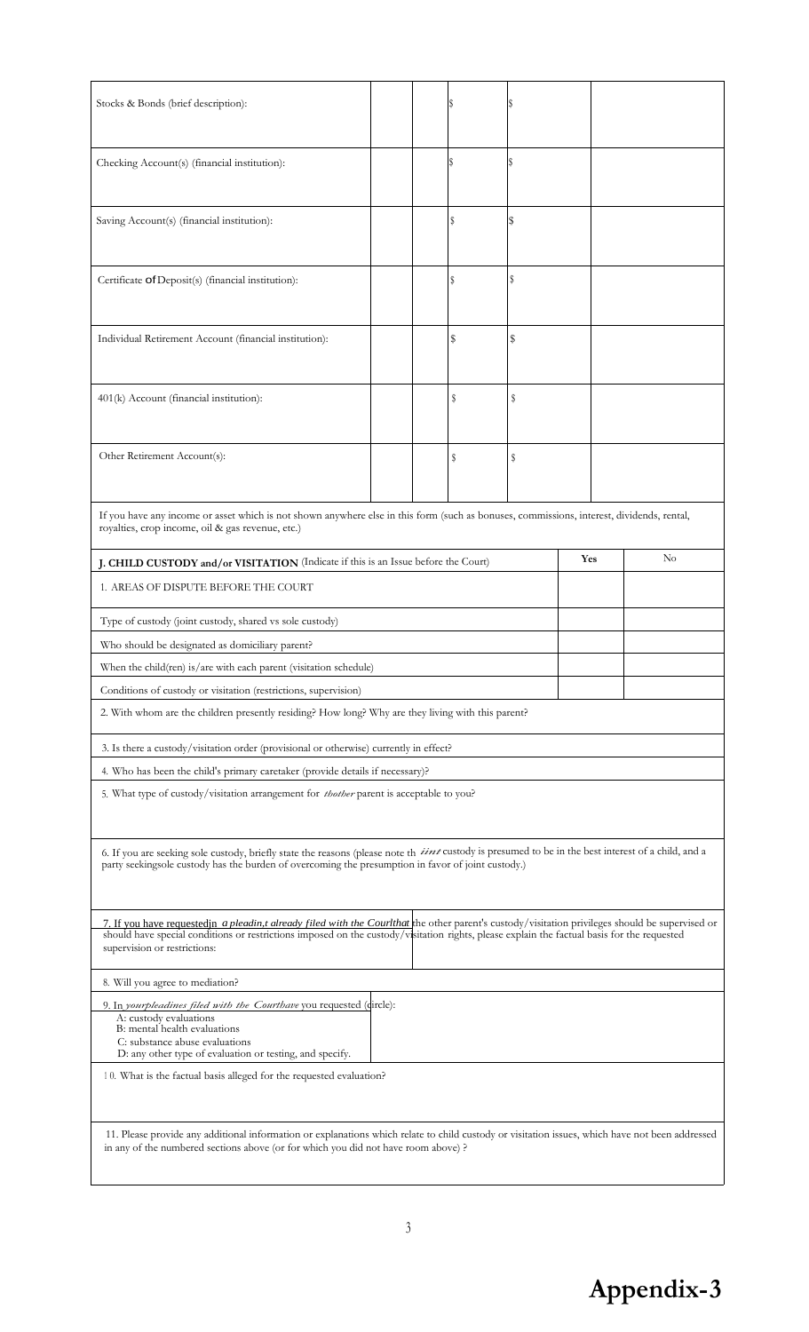| Stocks & Bonds (brief description): | | | $ | $ | | |
|---|---|---|---|---|---|---|
| Checking Account(s) (financial institution): | | | $ | $ | | |
| Saving Account(s) (financial institution): | | | $ | $ | | |
| Certificate of Deposit(s) (financial institution): | | | $ | $ | | |
| Individual Retirement Account (financial institution): | | | $ | $ | | |
| 401(k) Account (financial institution): | | | $ | $ | | |
| Other Retirement Account(s): | | | $ | $ | | |

If you have any income or asset which is not shown anywhere else in this form (such as bonuses, commissions, interest, dividends, rental, royalties, crop income, oil & gas revenue, etc.)

| **J. CHILD CUSTODY and/or VISITATION** (Indicate if this is an Issue before the Court) | **Yes** | No |
|---|---|---|
| 1. AREAS OF DISPUTE BEFORE THE COURT | | |
| Type of custody (joint custody, shared vs sole custody) | | |
| Who should be designated as domiciliary parent? | | |
| When the child(ren) is/are with each parent (visitation schedule) | | |
| Conditions of custody or visitation (restrictions, supervision) | | |

2. With whom are the children presently residing? How long? Why are they living with this parent?

3. Is there a custody/visitation order (provisional or otherwise) currently in effect?

4. Who has been the child's primary caretaker (provide details if necessary)?

5. What type of custody/visitation arrangement for *thother* parent is acceptable to you?

6. If you are seeking sole custody, briefly state the reasons (please note th *iint* custody is presumed to be in the best interest of a child, and a party seekingsole custody has the burden of overcoming the presumption in favor of joint custody.)

7. If you have requestedjn *a pleadin,t already filed with the Courlthat* the other parent's custody/visitation privileges should be supervised or should have special conditions or restrictions imposed on the custody/visitation rights, please explain the factual basis for the requested supervision or restrictions:

8. Will you agree to mediation?

9. In *yourpleadines filed with the Courthave* you requested (circle):
A: custody evaluations
B: mental health evaluations
C: substance abuse evaluations
D: any other type of evaluation or testing, and specify.

10. What is the factual basis alleged for the requested evaluation?

11. Please provide any additional information or explanations which relate to child custody or visitation issues, which have not been addressed in any of the numbered sections above (or for which you did not have room above) ?

**Appendix-3**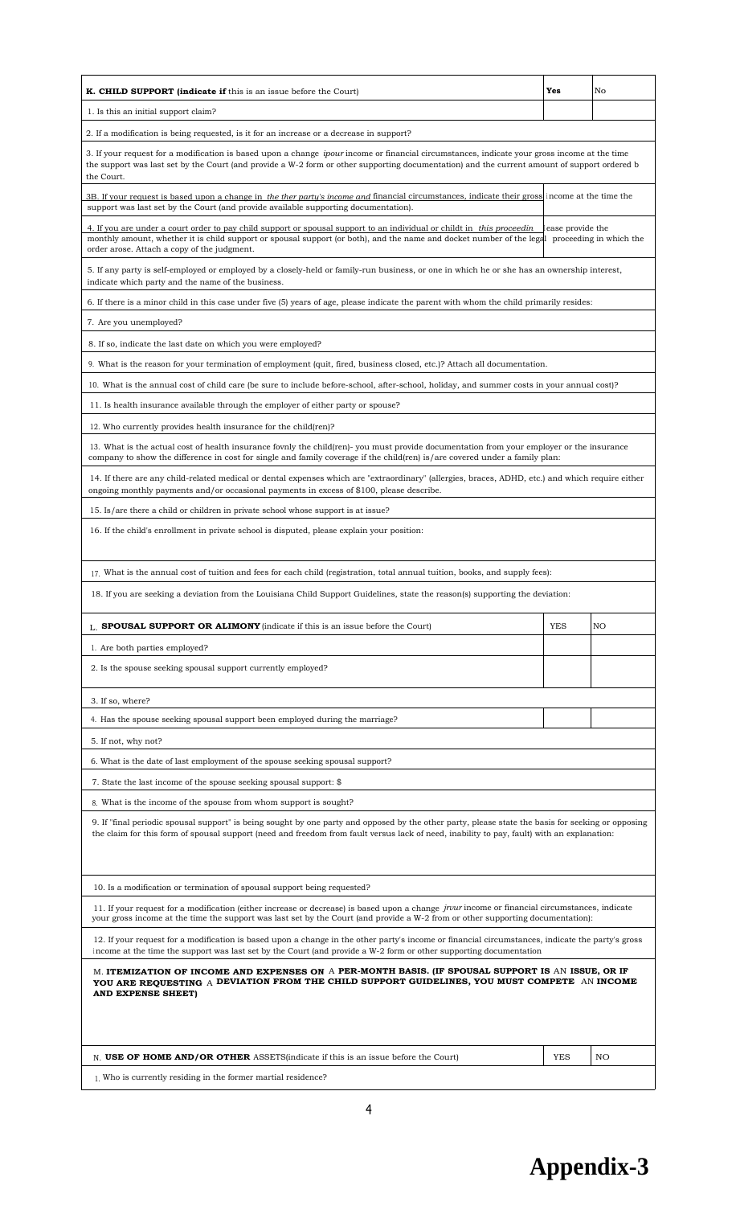| **K. CHILD SUPPORT (indicate if** this is an issue before the Court) | **Yes** | No |
|---|---|---|
| 1. Is this an initial support claim? | | |
| 2. If a modification is being requested, is it for an increase or a decrease in support? | | |
| 3. If your request for a modification is based upon a change *ipour* income or financial circumstances, indicate your gross income at the time the support was last set by the Court (and provide a W-2 form or other supporting documentation) and the current amount of support ordered b the Court. | | |
| 3B. If your request is based upon a change in *the ther party's income and* financial circumstances, indicate their gross income at the time the support was last set by the Court (and provide available supporting documentation). | | |
| 4. If you are under a court order to pay child support or spousal support to an individual or childt in *this proceedin* ease provide the monthly amount, whether it is child support or spousal support (or both), and the name and docket number of the legal proceeding in which the order arose. Attach a copy of the judgment. | | |
| 5. If any party is self-employed or employed by a closely-held or family-run business, or one in which he or she has an ownership interest, indicate which party and the name of the business. | | |
| 6. If there is a minor child in this case under five (5) years of age, please indicate the parent with whom the child primarily resides: | | |
| 7. Are you unemployed? | | |
| 8. If so, indicate the last date on which you were employed? | | |
| 9. What is the reason for your termination of employment (quit, fired, business closed, etc.)? Attach all documentation. | | |
| 10. What is the annual cost of child care (be sure to include before-school, after-school, holiday, and summer costs in your annual cost)? | | |
| 11. Is health insurance available through the employer of either party or spouse? | | |
| 12. Who currently provides health insurance for the child(ren)? | | |
| 13. What is the actual cost of health insurance fovnly the child(ren)- you must provide documentation from your employer or the insurance company to show the difference in cost for single and family coverage if the child(ren) is/are covered under a family plan: | | |
| 14. If there are any child-related medical or dental expenses which are "extraordinary" (allergies, braces, ADHD, etc.) and which require either ongoing monthly payments and/or occasional payments in excess of $100, please describe. | | |
| 15. Is/are there a child or children in private school whose support is at issue? | | |
| 16. If the child's enrollment in private school is disputed, please explain your position: | | |
| 17. What is the annual cost of tuition and fees for each child (registration, total annual tuition, books, and supply fees): | | |
| 18. If you are seeking a deviation from the Louisiana Child Support Guidelines, state the reason(s) supporting the deviation: | | |

| L. **SPOUSAL SUPPORT OR ALIMONY** (indicate if this is an issue before the Court) | YES | NO |
|---|---|---|
| 1. Are both parties employed? | | |
| 2. Is the spouse seeking spousal support currently employed? | | |
| 3. If so, where? | | |
| 4. Has the spouse seeking spousal support been employed during the marriage? | | |
| 5. If not, why not? | | |
| 6. What is the date of last employment of the spouse seeking spousal support? | | |
| 7. State the last income of the spouse seeking spousal support: $ | | |
| 8. What is the income of the spouse from whom support is sought? | | |
| 9. If "final periodic spousal support" is being sought by one party and opposed by the other party, please state the basis for seeking or opposing the claim for this form of spousal support (need and freedom from fault versus lack of need, inability to pay, fault) with an explanation: | | |
| 10. Is a modification or termination of spousal support being requested? | | |
| 11. If your request for a modification (either increase or decrease) is based upon a change *jrour* income or financial circumstances, indicate your gross income at the time the support was last set by the Court (and provide a W-2 from or other supporting documentation): | | |
| 12. If your request for a modification is based upon a change in the other party's income or financial circumstances, indicate the party's gross income at the time the support was last set by the Court (and provide a W-2 form or other supporting documentation | | |

**M. ITEMIZATION OF INCOME AND EXPENSES ON A PER-MONTH BASIS. (IF SPOUSAL SUPPORT IS AN ISSUE, OR IF YOU ARE REQUESTING A DEVIATION FROM THE CHILD SUPPORT GUIDELINES, YOU MUST COMPETE AN INCOME AND EXPENSE SHEET)**

| N. **USE OF HOME AND/OR OTHER** ASSETS(indicate if this is an issue before the Court) | YES | NO |
|---|---|---|
| 1. Who is currently residing in the former martial residence? | | |

# Appendix-3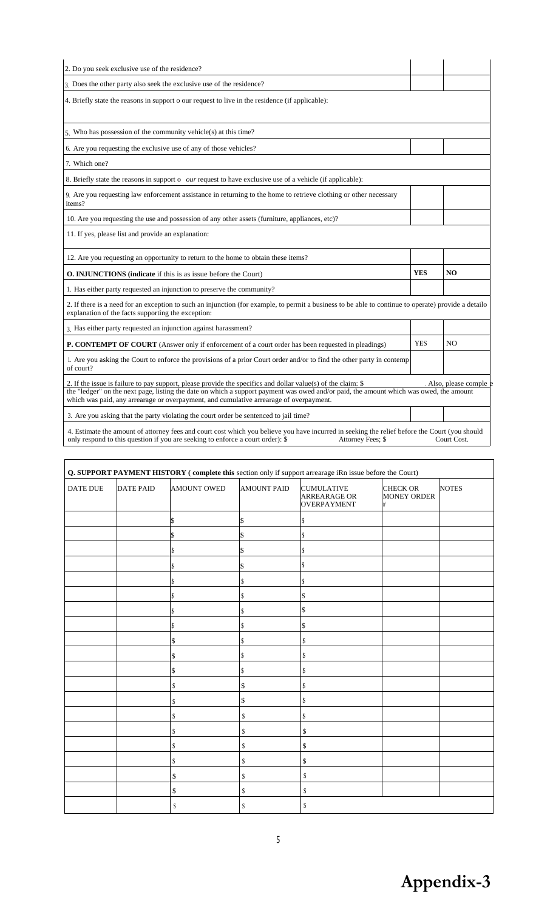| | | |
|---|---|---|
| 2. Do you seek exclusive use of the residence? | | |
| 3. Does the other party also seek the exclusive use of the residence? | | |
| 4. Briefly state the reasons in support o our request to live in the residence (if applicable): | | |
| 5. Who has possession of the community vehicle(s) at this time? | | |
| 6. Are you requesting the exclusive use of any of those vehicles? | | |
| 7. Which one? | | |
| 8. Briefly state the reasons in support o *our* request to have exclusive use of a vehicle (if applicable): | | |
| 9. Are you requesting law enforcement assistance in returning to the home to retrieve clothing or other necessary items? | | |
| 10. Are you requesting the use and possession of any other assets (furniture, appliances, etc)? | | |
| 11. If yes, please list and provide an explanation: | | |
| 12. Are you requesting an opportunity to return to the home to obtain these items? | | |
| **O. INJUNCTIONS (indicate** if this is as issue before the Court) | **YES** | **NO** |
| 1. Has either party requested an injunction to preserve the community? | | |
| 2. If there is a need for an exception to such an injunction (for example, to permit a business to be able to continue to operate) provide a detailo explanation of the facts supporting the exception: | | |
| 3. Has either party requested an injunction against harassment? | | |
| **P. CONTEMPT OF COURT** (Answer only if enforcement of a court order has been requested in pleadings) | YES | NO |
| 1. Are you asking the Court to enforce the provisions of a prior Court order and/or to find the other party in contemp of court? | | |
| 2. If the issue is failure to pay support, please provide the specifics and dollar value(s) of the claim: $ . Also, please comple e the "ledger" on the next page, listing the date on which a support payment was owed and/or paid, the amount which was owed, the amount which was paid, any arrearage or overpayment, and cumulative arrearage of overpayment. | | |
| 3. Are you asking that the party violating the court order be sentenced to jail time? | | |
| 4. Estimate the amount of attorney fees and court cost which you believe you have incurred in seeking the relief before the Court (you should only respond to this question if you are seeking to enforce a court order): $ Attorney Fees; $ Court Cost. | | |

**Q. SUPPORT PAYMENT HISTORY ( complete this** section only if support arrearage iRn issue before the Court)

| DATE DUE | DATE PAID | AMOUNT OWED | AMOUNT PAID | CUMULATIVE ARREARAGE OR OVERPAYMENT | CHECK OR MONEY ORDER # | NOTES |
|---|---|---|---|---|---|---|
| | | $ | $ | $ | | |
| | | $ | $ | $ | | |
| | | $ | $ | $ | | |
| | | $ | $ | $ | | |
| | | $ | $ | $ | | |
| | | $ | $ | $ | | |
| | | $ | $ | $ | | |
| | | $ | $ | $ | | |
| | | $ | $ | $ | | |
| | | $ | $ | $ | | |
| | | $ | $ | $ | | |
| | | $ | $ | $ | | |
| | | $ | $ | $ | | |
| | | $ | $ | $ | | |
| | | $ | $ | $ | | |
| | | $ | $ | $ | | |
| | | $ | $ | $ | | |
| | | $ | $ | $ | | |
| | | $ | $ | $ | | |
| | | $ | $ | $ | | |

**Appendix-3**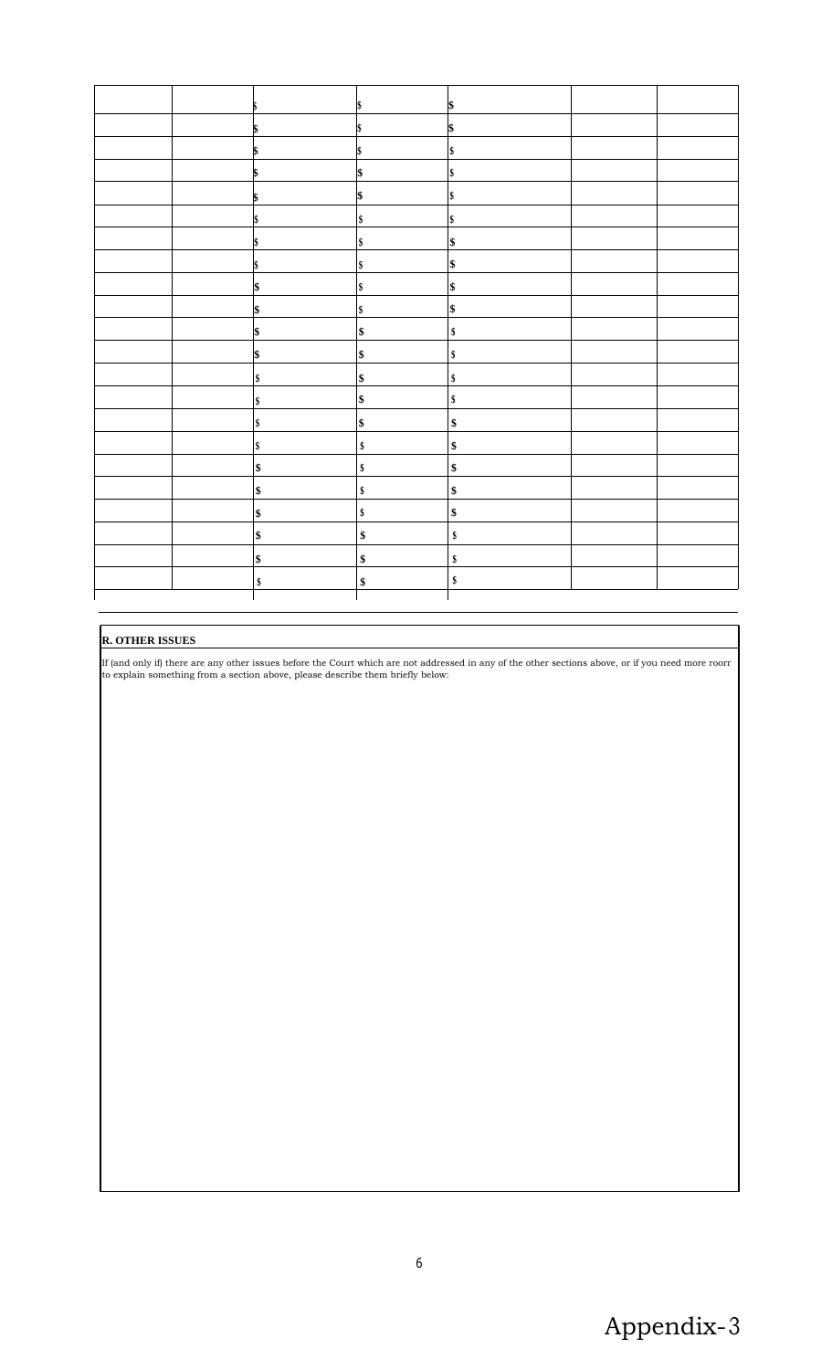| | | | | | | |
|---|---|---|---|---|---|---|
| | | $ | $ | $ | | |
| | | $ | $ | $ | | |
| | | $ | $ | $ | | |
| | | $ | $ | $ | | |
| | | $ | $ | $ | | |
| | | $ | $ | $ | | |
| | | $ | $ | $ | | |
| | | $ | $ | $ | | |
| | | $ | $ | $ | | |
| | | $ | $ | $ | | |
| | | $ | $ | $ | | |
| | | $ | $ | $ | | |
| | | $ | $ | $ | | |
| | | $ | $ | $ | | |
| | | $ | $ | $ | | |
| | | $ | $ | $ | | |
| | | $ | $ | $ | | |
| | | $ | $ | $ | | |
| | | $ | $ | $ | | |
| | | $ | $ | $ | | |
| | | $ | $ | $ | | |
| | | $ | $ | $ | | |

**R. OTHER ISSUES**

If (and only if) there are any other issues before the Court which are not addressed in any of the other sections above, or if you need more roorr to explain something from a section above, please describe them briefly below:

Appendix-3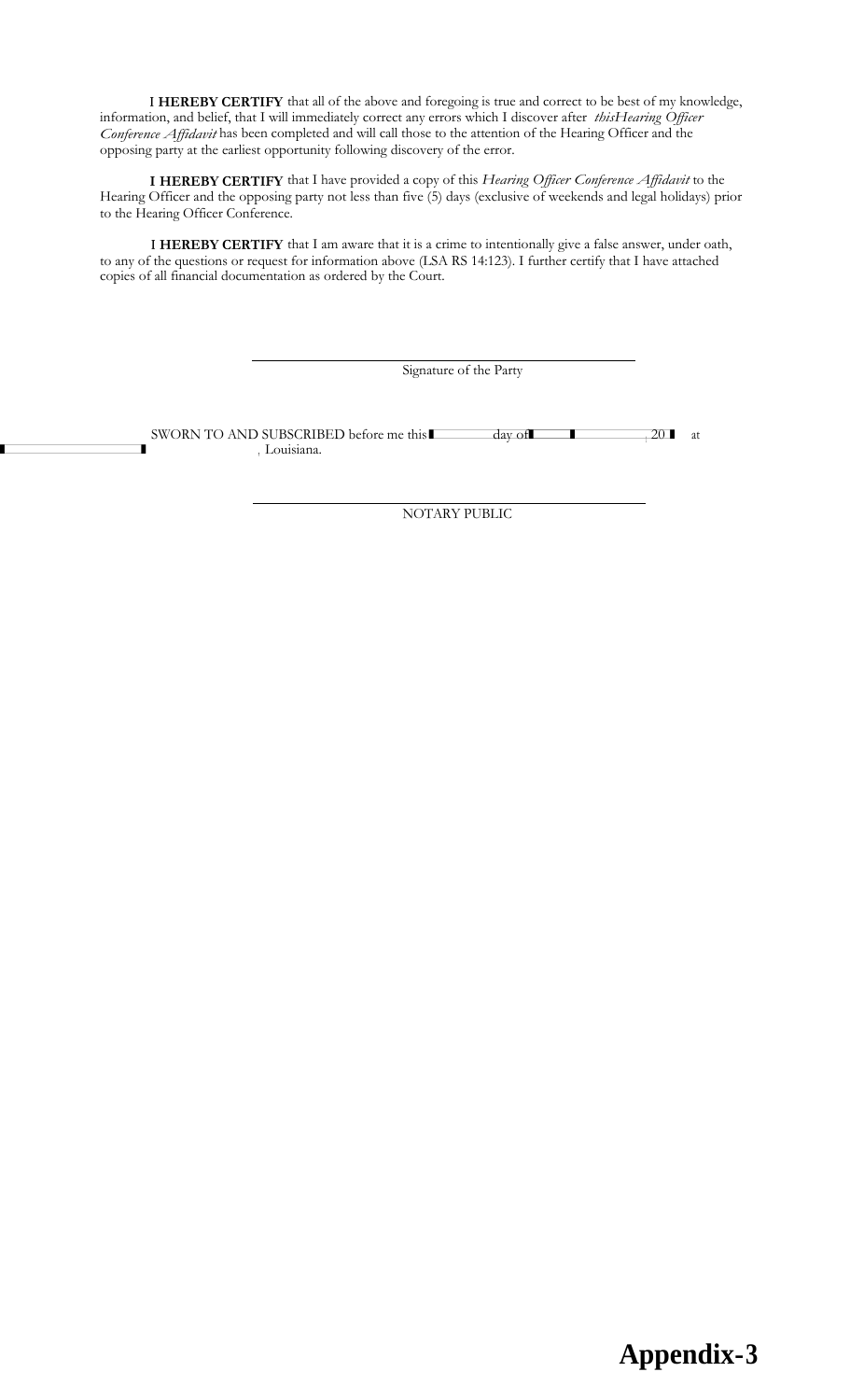**I HEREBY CERTIFY** that all of the above and foregoing is true and correct to be best of my knowledge, information, and belief, that I will immediately correct any errors which I discover after *thisHearing Officer Conference Affidavit* has been completed and will call those to the attention of the Hearing Officer and the opposing party at the earliest opportunity following discovery of the error.

**I HEREBY CERTIFY** that I have provided a copy of this *Hearing Officer Conference Affidavit* to the Hearing Officer and the opposing party not less than five (5) days (exclusive of weekends and legal holidays) prior to the Hearing Officer Conference.

**I HEREBY CERTIFY** that I am aware that it is a crime to intentionally give a false answer, under oath, to any of the questions or request for information above (LSA RS 14:123). I further certify that I have attached copies of all financial documentation as ordered by the Court.

\_\_\_\_\_\_\_\_\_\_\_\_\_\_\_\_\_\_\_\_\_\_\_\_\_\_\_\_\_\_\_\_\_\_\_\_\_\_\_\_

Signature of the Party

SWORN TO AND SUBSCRIBED before me this \_\_\_\_\_\_ day of \_\_\_\_\_\_\_\_\_\_, 20\_\_ at \_\_\_\_\_\_\_\_\_\_\_\_\_\_, Louisiana.

\_\_\_\_\_\_\_\_\_\_\_\_\_\_\_\_\_\_\_\_\_\_\_\_\_\_\_\_\_\_\_\_\_\_\_\_\_\_\_\_

NOTARY PUBLIC

**Appendix-3**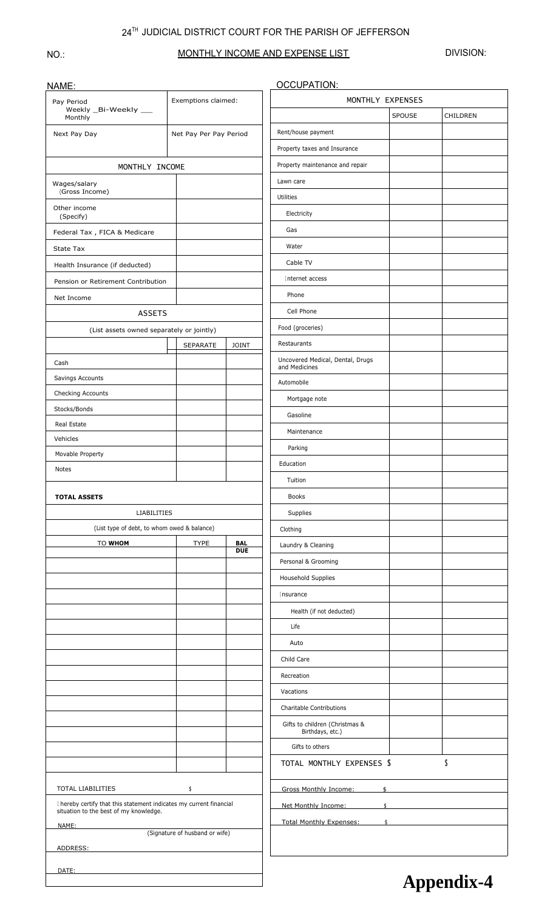# 24[TH] JUDICIAL DISTRICT COURT FOR THE PARISH OF JEFFERSON

NO.: **MONTHLY INCOME AND EXPENSE LIST** DIVISION:

NAME:

| Pay Period Weekly _Bi-Weekly __ Monthly | Exemptions claimed: |
|---|---|
| Next Pay Day | Net Pay Per Pay Period |

| MONTHLY INCOME | |
|---|---|
| Wages/salary (Gross Income) | |
| Other income (Specify) | |
| Federal Tax , FICA & Medicare | |
| State Tax | |
| Health Insurance (if deducted) | |
| Pension or Retirement Contribution | |
| Net Income | |

| ASSETS | | |
|---|---|---|
| (List assets owned separately or jointly) | | |
| | SEPARATE | JOINT |
| Cash | | |
| Savings Accounts | | |
| Checking Accounts | | |
| Stocks/Bonds | | |
| Real Estate | | |
| Vehicles | | |
| Movable Property | | |
| Notes | | |
| **TOTAL ASSETS** | | |

| LIABILITIES | | |
|---|---|---|
| (List type of debt, to whom owed & balance) | | |
| TO **WHOM** | TYPE | **BAL DUE** |
| | | |
| | | |
| | | |
| | | |
| | | |
| | | |
| | | |
| | | |
| | | |
| | | |
| | | |
| | | |
| | | |
| TOTAL LIABILITIES | $ | |

I hereby certify that this statement indicates my current financial situation to the best of my knowledge.

NAME: ______________________
(Signature of husband or wife)

ADDRESS: ______________________

DATE: ______________________

OCCUPATION:

| MONTHLY EXPENSES | | |
|---|---|---|
| | SPOUSE | CHILDREN |
| Rent/house payment | | |
| Property taxes and Insurance | | |
| Property maintenance and repair | | |
| Lawn care | | |
| Utilities | | |
| Electricity | | |
| Gas | | |
| Water | | |
| Cable TV | | |
| Internet access | | |
| Phone | | |
| Cell Phone | | |
| Food (groceries) | | |
| Restaurants | | |
| Uncovered Medical, Dental, Drugs and Medicines | | |
| Automobile | | |
| Mortgage note | | |
| Gasoline | | |
| Maintenance | | |
| Parking | | |
| Education | | |
| Tuition | | |
| Books | | |
| Supplies | | |
| Clothing | | |
| Laundry & Cleaning | | |
| Personal & Grooming | | |
| Household Supplies | | |
| Insurance | | |
| Health (if not deducted) | | |
| Life | | |
| Auto | | |
| Child Care | | |
| Recreation | | |
| Vacations | | |
| Charitable Contributions | | |
| Gifts to children (Christmas & Birthdays, etc.) | | |
| Gifts to others | | |
| TOTAL MONTHLY EXPENSES $ | | $ |

Gross Monthly Income: $ ______

Net Monthly Income: $ ______

Total Monthly Expenses: $ ______

**Appendix-4**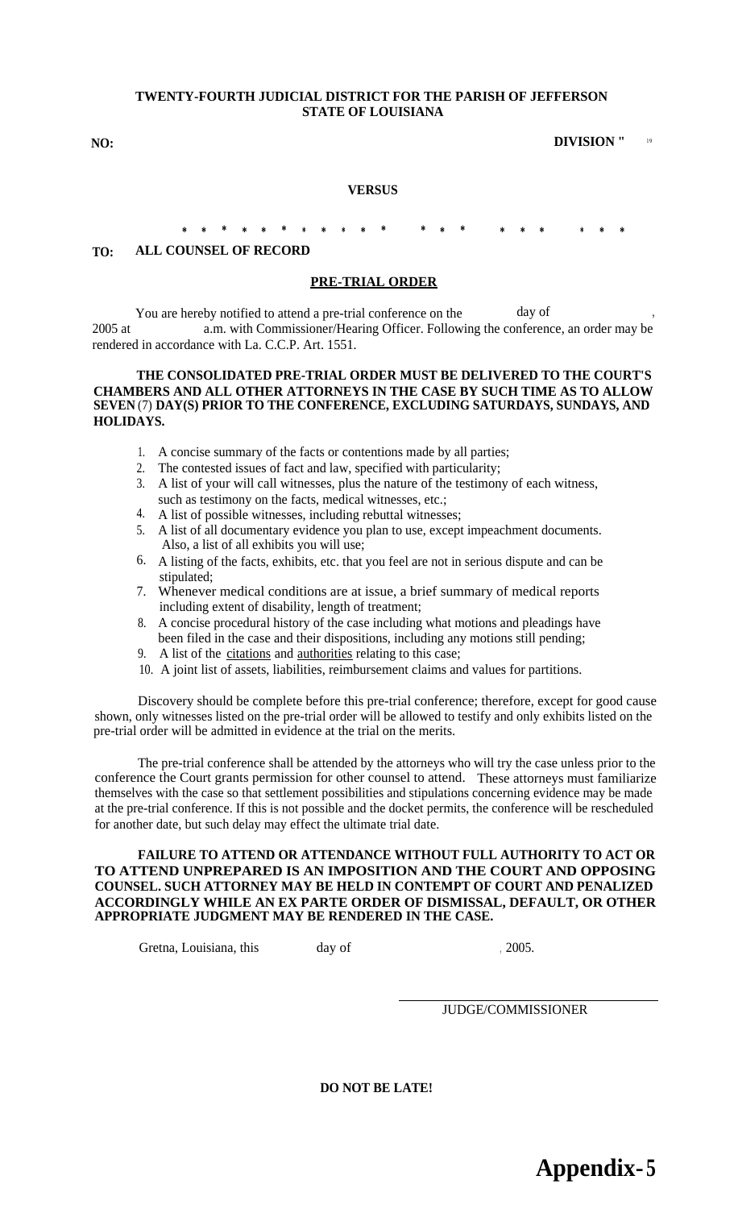**TWENTY-FOURTH JUDICIAL DISTRICT FOR THE PARISH OF JEFFERSON**
**STATE OF LOUISIANA**

**NO:** **DIVISION "** 19

**VERSUS**

\* \* \* \* \* \* \* \* \* \* \* \* \* \* \* \* \* \* \* \* \*

**TO: ALL COUNSEL OF RECORD**

**PRE-TRIAL ORDER**

You are hereby notified to attend a pre-trial conference on the day of , 2005 at a.m. with Commissioner/Hearing Officer. Following the conference, an order may be rendered in accordance with La. C.C.P. Art. 1551.

**THE CONSOLIDATED PRE-TRIAL ORDER MUST BE DELIVERED TO THE COURT'S CHAMBERS AND ALL OTHER ATTORNEYS IN THE CASE BY SUCH TIME AS TO ALLOW SEVEN (7) DAY(S) PRIOR TO THE CONFERENCE, EXCLUDING SATURDAYS, SUNDAYS, AND HOLIDAYS.**

1. A concise summary of the facts or contentions made by all parties;
2. The contested issues of fact and law, specified with particularity;
3. A list of your will call witnesses, plus the nature of the testimony of each witness, such as testimony on the facts, medical witnesses, etc.;
4. A list of possible witnesses, including rebuttal witnesses;
5. A list of all documentary evidence you plan to use, except impeachment documents. Also, a list of all exhibits you will use;
6. A listing of the facts, exhibits, etc. that you feel are not in serious dispute and can be stipulated;
7. Whenever medical conditions are at issue, a brief summary of medical reports including extent of disability, length of treatment;
8. A concise procedural history of the case including what motions and pleadings have been filed in the case and their dispositions, including any motions still pending;
9. A list of the citations and authorities relating to this case;
10. A joint list of assets, liabilities, reimbursement claims and values for partitions.

Discovery should be complete before this pre-trial conference; therefore, except for good cause shown, only witnesses listed on the pre-trial order will be allowed to testify and only exhibits listed on the pre-trial order will be admitted in evidence at the trial on the merits.

The pre-trial conference shall be attended by the attorneys who will try the case unless prior to the conference the Court grants permission for other counsel to attend. These attorneys must familiarize themselves with the case so that settlement possibilities and stipulations concerning evidence may be made at the pre-trial conference. If this is not possible and the docket permits, the conference will be rescheduled for another date, but such delay may effect the ultimate trial date.

**FAILURE TO ATTEND OR ATTENDANCE WITHOUT FULL AUTHORITY TO ACT OR TO ATTEND UNPREPARED IS AN IMPOSITION AND THE COURT AND OPPOSING COUNSEL. SUCH ATTORNEY MAY BE HELD IN CONTEMPT OF COURT AND PENALIZED ACCORDINGLY WHILE AN EX PARTE ORDER OF DISMISSAL, DEFAULT, OR OTHER APPROPRIATE JUDGMENT MAY BE RENDERED IN THE CASE.**

Gretna, Louisiana, this day of , 2005.

\_\_\_\_\_\_\_\_\_\_\_\_\_\_\_\_\_\_\_\_\_\_\_\_\_\_\_\_\_\_
JUDGE/COMMISSIONER

**DO NOT BE LATE!**

# Appendix-5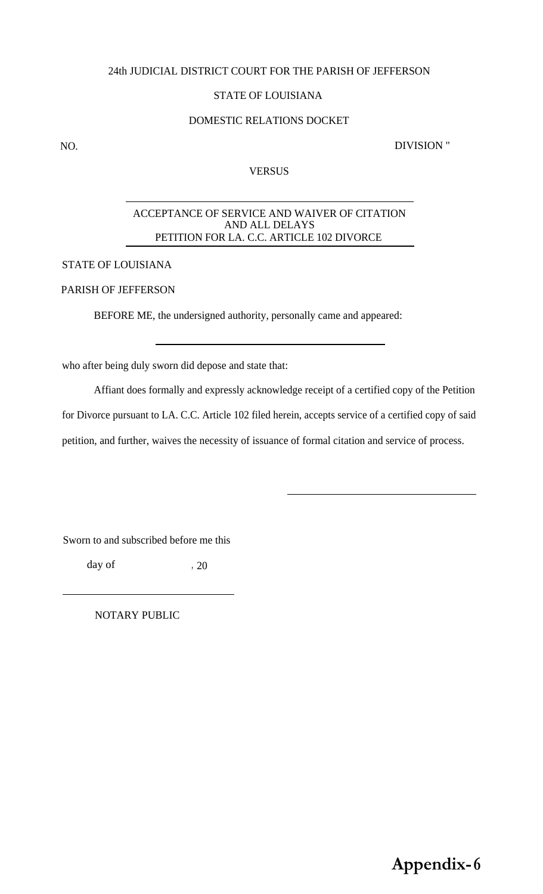24th JUDICIAL DISTRICT COURT FOR THE PARISH OF JEFFERSON

STATE OF LOUISIANA

DOMESTIC RELATIONS DOCKET

NO. DIVISION "

VERSUS

ACCEPTANCE OF SERVICE AND WAIVER OF CITATION AND ALL DELAYS
PETITION FOR LA. C.C. ARTICLE 102 DIVORCE

STATE OF LOUISIANA

PARISH OF JEFFERSON

BEFORE ME, the undersigned authority, personally came and appeared:

______________________________

who after being duly sworn did depose and state that:

Affiant does formally and expressly acknowledge receipt of a certified copy of the Petition for Divorce pursuant to LA. C.C. Article 102 filed herein, accepts service of a certified copy of said petition, and further, waives the necessity of issuance of formal citation and service of process.

______________________________

Sworn to and subscribed before me this

day of , 20

______________________________

NOTARY PUBLIC

**Appendix-6**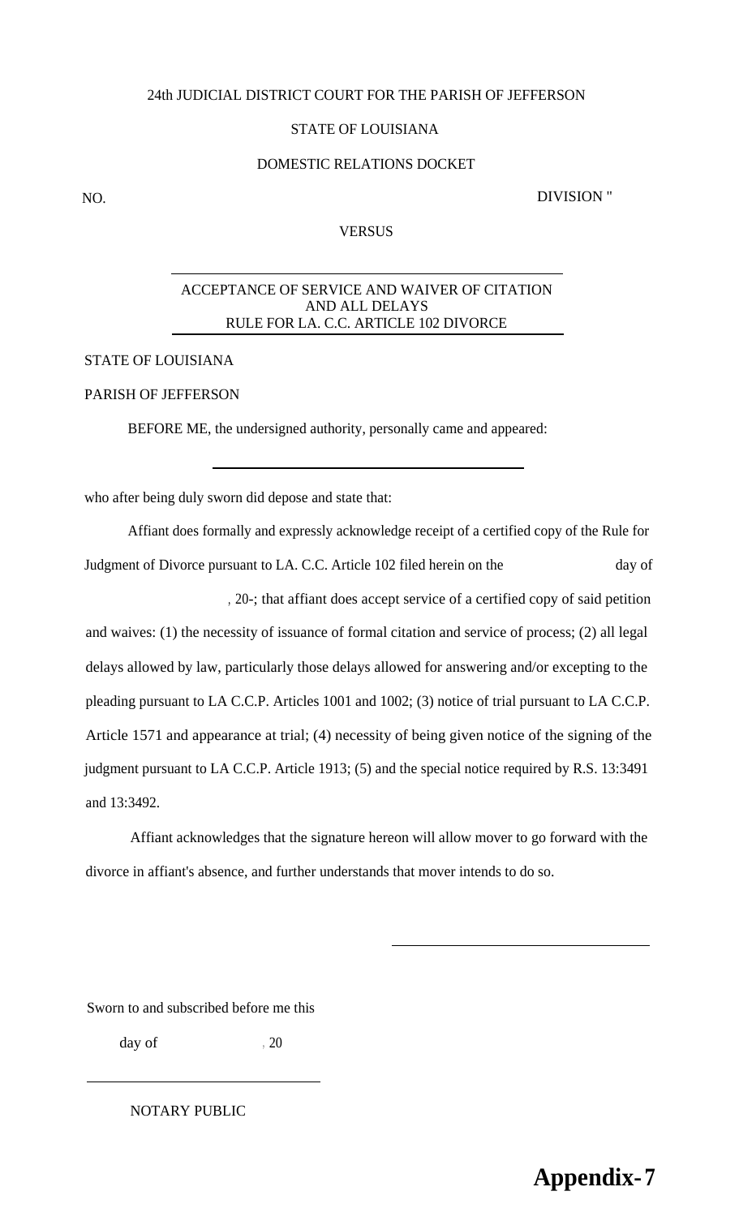24th JUDICIAL DISTRICT COURT FOR THE PARISH OF JEFFERSON

STATE OF LOUISIANA

DOMESTIC RELATIONS DOCKET

NO. DIVISION "

VERSUS

---

ACCEPTANCE OF SERVICE AND WAIVER OF CITATION
AND ALL DELAYS
RULE FOR LA. C.C. ARTICLE 102 DIVORCE

---

STATE OF LOUISIANA

PARISH OF JEFFERSON

BEFORE ME, the undersigned authority, personally came and appeared:

\_\_\_\_\_\_\_\_\_\_\_\_\_\_\_\_\_\_\_\_\_\_\_\_\_\_\_\_\_\_\_\_\_\_\_\_\_\_

who after being duly sworn did depose and state that:

Affiant does formally and expressly acknowledge receipt of a certified copy of the Rule for Judgment of Divorce pursuant to LA. C.C. Article 102 filed herein on the day of , 20-; that affiant does accept service of a certified copy of said petition and waives: (1) the necessity of issuance of formal citation and service of process; (2) all legal delays allowed by law, particularly those delays allowed for answering and/or excepting to the pleading pursuant to LA C.C.P. Articles 1001 and 1002; (3) notice of trial pursuant to LA C.C.P. Article 1571 and appearance at trial; (4) necessity of being given notice of the signing of the judgment pursuant to LA C.C.P. Article 1913; (5) and the special notice required by R.S. 13:3491 and 13:3492.

Affiant acknowledges that the signature hereon will allow mover to go forward with the divorce in affiant's absence, and further understands that mover intends to do so.

\_\_\_\_\_\_\_\_\_\_\_\_\_\_\_\_\_\_\_\_\_\_\_\_\_\_\_\_\_\_\_\_

Sworn to and subscribed before me this

day of , 20

\_\_\_\_\_\_\_\_\_\_\_\_\_\_\_\_\_\_\_\_\_\_\_\_\_\_\_\_\_\_\_\_

NOTARY PUBLIC

**Appendix-7**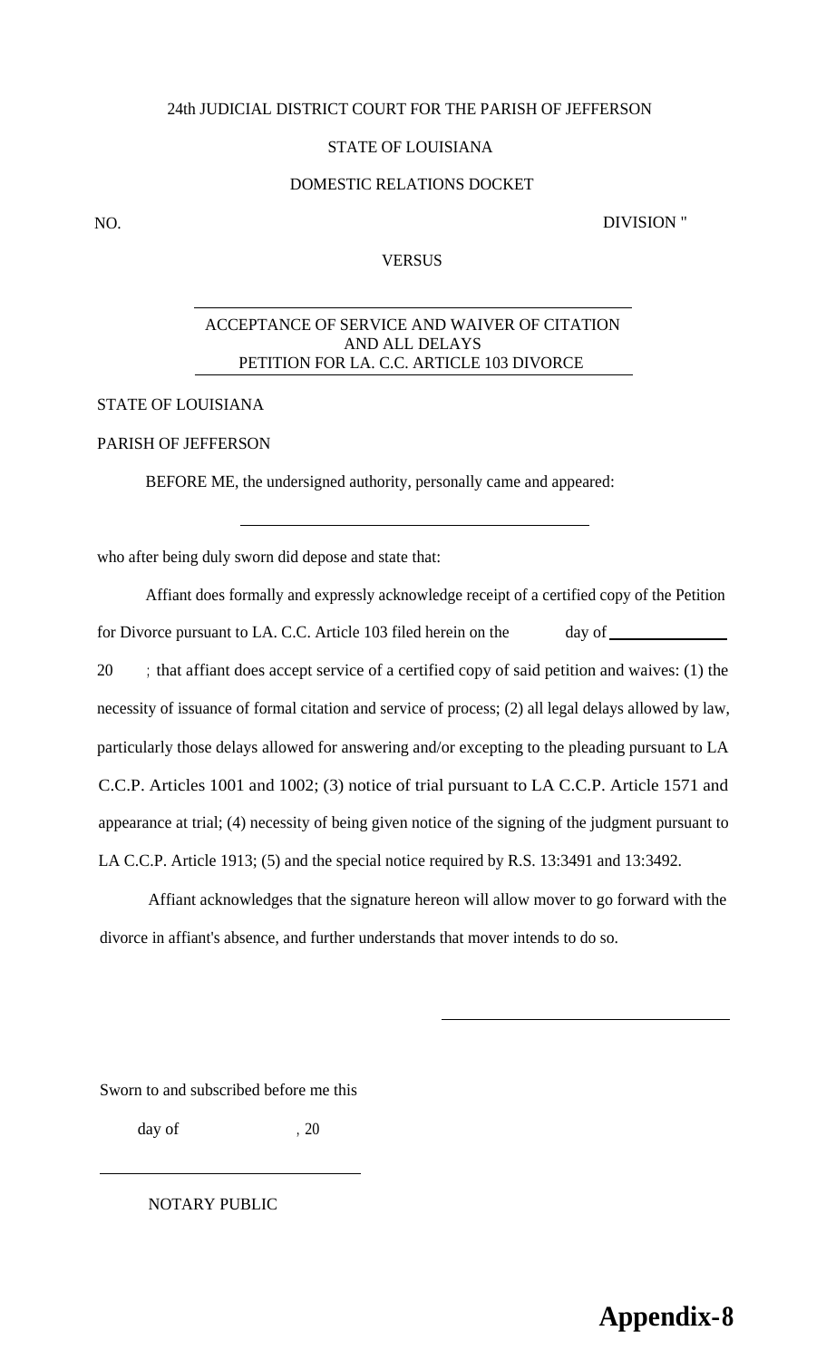24th JUDICIAL DISTRICT COURT FOR THE PARISH OF JEFFERSON

STATE OF LOUISIANA

DOMESTIC RELATIONS DOCKET

NO. DIVISION "

VERSUS

---

ACCEPTANCE OF SERVICE AND WAIVER OF CITATION
AND ALL DELAYS
PETITION FOR LA. C.C. ARTICLE 103 DIVORCE

---

STATE OF LOUISIANA

PARISH OF JEFFERSON

BEFORE ME, the undersigned authority, personally came and appeared:

______________________________________

who after being duly sworn did depose and state that:

Affiant does formally and expressly acknowledge receipt of a certified copy of the Petition for Divorce pursuant to LA. C.C. Article 103 filed herein on the ______ day of ______________ 20 ____; that affiant does accept service of a certified copy of said petition and waives: (1) the necessity of issuance of formal citation and service of process; (2) all legal delays allowed by law, particularly those delays allowed for answering and/or excepting to the pleading pursuant to LA C.C.P. Articles 1001 and 1002; (3) notice of trial pursuant to LA C.C.P. Article 1571 and appearance at trial; (4) necessity of being given notice of the signing of the judgment pursuant to LA C.C.P. Article 1913; (5) and the special notice required by R.S. 13:3491 and 13:3492.

Affiant acknowledges that the signature hereon will allow mover to go forward with the divorce in affiant's absence, and further understands that mover intends to do so.

______________________________

Sworn to and subscribed before me this

______ day of ______________, 20 ____

______________________________

NOTARY PUBLIC

**Appendix-8**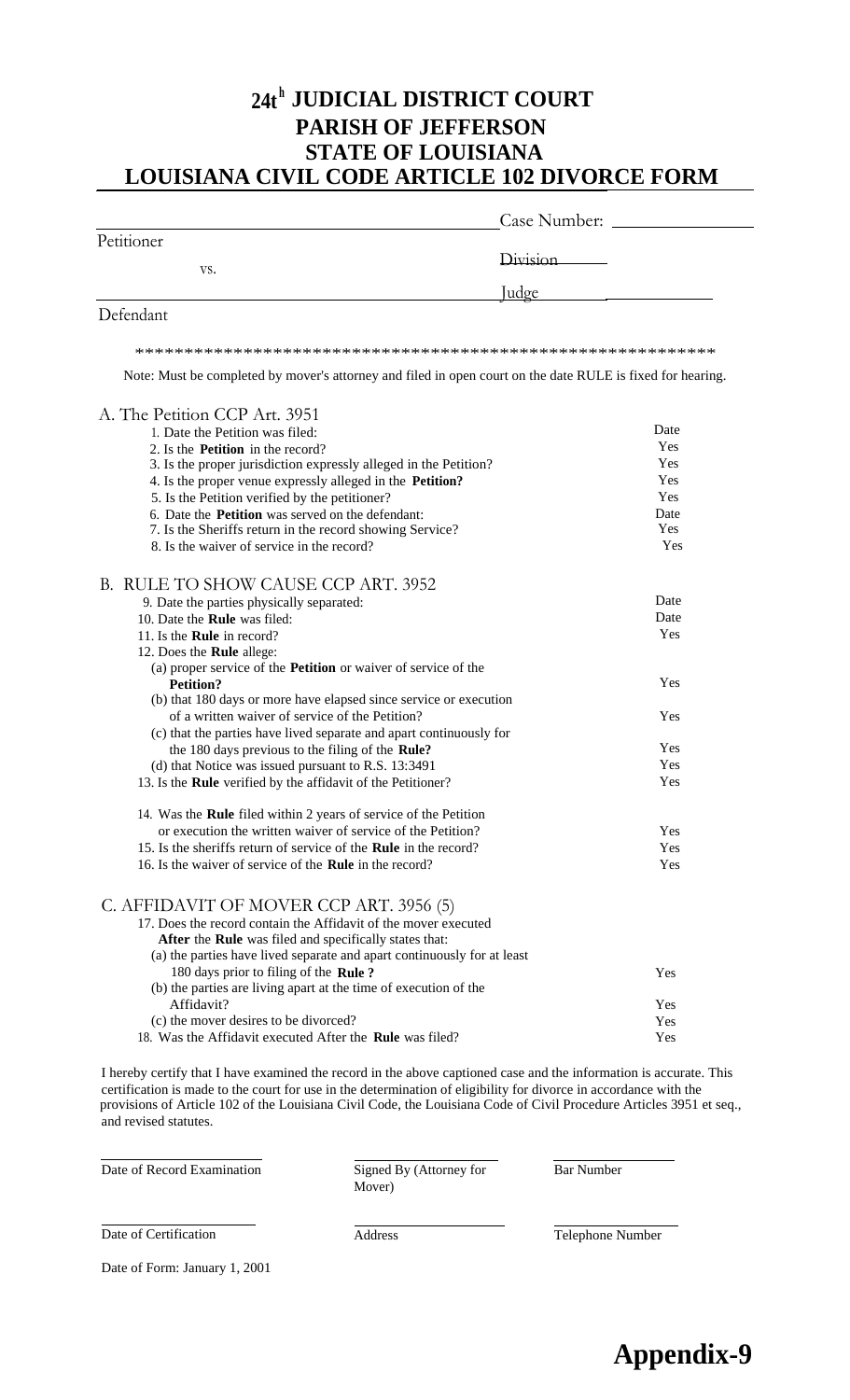# 24th JUDICIAL DISTRICT COURT
# PARISH OF JEFFERSON
# STATE OF LOUISIANA
# LOUISIANA CIVIL CODE ARTICLE 102 DIVORCE FORM

______________________________ Case Number: ______________

Petitioner

vs.

Division ______

______________________________ Judge ______________

Defendant

**************************************************************

Note: Must be completed by mover's attorney and filed in open court on the date RULE is fixed for hearing.

A. The Petition CCP Art. 3951

| | |
|---|---|
| 1. Date the Petition was filed: | Date |
| 2. Is the **Petition** in the record? | Yes |
| 3. Is the proper jurisdiction expressly alleged in the Petition? | Yes |
| 4. Is the proper venue expressly alleged in the **Petition?** | Yes |
| 5. Is the Petition verified by the petitioner? | Yes |
| 6. Date the **Petition** was served on the defendant: | Date |
| 7. Is the Sheriffs return in the record showing Service? | Yes |
| 8. Is the waiver of service in the record? | Yes |

B. RULE TO SHOW CAUSE CCP ART. 3952

| | |
|---|---|
| 9. Date the parties physically separated: | Date |
| 10. Date the **Rule** was filed: | Date |
| 11. Is the **Rule** in record? | Yes |
| 12. Does the **Rule** allege: | |
| (a) proper service of the **Petition** or waiver of service of the **Petition?** | Yes |
| (b) that 180 days or more have elapsed since service or execution of a written waiver of service of the Petition? | Yes |
| (c) that the parties have lived separate and apart continuously for the 180 days previous to the filing of the **Rule?** | Yes |
| (d) that Notice was issued pursuant to R.S. 13:3491 | Yes |
| 13. Is the **Rule** verified by the affidavit of the Petitioner? | Yes |
| 14. Was the **Rule** filed within 2 years of service of the Petition or execution the written waiver of service of the Petition? | Yes |
| 15. Is the sheriffs return of service of the **Rule** in the record? | Yes |
| 16. Is the waiver of service of the **Rule** in the record? | Yes |

C. AFFIDAVIT OF MOVER CCP ART. 3956 (5)

| | |
|---|---|
| 17. Does the record contain the Affidavit of the mover executed **After** the **Rule** was filed and specifically states that: | |
| (a) the parties have lived separate and apart continuously for at least 180 days prior to filing of the **Rule ?** | Yes |
| (b) the parties are living apart at the time of execution of the Affidavit? | Yes |
| (c) the mover desires to be divorced? | Yes |
| 18. Was the Affidavit executed After the **Rule** was filed? | Yes |

I hereby certify that I have examined the record in the above captioned case and the information is accurate. This certification is made to the court for use in the determination of eligibility for divorce in accordance with the provisions of Article 102 of the Louisiana Civil Code, the Louisiana Code of Civil Procedure Articles 3951 et seq., and revised statutes.

| | | |
|---|---|---|
| Date of Record Examination | Signed By (Attorney for Mover) | Bar Number |
| Date of Certification | Address | Telephone Number |

Date of Form: January 1, 2001

**Appendix-9**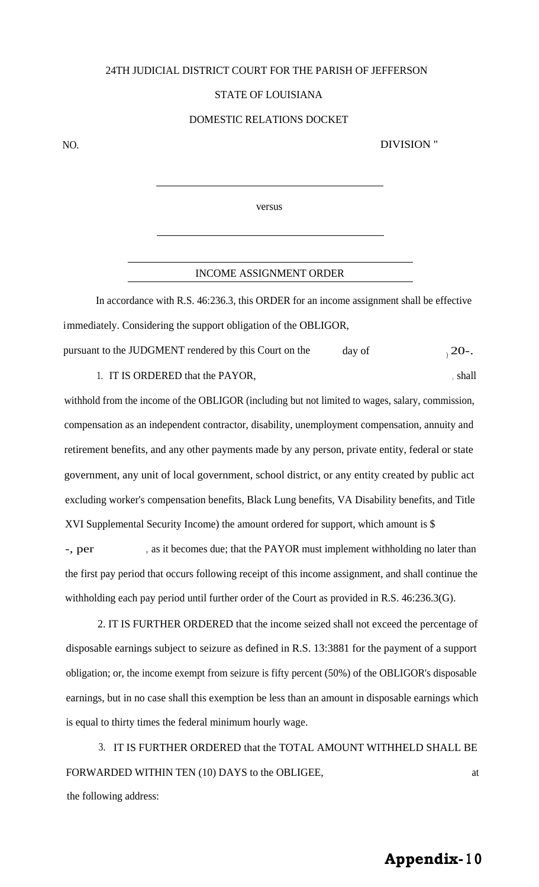24TH JUDICIAL DISTRICT COURT FOR THE PARISH OF JEFFERSON

STATE OF LOUISIANA

DOMESTIC RELATIONS DOCKET

NO. DIVISION "

\_\_\_\_\_\_\_\_\_\_\_\_\_\_\_\_\_\_\_\_\_\_\_\_\_\_\_\_\_\_\_\_\_\_\_\_\_\_\_\_

versus

\_\_\_\_\_\_\_\_\_\_\_\_\_\_\_\_\_\_\_\_\_\_\_\_\_\_\_\_\_\_\_\_\_\_\_\_\_\_\_\_

## INCOME ASSIGNMENT ORDER

In accordance with R.S. 46:236.3, this ORDER for an income assignment shall be effective immediately. Considering the support obligation of the OBLIGOR, pursuant to the JUDGMENT rendered by this Court on the \_\_\_\_ day of \_\_\_\_\_\_\_\_, 20-.

1. IT IS ORDERED that the PAYOR, \_\_\_\_\_\_\_\_\_\_\_\_\_\_\_\_, shall withhold from the income of the OBLIGOR (including but not limited to wages, salary, commission, compensation as an independent contractor, disability, unemployment compensation, annuity and retirement benefits, and any other payments made by any person, private entity, federal or state government, any unit of local government, school district, or any entity created by public act excluding worker's compensation benefits, Black Lung benefits, VA Disability benefits, and Title XVI Supplemental Security Income) the amount ordered for support, which amount is $ -, per \_\_\_\_\_\_\_\_, as it becomes due; that the PAYOR must implement withholding no later than the first pay period that occurs following receipt of this income assignment, and shall continue the withholding each pay period until further order of the Court as provided in R.S. 46:236.3(G).

2. IT IS FURTHER ORDERED that the income seized shall not exceed the percentage of disposable earnings subject to seizure as defined in R.S. 13:3881 for the payment of a support obligation; or, the income exempt from seizure is fifty percent (50%) of the OBLIGOR's disposable earnings, but in no case shall this exemption be less than an amount in disposable earnings which is equal to thirty times the federal minimum hourly wage.

3. IT IS FURTHER ORDERED that the TOTAL AMOUNT WITHHELD SHALL BE FORWARDED WITHIN TEN (10) DAYS to the OBLIGEE, \_\_\_\_\_\_\_\_\_\_\_\_\_\_\_\_ at the following address:

**Appendix-10**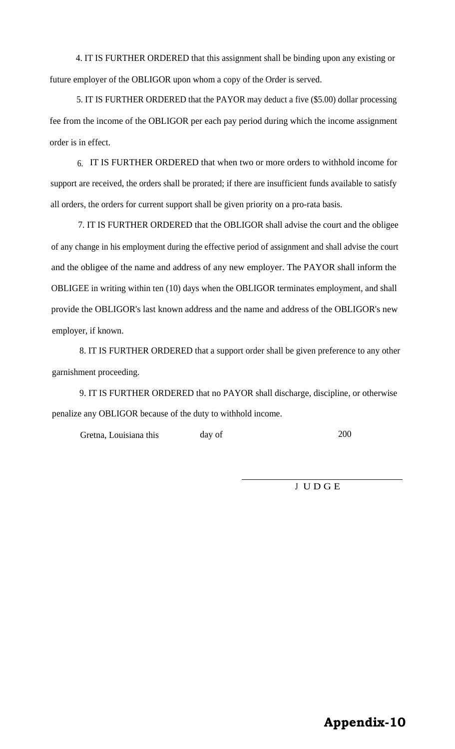4. IT IS FURTHER ORDERED that this assignment shall be binding upon any existing or future employer of the OBLIGOR upon whom a copy of the Order is served.

5. IT IS FURTHER ORDERED that the PAYOR may deduct a five ($5.00) dollar processing fee from the income of the OBLIGOR per each pay period during which the income assignment order is in effect.

6. IT IS FURTHER ORDERED that when two or more orders to withhold income for support are received, the orders shall be prorated; if there are insufficient funds available to satisfy all orders, the orders for current support shall be given priority on a pro-rata basis.

7. IT IS FURTHER ORDERED that the OBLIGOR shall advise the court and the obligee of any change in his employment during the effective period of assignment and shall advise the court and the obligee of the name and address of any new employer. The PAYOR shall inform the OBLIGEE in writing within ten (10) days when the OBLIGOR terminates employment, and shall provide the OBLIGOR's last known address and the name and address of the OBLIGOR's new employer, if known.

8. IT IS FURTHER ORDERED that a support order shall be given preference to any other garnishment proceeding.

9. IT IS FURTHER ORDERED that no PAYOR shall discharge, discipline, or otherwise penalize any OBLIGOR because of the duty to withhold income.

Gretna, Louisiana this ______ day of ______________ 200__

______________________________
J U D G E

**Appendix-10**